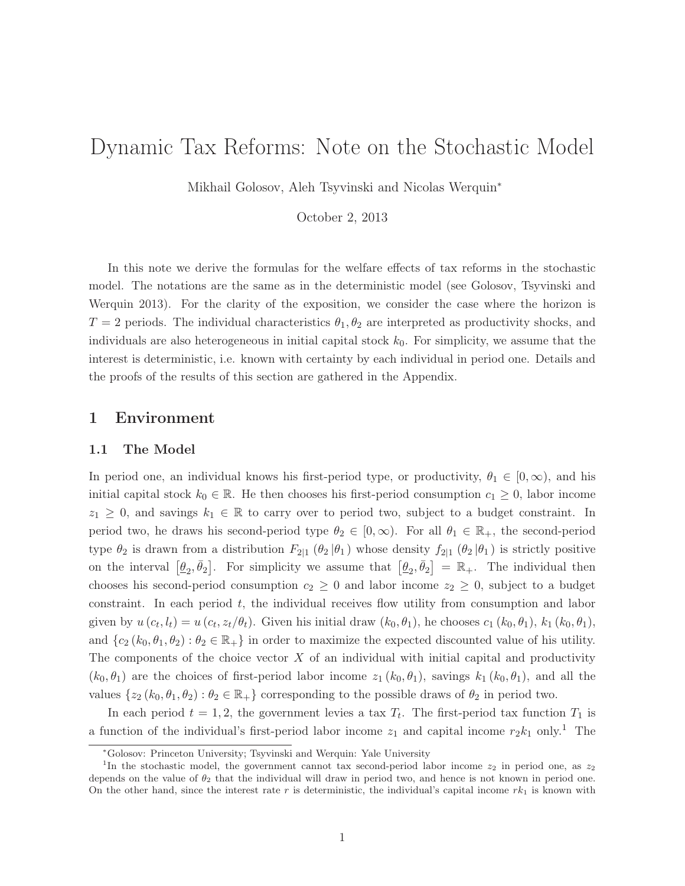# Dynamic Tax Reforms: Note on the Stochastic Model

Mikhail Golosov, Aleh Tsyvinski and Nicolas Werquin[*]

October 2, 2013

In this note we derive the formulas for the welfare effects of tax reforms in the stochastic model. The notations are the same as in the deterministic model (see Golosov, Tsyvinski and Werquin 2013). For the clarity of the exposition, we consider the case where the horizon is $T = 2$ periods. The individual characteristics $\theta_1, \theta_2$ are interpreted as productivity shocks, and individuals are also heterogeneous in initial capital stock $k_0$. For simplicity, we assume that the interest is deterministic, i.e. known with certainty by each individual in period one. Details and the proofs of the results of this section are gathered in the Appendix.

## 1 Environment

### 1.1 The Model

In period one, an individual knows his first-period type, or productivity, $\theta_1 \in [0, \infty)$, and his initial capital stock $k_0 \in \mathbb{R}$. He then chooses his first-period consumption $c_1 \geq 0$, labor income $z_1 \geq 0$, and savings $k_1 \in \mathbb{R}$ to carry over to period two, subject to a budget constraint. In period two, he draws his second-period type $\theta_2 \in [0, \infty)$. For all $\theta_1 \in \mathbb{R}_+$, the second-period type $\theta_2$ is drawn from a distribution $F_{2|1}(\theta_2 | \theta_1)$ whose density $f_{2|1}(\theta_2 | \theta_1)$ is strictly positive on the interval $[\underline{\theta}_2, \bar{\theta}_2]$. For simplicity we assume that $[\underline{\theta}_2, \bar{\theta}_2] = \mathbb{R}_+$. The individual then chooses his second-period consumption $c_2 \geq 0$ and labor income $z_2 \geq 0$, subject to a budget constraint. In each period $t$, the individual receives flow utility from consumption and labor given by $u(c_t, l_t) = u(c_t, z_t/\theta_t)$. Given his initial draw $(k_0, \theta_1)$, he chooses $c_1(k_0, \theta_1)$, $k_1(k_0, \theta_1)$, and $\{c_2(k_0, \theta_1, \theta_2) : \theta_2 \in \mathbb{R}_+\}$ in order to maximize the expected discounted value of his utility. The components of the choice vector $X$ of an individual with initial capital and productivity $(k_0, \theta_1)$ are the choices of first-period labor income $z_1(k_0, \theta_1)$, savings $k_1(k_0, \theta_1)$, and all the values $\{z_2(k_0, \theta_1, \theta_2) : \theta_2 \in \mathbb{R}_+\}$ corresponding to the possible draws of $\theta_2$ in period two.

In each period $t = 1, 2$, the government levies a tax $T_t$. The first-period tax function $T_1$ is a function of the individual's first-period labor income $z_1$ and capital income $r_2 k_1$ only.[1] The

[*] Golosov: Princeton University; Tsyvinski and Werquin: Yale University

[1] In the stochastic model, the government cannot tax second-period labor income $z_2$ in period one, as $z_2$ depends on the value of $\theta_2$ that the individual will draw in period two, and hence is not known in period one. On the other hand, since the interest rate $r$ is deterministic, the individual's capital income $rk_1$ is known with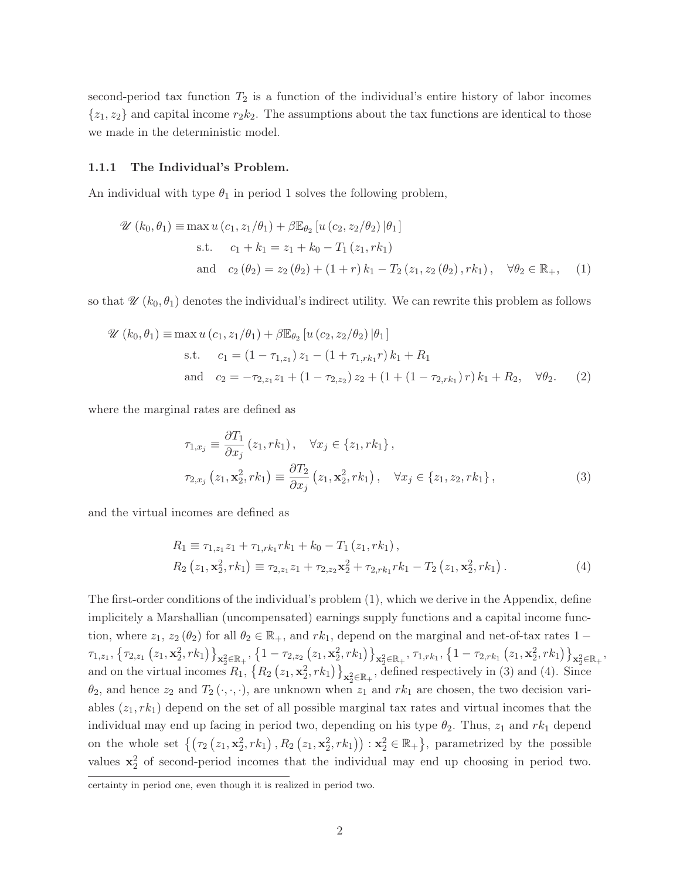second-period tax function $T_2$ is a function of the individual's entire history of labor incomes $\{z_1, z_2\}$ and capital income $r_2 k_2$. The assumptions about the tax functions are identical to those we made in the deterministic model.

### 1.1.1 The Individual's Problem.

An individual with type $\theta_1$ in period 1 solves the following problem,

$$
\begin{aligned}
\mathscr{U}(k_0, \theta_1) \equiv & \max u(c_1, z_1/\theta_1) + \beta \mathbb{E}_{\theta_2}[u(c_2, z_2/\theta_2) | \theta_1] \\
& \text{s.t.} \quad c_1 + k_1 = z_1 + k_0 - T_1(z_1, rk_1) \\
& \text{and} \quad c_2(\theta_2) = z_2(\theta_2) + (1+r) k_1 - T_2(z_1, z_2(\theta_2), rk_1), \quad \forall \theta_2 \in \mathbb{R}_+, \quad (1)
\end{aligned}
$$

so that $\mathscr{U}(k_0, \theta_1)$ denotes the individual's indirect utility. We can rewrite this problem as follows

$$
\begin{aligned}
\mathscr{U}(k_0, \theta_1) \equiv & \max u(c_1, z_1/\theta_1) + \beta \mathbb{E}_{\theta_2}[u(c_2, z_2/\theta_2) | \theta_1] \\
& \text{s.t.} \quad c_1 = (1 - \tau_{1,z_1}) z_1 - (1 + \tau_{1,rk_1} r) k_1 + R_1 \\
& \text{and} \quad c_2 = -\tau_{2,z_1} z_1 + (1 - \tau_{2,z_2}) z_2 + (1 + (1 - \tau_{2,rk_1}) r) k_1 + R_2, \quad \forall \theta_2. \quad (2)
\end{aligned}
$$

where the marginal rates are defined as

$$
\begin{aligned}
\tau_{1,x_j} &\equiv \frac{\partial T_1}{\partial x_j}(z_1, rk_1), \quad \forall x_j \in \{z_1, rk_1\}, \\
\tau_{2,x_j}(z_1, \mathbf{x}_2^2, rk_1) &\equiv \frac{\partial T_2}{\partial x_j}(z_1, \mathbf{x}_2^2, rk_1), \quad \forall x_j \in \{z_1, z_2, rk_1\}, \quad (3)
\end{aligned}
$$

and the virtual incomes are defined as

$$
\begin{aligned}
R_1 &\equiv \tau_{1,z_1} z_1 + \tau_{1,rk_1} rk_1 + k_0 - T_1(z_1, rk_1), \\
R_2(z_1, \mathbf{x}_2^2, rk_1) &\equiv \tau_{2,z_1} z_1 + \tau_{2,z_2} \mathbf{x}_2^2 + \tau_{2,rk_1} rk_1 - T_2(z_1, \mathbf{x}_2^2, rk_1). \quad (4)
\end{aligned}
$$

The first-order conditions of the individual's problem (1), which we derive in the Appendix, define implicitely a Marshallian (uncompensated) earnings supply functions and a capital income function, where $z_1$, $z_2(\theta_2)$ for all $\theta_2 \in \mathbb{R}_+$, and $rk_1$, depend on the marginal and net-of-tax rates $1 - \tau_{1,z_1}$, $\{\tau_{2,z_1}(z_1, \mathbf{x}_2^2, rk_1)\}_{\mathbf{x}_2^2 \in \mathbb{R}_+}$, $\{1 - \tau_{2,z_2}(z_1, \mathbf{x}_2^2, rk_1)\}_{\mathbf{x}_2^2 \in \mathbb{R}_+}$, $\tau_{1,rk_1}$, $\{1 - \tau_{2,rk_1}(z_1, \mathbf{x}_2^2, rk_1)\}_{\mathbf{x}_2^2 \in \mathbb{R}_+}$, and on the virtual incomes $R_1$, $\{R_2(z_1, \mathbf{x}_2^2, rk_1)\}_{\mathbf{x}_2^2 \in \mathbb{R}_+}$, defined respectively in (3) and (4). Since $\theta_2$, and hence $z_2$ and $T_2(\cdot, \cdot, \cdot)$, are unknown when $z_1$ and $rk_1$ are chosen, the two decision variables $(z_1, rk_1)$ depend on the set of all possible marginal tax rates and virtual incomes that the individual may end up facing in period two, depending on his type $\theta_2$. Thus, $z_1$ and $rk_1$ depend on the whole set $\{(\tau_2(z_1, \mathbf{x}_2^2, rk_1), R_2(z_1, \mathbf{x}_2^2, rk_1)) : \mathbf{x}_2^2 \in \mathbb{R}_+\}$, parametrized by the possible values $\mathbf{x}_2^2$ of second-period incomes that the individual may end up choosing in period two.

certainty in period one, even though it is realized in period two.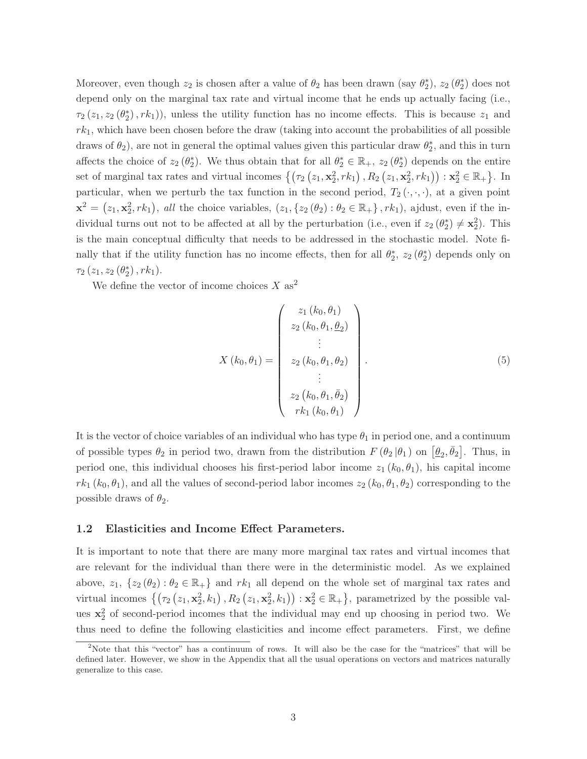Moreover, even though $z_2$ is chosen after a value of $\theta_2$ has been drawn (say $\theta_2^*$), $z_2(\theta_2^*)$ does not depend only on the marginal tax rate and virtual income that he ends up actually facing (i.e., $\tau_2(z_1, z_2(\theta_2^*), rk_1)$), unless the utility function has no income effects. This is because $z_1$ and $rk_1$, which have been chosen before the draw (taking into account the probabilities of all possible draws of $\theta_2$), are not in general the optimal values given this particular draw $\theta_2^*$, and this in turn affects the choice of $z_2(\theta_2^*)$. We thus obtain that for all $\theta_2^* \in \mathbb{R}_+$, $z_2(\theta_2^*)$ depends on the entire set of marginal tax rates and virtual incomes $\left\{\left(\tau_2\left(z_1, \mathbf{x}_2^2, rk_1\right), R_2\left(z_1, \mathbf{x}_2^2, rk_1\right)\right) : \mathbf{x}_2^2 \in \mathbb{R}_+\right\}$. In particular, when we perturb the tax function in the second period, $T_2(\cdot,\cdot,\cdot)$, at a given point $\mathbf{x}^2 = \left(z_1, \mathbf{x}_2^2, rk_1\right)$, *all* the choice variables, $\left(z_1, \{z_2(\theta_2) : \theta_2 \in \mathbb{R}_+\}, rk_1\right)$, ajdust, even if the individual turns out not to be affected at all by the perturbation (i.e., even if $z_2(\theta_2^*) \neq \mathbf{x}_2^2$). This is the main conceptual difficulty that needs to be addressed in the stochastic model. Note finally that if the utility function has no income effects, then for all $\theta_2^*$, $z_2(\theta_2^*)$ depends only on $\tau_2(z_1, z_2(\theta_2^*), rk_1)$.

We define the vector of income choices $X$ as[2]

$$X(k_0, \theta_1) = \begin{pmatrix} z_1(k_0, \theta_1) \\ z_2(k_0, \theta_1, \underline{\theta}_2) \\ \vdots \\ z_2(k_0, \theta_1, \theta_2) \\ \vdots \\ z_2(k_0, \theta_1, \bar{\theta}_2) \\ rk_1(k_0, \theta_1) \end{pmatrix}. \tag{5}$$

It is the vector of choice variables of an individual who has type $\theta_1$ in period one, and a continuum of possible types $\theta_2$ in period two, drawn from the distribution $F(\theta_2 | \theta_1)$ on $\left[\underline{\theta}_2, \bar{\theta}_2\right]$. Thus, in period one, this individual chooses his first-period labor income $z_1(k_0, \theta_1)$, his capital income $rk_1(k_0, \theta_1)$, and all the values of second-period labor incomes $z_2(k_0, \theta_1, \theta_2)$ corresponding to the possible draws of $\theta_2$.

### 1.2 Elasticities and Income Effect Parameters.

It is important to note that there are many more marginal tax rates and virtual incomes that are relevant for the individual than there were in the deterministic model. As we explained above, $z_1$, $\{z_2(\theta_2) : \theta_2 \in \mathbb{R}_+\}$ and $rk_1$ all depend on the whole set of marginal tax rates and virtual incomes $\left\{\left(\tau_2\left(z_1, \mathbf{x}_2^2, k_1\right), R_2\left(z_1, \mathbf{x}_2^2, k_1\right)\right) : \mathbf{x}_2^2 \in \mathbb{R}_+\right\}$, parametrized by the possible values $\mathbf{x}_2^2$ of second-period incomes that the individual may end up choosing in period two. We thus need to define the following elasticities and income effect parameters. First, we define

[2] Note that this "vector" has a continuum of rows. It will also be the case for the "matrices" that will be defined later. However, we show in the Appendix that all the usual operations on vectors and matrices naturally generalize to this case.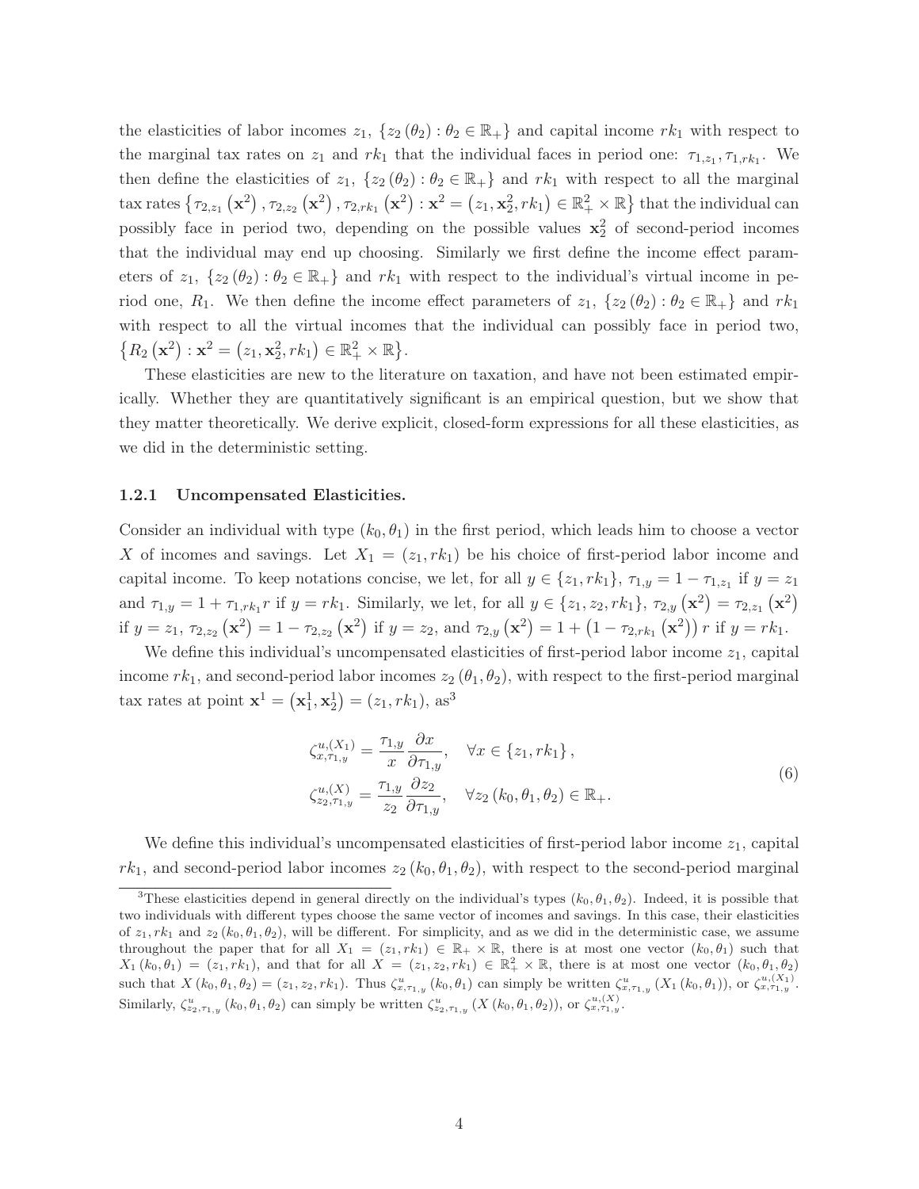the elasticities of labor incomes $z_1$, $\{z_2(\theta_2) : \theta_2 \in \mathbb{R}_+\}$ and capital income $rk_1$ with respect to the marginal tax rates on $z_1$ and $rk_1$ that the individual faces in period one: $\tau_{1,z_1}, \tau_{1,rk_1}$. We then define the elasticities of $z_1$, $\{z_2(\theta_2) : \theta_2 \in \mathbb{R}_+\}$ and $rk_1$ with respect to all the marginal tax rates $\{\tau_{2,z_1}(\mathbf{x}^2), \tau_{2,z_2}(\mathbf{x}^2), \tau_{2,rk_1}(\mathbf{x}^2) : \mathbf{x}^2 = (z_1, \mathbf{x}_2^2, rk_1) \in \mathbb{R}_+^2 \times \mathbb{R}\}$ that the individual can possibly face in period two, depending on the possible values $\mathbf{x}_2^2$ of second-period incomes that the individual may end up choosing. Similarly we first define the income effect parameters of $z_1$, $\{z_2(\theta_2) : \theta_2 \in \mathbb{R}_+\}$ and $rk_1$ with respect to the individual's virtual income in period one, $R_1$. We then define the income effect parameters of $z_1$, $\{z_2(\theta_2) : \theta_2 \in \mathbb{R}_+\}$ and $rk_1$ with respect to all the virtual incomes that the individual can possibly face in period two, $\{R_2(\mathbf{x}^2) : \mathbf{x}^2 = (z_1, \mathbf{x}_2^2, rk_1) \in \mathbb{R}_+^2 \times \mathbb{R}\}$.

These elasticities are new to the literature on taxation, and have not been estimated empirically. Whether they are quantitatively significant is an empirical question, but we show that they matter theoretically. We derive explicit, closed-form expressions for all these elasticities, as we did in the deterministic setting.

### 1.2.1 Uncompensated Elasticities.

Consider an individual with type $(k_0, \theta_1)$ in the first period, which leads him to choose a vector $X$ of incomes and savings. Let $X_1 = (z_1, rk_1)$ be his choice of first-period labor income and capital income. To keep notations concise, we let, for all $y \in \{z_1, rk_1\}$, $\tau_{1,y} = 1 - \tau_{1,z_1}$ if $y = z_1$ and $\tau_{1,y} = 1 + \tau_{1,rk_1} r$ if $y = rk_1$. Similarly, we let, for all $y \in \{z_1, z_2, rk_1\}$, $\tau_{2,y}(\mathbf{x}^2) = \tau_{2,z_1}(\mathbf{x}^2)$ if $y = z_1$, $\tau_{2,z_2}(\mathbf{x}^2) = 1 - \tau_{2,z_2}(\mathbf{x}^2)$ if $y = z_2$, and $\tau_{2,y}(\mathbf{x}^2) = 1 + (1 - \tau_{2,rk_1}(\mathbf{x}^2)) r$ if $y = rk_1$.

We define this individual's uncompensated elasticities of first-period labor income $z_1$, capital income $rk_1$, and second-period labor incomes $z_2(\theta_1, \theta_2)$, with respect to the first-period marginal tax rates at point $\mathbf{x}^1 = (\mathbf{x}_1^1, \mathbf{x}_2^1) = (z_1, rk_1)$, as[3]

$$
\begin{aligned}
\zeta_{x,\tau_{1,y}}^{u,(X_1)} &= \frac{\tau_{1,y}}{x} \frac{\partial x}{\partial \tau_{1,y}}, \quad \forall x \in \{z_1, rk_1\}, \\
\zeta_{z_2,\tau_{1,y}}^{u,(X)} &= \frac{\tau_{1,y}}{z_2} \frac{\partial z_2}{\partial \tau_{1,y}}, \quad \forall z_2(k_0, \theta_1, \theta_2) \in \mathbb{R}_+.
\end{aligned}
\tag{6}
$$

We define this individual's uncompensated elasticities of first-period labor income $z_1$, capital $rk_1$, and second-period labor incomes $z_2(k_0, \theta_1, \theta_2)$, with respect to the second-period marginal

---

[3]These elasticities depend in general directly on the individual's types $(k_0, \theta_1, \theta_2)$. Indeed, it is possible that two individuals with different types choose the same vector of incomes and savings. In this case, their elasticities of $z_1, rk_1$ and $z_2(k_0, \theta_1, \theta_2)$, will be different. For simplicity, and as we did in the deterministic case, we assume throughout the paper that for all $X_1 = (z_1, rk_1) \in \mathbb{R}_+ \times \mathbb{R}$, there is at most one vector $(k_0, \theta_1)$ such that $X_1(k_0, \theta_1) = (z_1, rk_1)$, and that for all $X = (z_1, z_2, rk_1) \in \mathbb{R}_+^2 \times \mathbb{R}$, there is at most one vector $(k_0, \theta_1, \theta_2)$ such that $X(k_0, \theta_1, \theta_2) = (z_1, z_2, rk_1)$. Thus $\zeta_{x,\tau_{1,y}}^{u}(k_0, \theta_1)$ can simply be written $\zeta_{x,\tau_{1,y}}^{u}(X_1(k_0, \theta_1))$, or $\zeta_{x,\tau_{1,y}}^{u,(X_1)}$. Similarly, $\zeta_{z_2,\tau_{1,y}}^{u}(k_0, \theta_1, \theta_2)$ can simply be written $\zeta_{z_2,\tau_{1,y}}^{u}(X(k_0, \theta_1, \theta_2))$, or $\zeta_{x,\tau_{1,y}}^{u,(X)}$.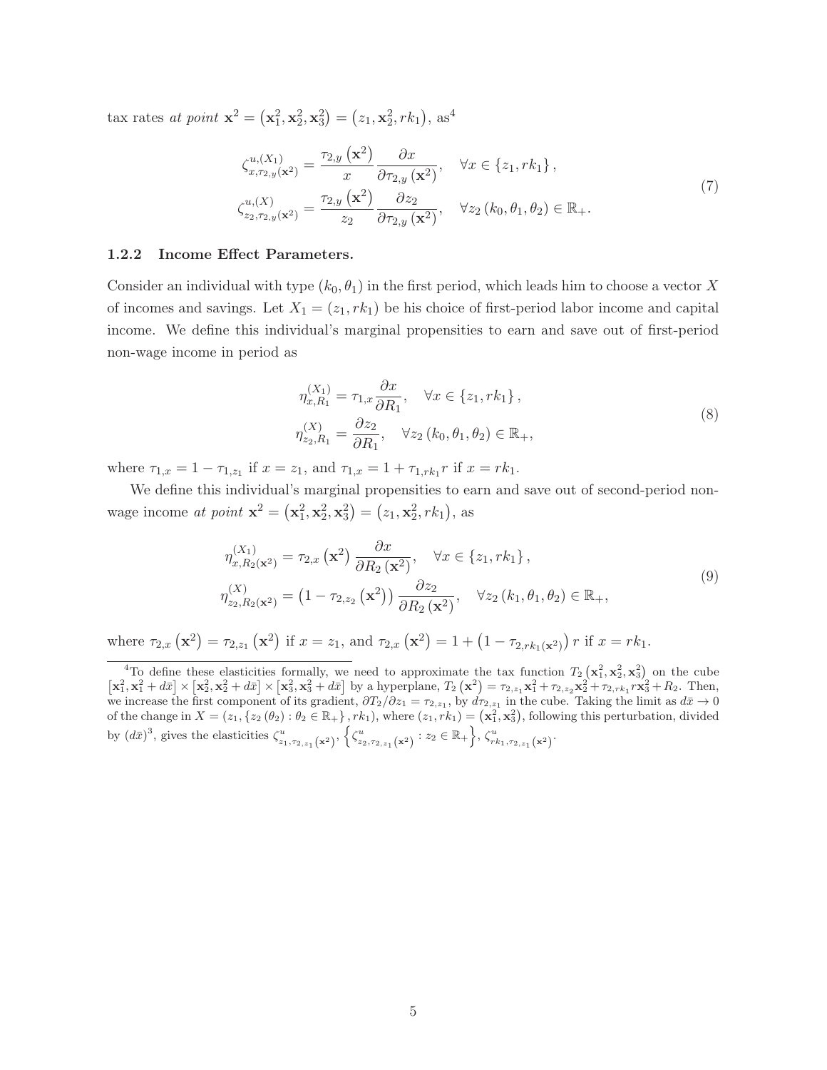tax rates *at point* $\mathbf{x}^2 = (\mathbf{x}_1^2, \mathbf{x}_2^2, \mathbf{x}_3^2) = (z_1, \mathbf{x}_2^2, rk_1)$, as[4]

$$
\begin{aligned}
\zeta^{u,(X_1)}_{x,\tau_{2,y}(\mathbf{x}^2)} &= \frac{\tau_{2,y}(\mathbf{x}^2)}{x} \frac{\partial x}{\partial \tau_{2,y}(\mathbf{x}^2)}, \quad \forall x \in \{z_1, rk_1\}, \\
\zeta^{u,(X)}_{z_2,\tau_{2,y}(\mathbf{x}^2)} &= \frac{\tau_{2,y}(\mathbf{x}^2)}{z_2} \frac{\partial z_2}{\partial \tau_{2,y}(\mathbf{x}^2)}, \quad \forall z_2(k_0, \theta_1, \theta_2) \in \mathbb{R}_+.
\end{aligned}
\tag{7}
$$

### 1.2.2 Income Effect Parameters.

Consider an individual with type $(k_0, \theta_1)$ in the first period, which leads him to choose a vector $X$ of incomes and savings. Let $X_1 = (z_1, rk_1)$ be his choice of first-period labor income and capital income. We define this individual's marginal propensities to earn and save out of first-period non-wage income in period as

$$
\begin{aligned}
\eta^{(X_1)}_{x,R_1} &= \tau_{1,x} \frac{\partial x}{\partial R_1}, \quad \forall x \in \{z_1, rk_1\}, \\
\eta^{(X)}_{z_2,R_1} &= \frac{\partial z_2}{\partial R_1}, \quad \forall z_2(k_0, \theta_1, \theta_2) \in \mathbb{R}_+,
\end{aligned}
\tag{8}
$$

where $\tau_{1,x} = 1 - \tau_{1,z_1}$ if $x = z_1$, and $\tau_{1,x} = 1 + \tau_{1,rk_1} r$ if $x = rk_1$.

We define this individual's marginal propensities to earn and save out of second-period non-wage income *at point* $\mathbf{x}^2 = (\mathbf{x}_1^2, \mathbf{x}_2^2, \mathbf{x}_3^2) = (z_1, \mathbf{x}_2^2, rk_1)$, as

$$
\begin{aligned}
\eta^{(X_1)}_{x,R_2(\mathbf{x}^2)} &= \tau_{2,x}(\mathbf{x}^2) \frac{\partial x}{\partial R_2(\mathbf{x}^2)}, \quad \forall x \in \{z_1, rk_1\}, \\
\eta^{(X)}_{z_2,R_2(\mathbf{x}^2)} &= \left(1 - \tau_{2,z_2}(\mathbf{x}^2)\right) \frac{\partial z_2}{\partial R_2(\mathbf{x}^2)}, \quad \forall z_2(k_1, \theta_1, \theta_2) \in \mathbb{R}_+,
\end{aligned}
\tag{9}
$$

where $\tau_{2,x}(\mathbf{x}^2) = \tau_{2,z_1}(\mathbf{x}^2)$ if $x = z_1$, and $\tau_{2,x}(\mathbf{x}^2) = 1 + \left(1 - \tau_{2,rk_1(\mathbf{x}^2)}\right) r$ if $x = rk_1$.

---

[4] To define these elasticities formally, we need to approximate the tax function $T_2(\mathbf{x}_1^2, \mathbf{x}_2^2, \mathbf{x}_3^2)$ on the cube $[\mathbf{x}_1^2, \mathbf{x}_1^2 + d\bar{x}] \times [\mathbf{x}_2^2, \mathbf{x}_2^2 + d\bar{x}] \times [\mathbf{x}_3^2, \mathbf{x}_3^2 + d\bar{x}]$ by a hyperplane, $T_2(\mathbf{x}^2) = \tau_{2,z_1}\mathbf{x}_1^2 + \tau_{2,z_2}\mathbf{x}_2^2 + \tau_{2,rk_1} r \mathbf{x}_3^2 + R_2$. Then, we increase the first component of its gradient, $\partial T_2 / \partial z_1 = \tau_{2,z_1}$, by $d\tau_{2,z_1}$ in the cube. Taking the limit as $d\bar{x} \to 0$ of the change in $X = (z_1, \{z_2(\theta_2) : \theta_2 \in \mathbb{R}_+\}, rk_1)$, where $(z_1, rk_1) = (\mathbf{x}_1^2, \mathbf{x}_3^2)$, following this perturbation, divided by $(d\bar{x})^3$, gives the elasticities $\zeta^u_{z_1,\tau_{2,z_1}(\mathbf{x}^2)}$, $\left\{\zeta^u_{z_2,\tau_{2,z_1}(\mathbf{x}^2)} : z_2 \in \mathbb{R}_+\right\}$, $\zeta^u_{rk_1,\tau_{2,z_1}(\mathbf{x}^2)}$.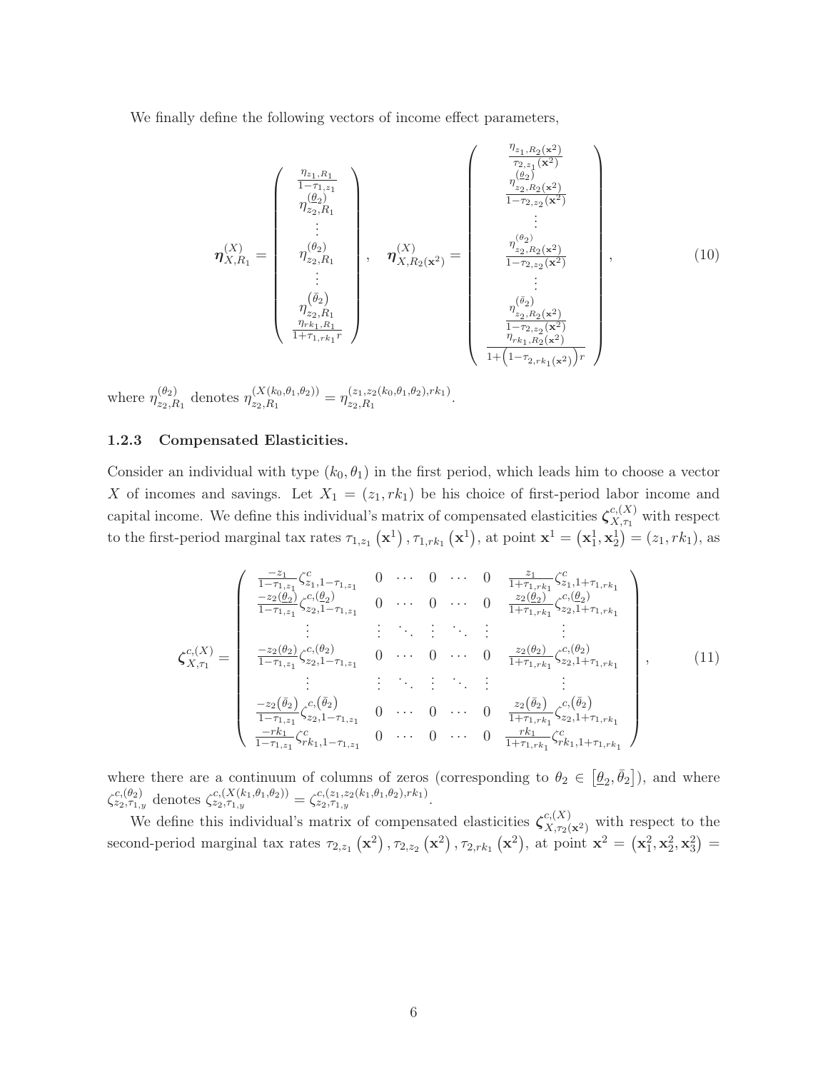We finally define the following vectors of income effect parameters,

$$
\boldsymbol{\eta}^{(X)}_{X,R_1} = \begin{pmatrix} \frac{\eta_{z_1,R_1}}{1-\tau_{1,z_1}} \\ \eta^{(\underline{\theta}_2)}_{z_2,R_1} \\ \vdots \\ \eta^{(\theta_2)}_{z_2,R_1} \\ \vdots \\ \eta^{(\bar{\theta}_2)}_{z_2,R_1} \\ \frac{\eta_{rk_1,R_1}}{1+\tau_{1,rk_1} r} \end{pmatrix}, \quad \boldsymbol{\eta}^{(X)}_{X,R_2(\mathbf{x}^2)} = \begin{pmatrix} \frac{\eta_{z_1,R_2(\mathbf{x}^2)}}{\tau_{2,z_1}(\mathbf{x}^2)} \\ \frac{\eta^{(\underline{\theta}_2)}_{z_2,R_2(\mathbf{x}^2)}}{1-\tau_{2,z_2}(\mathbf{x}^2)} \\ \vdots \\ \frac{\eta^{(\theta_2)}_{z_2,R_2(\mathbf{x}^2)}}{1-\tau_{2,z_2}(\mathbf{x}^2)} \\ \vdots \\ \frac{\eta^{(\bar{\theta}_2)}_{z_2,R_2(\mathbf{x}^2)}}{1-\tau_{2,z_2}(\mathbf{x}^2)} \\ \frac{\eta_{rk_1,R_2(\mathbf{x}^2)}}{1+\left(1-\tau_{2,rk_1}(\mathbf{x}^2)\right)r} \end{pmatrix}, \tag{10}
$$

where $\eta^{(\theta_2)}_{z_2,R_1}$ denotes $\eta^{(X(k_0,\theta_1,\theta_2))}_{z_2,R_1} = \eta^{(z_1,z_2(k_0,\theta_1,\theta_2),rk_1)}_{z_2,R_1}$.

### 1.2.3 Compensated Elasticities.

Consider an individual with type $(k_0,\theta_1)$ in the first period, which leads him to choose a vector $X$ of incomes and savings. Let $X_1 = (z_1, rk_1)$ be his choice of first-period labor income and capital income. We define this individual's matrix of compensated elasticities $\boldsymbol{\zeta}^{c,(X)}_{X,\tau_1}$ with respect to the first-period marginal tax rates $\tau_{1,z_1}(\mathbf{x}^1), \tau_{1,rk_1}(\mathbf{x}^1)$, at point $\mathbf{x}^1 = (\mathbf{x}^1_1, \mathbf{x}^1_2) = (z_1, rk_1)$, as

$$
\boldsymbol{\zeta}^{c,(X)}_{X,\tau_1} = \begin{pmatrix}
\frac{-z_1}{1-\tau_{1,z_1}}\zeta^c_{z_1,1-\tau_{1,z_1}} & 0 & \cdots & 0 & \cdots & 0 & \frac{z_1}{1+\tau_{1,rk_1}}\zeta^c_{z_1,1+\tau_{1,rk_1}} \\
\frac{-z_2(\underline{\theta}_2)}{1-\tau_{1,z_1}}\zeta^{c,(\underline{\theta}_2)}_{z_2,1-\tau_{1,z_1}} & 0 & \cdots & 0 & \cdots & 0 & \frac{z_2(\underline{\theta}_2)}{1+\tau_{1,rk_1}}\zeta^{c,(\underline{\theta}_2)}_{z_2,1+\tau_{1,rk_1}} \\
\vdots & \vdots & \ddots & \vdots & \ddots & \vdots & \vdots \\
\frac{-z_2(\theta_2)}{1-\tau_{1,z_1}}\zeta^{c,(\theta_2)}_{z_2,1-\tau_{1,z_1}} & 0 & \cdots & 0 & \cdots & 0 & \frac{z_2(\theta_2)}{1+\tau_{1,rk_1}}\zeta^{c,(\theta_2)}_{z_2,1+\tau_{1,rk_1}} \\
\vdots & \vdots & \ddots & \vdots & \ddots & \vdots & \vdots \\
\frac{-z_2(\bar{\theta}_2)}{1-\tau_{1,z_1}}\zeta^{c,(\bar{\theta}_2)}_{z_2,1-\tau_{1,z_1}} & 0 & \cdots & 0 & \cdots & 0 & \frac{z_2(\bar{\theta}_2)}{1+\tau_{1,rk_1}}\zeta^{c,(\bar{\theta}_2)}_{z_2,1+\tau_{1,rk_1}} \\
\frac{-rk_1}{1-\tau_{1,z_1}}\zeta^c_{rk_1,1-\tau_{1,z_1}} & 0 & \cdots & 0 & \cdots & 0 & \frac{rk_1}{1+\tau_{1,rk_1}}\zeta^c_{rk_1,1+\tau_{1,rk_1}}
\end{pmatrix}, \tag{11}
$$

where there are a continuum of columns of zeros (corresponding to $\theta_2 \in [\underline{\theta}_2, \bar{\theta}_2]$), and where $\zeta^{c,(\theta_2)}_{z_2,\tau_{1,y}}$ denotes $\zeta^{c,(X(k_1,\theta_1,\theta_2))}_{z_2,\tau_{1,y}} = \zeta^{c,(z_1,z_2(k_1,\theta_1,\theta_2),rk_1)}_{z_2,\tau_{1,y}}$.

We define this individual's matrix of compensated elasticities $\boldsymbol{\zeta}^{c,(X)}_{X,\tau_2(\mathbf{x}^2)}$ with respect to the second-period marginal tax rates $\tau_{2,z_1}(\mathbf{x}^2), \tau_{2,z_2}(\mathbf{x}^2), \tau_{2,rk_1}(\mathbf{x}^2)$, at point $\mathbf{x}^2 = (\mathbf{x}^2_1, \mathbf{x}^2_2, \mathbf{x}^2_3) =$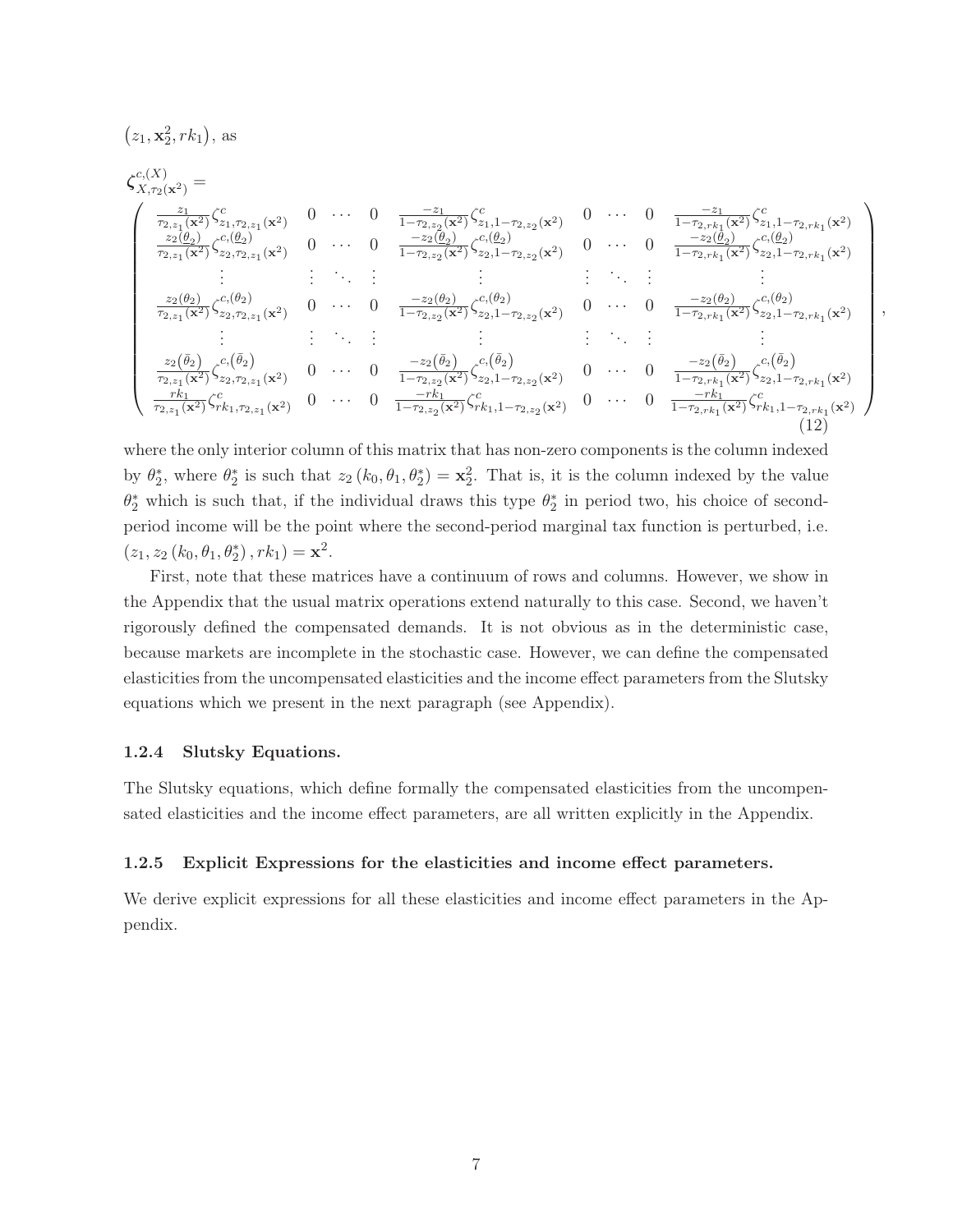$\left(z_1, \mathbf{x}_2^2, rk_1\right)$, as

$$
\boldsymbol{\zeta}_{X,\tau_2(\mathbf{x}^2)}^{c,(X)} =
\begin{pmatrix}
\frac{z_1}{\tau_{2,z_1}(\mathbf{x}^2)}\zeta^c_{z_1,\tau_{2,z_1}(\mathbf{x}^2)} & 0 & \cdots & 0 & \frac{-z_1}{1-\tau_{2,z_2}(\mathbf{x}^2)}\zeta^c_{z_1,1-\tau_{2,z_2}(\mathbf{x}^2)} & 0 & \cdots & 0 & \frac{-z_1}{1-\tau_{2,rk_1}(\mathbf{x}^2)}\zeta^c_{z_1,1-\tau_{2,rk_1}(\mathbf{x}^2)} \\
\frac{z_2(\underline{\theta}_2)}{\tau_{2,z_1}(\mathbf{x}^2)}\zeta^{c,(\underline{\theta}_2)}_{z_2,\tau_{2,z_1}(\mathbf{x}^2)} & 0 & \cdots & 0 & \frac{-z_2(\underline{\theta}_2)}{1-\tau_{2,z_2}(\mathbf{x}^2)}\zeta^{c,(\underline{\theta}_2)}_{z_2,1-\tau_{2,z_2}(\mathbf{x}^2)} & 0 & \cdots & 0 & \frac{-z_2(\underline{\theta}_2)}{1-\tau_{2,rk_1}(\mathbf{x}^2)}\zeta^{c,(\underline{\theta}_2)}_{z_2,1-\tau_{2,rk_1}(\mathbf{x}^2)} \\
\vdots & \vdots & \ddots & \vdots & \vdots & \vdots & \ddots & \vdots & \vdots \\
\frac{z_2(\theta_2)}{\tau_{2,z_1}(\mathbf{x}^2)}\zeta^{c,(\theta_2)}_{z_2,\tau_{2,z_1}(\mathbf{x}^2)} & 0 & \cdots & 0 & \frac{-z_2(\theta_2)}{1-\tau_{2,z_2}(\mathbf{x}^2)}\zeta^{c,(\theta_2)}_{z_2,1-\tau_{2,z_2}(\mathbf{x}^2)} & 0 & \cdots & 0 & \frac{-z_2(\theta_2)}{1-\tau_{2,rk_1}(\mathbf{x}^2)}\zeta^{c,(\theta_2)}_{z_2,1-\tau_{2,rk_1}(\mathbf{x}^2)} \\
\vdots & \vdots & \ddots & \vdots & \vdots & \vdots & \ddots & \vdots & \vdots \\
\frac{z_2(\bar{\theta}_2)}{\tau_{2,z_1}(\mathbf{x}^2)}\zeta^{c,(\bar{\theta}_2)}_{z_2,\tau_{2,z_1}(\mathbf{x}^2)} & 0 & \cdots & 0 & \frac{-z_2(\bar{\theta}_2)}{1-\tau_{2,z_2}(\mathbf{x}^2)}\zeta^{c,(\bar{\theta}_2)}_{z_2,1-\tau_{2,z_2}(\mathbf{x}^2)} & 0 & \cdots & 0 & \frac{-z_2(\bar{\theta}_2)}{1-\tau_{2,rk_1}(\mathbf{x}^2)}\zeta^{c,(\bar{\theta}_2)}_{z_2,1-\tau_{2,rk_1}(\mathbf{x}^2)} \\
\frac{rk_1}{\tau_{2,z_1}(\mathbf{x}^2)}\zeta^c_{rk_1,\tau_{2,z_1}(\mathbf{x}^2)} & 0 & \cdots & 0 & \frac{-rk_1}{1-\tau_{2,z_2}(\mathbf{x}^2)}\zeta^c_{rk_1,1-\tau_{2,z_2}(\mathbf{x}^2)} & 0 & \cdots & 0 & \frac{-rk_1}{1-\tau_{2,rk_1}(\mathbf{x}^2)}\zeta^c_{rk_1,1-\tau_{2,rk_1}(\mathbf{x}^2)}
\end{pmatrix}, \tag{12}
$$

where the only interior column of this matrix that has non-zero components is the column indexed by $\theta_2^*$, where $\theta_2^*$ is such that $z_2(k_0, \theta_1, \theta_2^*) = \mathbf{x}_2^2$. That is, it is the column indexed by the value $\theta_2^*$ which is such that, if the individual draws this type $\theta_2^*$ in period two, his choice of second-period income will be the point where the second-period marginal tax function is perturbed, i.e. $(z_1, z_2(k_0, \theta_1, \theta_2^*), rk_1) = \mathbf{x}^2$.

First, note that these matrices have a continuum of rows and columns. However, we show in the Appendix that the usual matrix operations extend naturally to this case. Second, we haven't rigorously defined the compensated demands. It is not obvious as in the deterministic case, because markets are incomplete in the stochastic case. However, we can define the compensated elasticities from the uncompensated elasticities and the income effect parameters from the Slutsky equations which we present in the next paragraph (see Appendix).

### 1.2.4 Slutsky Equations.

The Slutsky equations, which define formally the compensated elasticities from the uncompensated elasticities and the income effect parameters, are all written explicitly in the Appendix.

### 1.2.5 Explicit Expressions for the elasticities and income effect parameters.

We derive explicit expressions for all these elasticities and income effect parameters in the Appendix.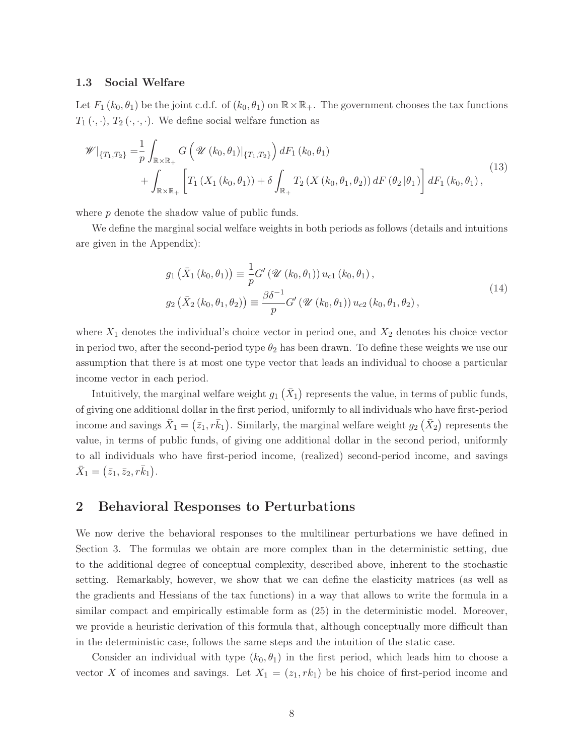### 1.3 Social Welfare

Let $F_1(k_0, \theta_1)$ be the joint c.d.f. of $(k_0, \theta_1)$ on $\mathbb{R} \times \mathbb{R}_+$. The government chooses the tax functions $T_1(\cdot,\cdot)$, $T_2(\cdot,\cdot,\cdot)$. We define social welfare function as

$$
\begin{aligned}
\mathscr{W}|_{\{T_1,T_2\}} =& \frac{1}{p}\int_{\mathbb{R}\times\mathbb{R}_+} G\left( \mathscr{U}(k_0,\theta_1)|_{\{T_1,T_2\}}\right) dF_1(k_0,\theta_1) \\
&+ \int_{\mathbb{R}\times\mathbb{R}_+}\left[ T_1(X_1(k_0,\theta_1)) + \delta \int_{\mathbb{R}_+} T_2(X(k_0,\theta_1,\theta_2))\, dF(\theta_2|\theta_1)\right] dF_1(k_0,\theta_1),
\end{aligned}
\tag{13}
$$

where $p$ denote the shadow value of public funds.

We define the marginal social welfare weights in both periods as follows (details and intuitions are given in the Appendix):

$$
\begin{aligned}
g_1\left(\bar{X}_1(k_0,\theta_1)\right) &\equiv \frac{1}{p} G'(\mathscr{U}(k_0,\theta_1))\, u_{c1}(k_0,\theta_1), \\
g_2\left(\bar{X}_2(k_0,\theta_1,\theta_2)\right) &\equiv \frac{\beta\delta^{-1}}{p} G'(\mathscr{U}(k_0,\theta_1))\, u_{c2}(k_0,\theta_1,\theta_2),
\end{aligned}
\tag{14}
$$

where $X_1$ denotes the individual's choice vector in period one, and $X_2$ denotes his choice vector in period two, after the second-period type $\theta_2$ has been drawn. To define these weights we use our assumption that there is at most one type vector that leads an individual to choose a particular income vector in each period.

Intuitively, the marginal welfare weight $g_1\left(\bar{X}_1\right)$ represents the value, in terms of public funds, of giving one additional dollar in the first period, uniformly to all individuals who have first-period income and savings $\bar{X}_1 = \left(\bar{z}_1, r\bar{k}_1\right)$. Similarly, the marginal welfare weight $g_2\left(\bar{X}_2\right)$ represents the value, in terms of public funds, of giving one additional dollar in the second period, uniformly to all individuals who have first-period income, (realized) second-period income, and savings $\bar{X}_1 = \left(\bar{z}_1, \bar{z}_2, r\bar{k}_1\right)$.

## 2 Behavioral Responses to Perturbations

We now derive the behavioral responses to the multilinear perturbations we have defined in Section 3. The formulas we obtain are more complex than in the deterministic setting, due to the additional degree of conceptual complexity, described above, inherent to the stochastic setting. Remarkably, however, we show that we can define the elasticity matrices (as well as the gradients and Hessians of the tax functions) in a way that allows to write the formula in a similar compact and empirically estimable form as (25) in the deterministic model. Moreover, we provide a heuristic derivation of this formula that, although conceptually more difficult than in the deterministic case, follows the same steps and the intuition of the static case.

Consider an individual with type $(k_0, \theta_1)$ in the first period, which leads him to choose a vector $X$ of incomes and savings. Let $X_1 = (z_1, rk_1)$ be his choice of first-period income and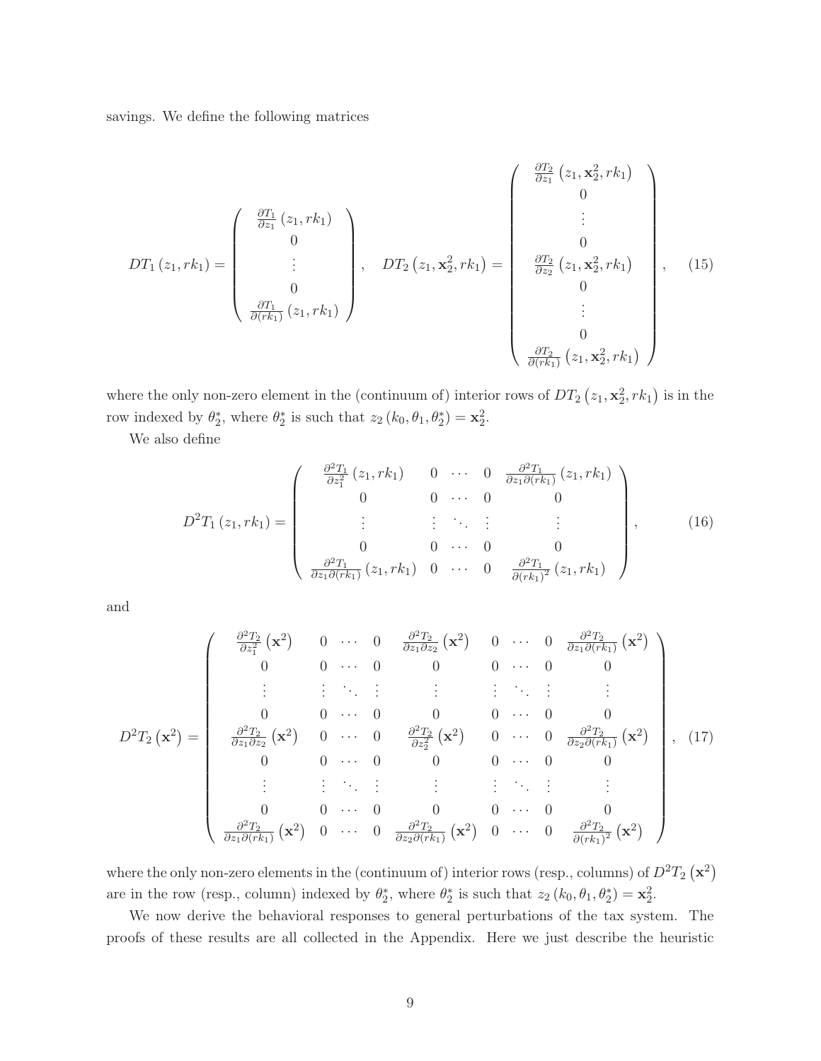savings. We define the following matrices

$$
DT_1\left(z_1, rk_1\right) = \begin{pmatrix} \frac{\partial T_1}{\partial z_1}\left(z_1, rk_1\right) \\ 0 \\ \vdots \\ 0 \\ \frac{\partial T_1}{\partial (rk_1)}\left(z_1, rk_1\right) \end{pmatrix}, \quad DT_2\left(z_1, \mathbf{x}_2^2, rk_1\right) = \begin{pmatrix} \frac{\partial T_2}{\partial z_1}\left(z_1, \mathbf{x}_2^2, rk_1\right) \\ 0 \\ \vdots \\ 0 \\ \frac{\partial T_2}{\partial z_2}\left(z_1, \mathbf{x}_2^2, rk_1\right) \\ 0 \\ \vdots \\ 0 \\ \frac{\partial T_2}{\partial (rk_1)}\left(z_1, \mathbf{x}_2^2, rk_1\right) \end{pmatrix}, \tag{15}
$$

where the only non-zero element in the (continuum of) interior rows of $DT_2\left(z_1, \mathbf{x}_2^2, rk_1\right)$ is in the row indexed by $\theta_2^*$, where $\theta_2^*$ is such that $z_2\left(k_0, \theta_1, \theta_2^*\right) = \mathbf{x}_2^2$.

We also define

$$
D^2T_1\left(z_1, rk_1\right) = \begin{pmatrix} \frac{\partial^2 T_1}{\partial z_1^2}\left(z_1, rk_1\right) & 0 & \cdots & 0 & \frac{\partial^2 T_1}{\partial z_1 \partial (rk_1)}\left(z_1, rk_1\right) \\ 0 & 0 & \cdots & 0 & 0 \\ \vdots & \vdots & \ddots & \vdots & \vdots \\ 0 & 0 & \cdots & 0 & 0 \\ \frac{\partial^2 T_1}{\partial z_1 \partial (rk_1)}\left(z_1, rk_1\right) & 0 & \cdots & 0 & \frac{\partial^2 T_1}{\partial (rk_1)^2}\left(z_1, rk_1\right) \end{pmatrix}, \tag{16}
$$

and

$$
D^2T_2\left(\mathbf{x}^2\right) = \begin{pmatrix} \frac{\partial^2 T_2}{\partial z_1^2}\left(\mathbf{x}^2\right) & 0 & \cdots & 0 & \frac{\partial^2 T_2}{\partial z_1 \partial z_2}\left(\mathbf{x}^2\right) & 0 & \cdots & 0 & \frac{\partial^2 T_2}{\partial z_1 \partial (rk_1)}\left(\mathbf{x}^2\right) \\ 0 & 0 & \cdots & 0 & 0 & 0 & \cdots & 0 & 0 \\ \vdots & \vdots & \ddots & \vdots & \vdots & \vdots & \ddots & \vdots & \vdots \\ 0 & 0 & \cdots & 0 & 0 & 0 & \cdots & 0 & 0 \\ \frac{\partial^2 T_2}{\partial z_1 \partial z_2}\left(\mathbf{x}^2\right) & 0 & \cdots & 0 & \frac{\partial^2 T_2}{\partial z_2^2}\left(\mathbf{x}^2\right) & 0 & \cdots & 0 & \frac{\partial^2 T_2}{\partial z_2 \partial (rk_1)}\left(\mathbf{x}^2\right) \\ 0 & 0 & \cdots & 0 & 0 & 0 & \cdots & 0 & 0 \\ \vdots & \vdots & \ddots & \vdots & \vdots & \vdots & \ddots & \vdots & \vdots \\ 0 & 0 & \cdots & 0 & 0 & 0 & \cdots & 0 & 0 \\ \frac{\partial^2 T_2}{\partial z_1 \partial (rk_1)}\left(\mathbf{x}^2\right) & 0 & \cdots & 0 & \frac{\partial^2 T_2}{\partial z_2 \partial (rk_1)}\left(\mathbf{x}^2\right) & 0 & \cdots & 0 & \frac{\partial^2 T_2}{\partial (rk_1)^2}\left(\mathbf{x}^2\right) \end{pmatrix}, \tag{17}
$$

where the only non-zero elements in the (continuum of) interior rows (resp., columns) of $D^2T_2\left(\mathbf{x}^2\right)$ are in the row (resp., column) indexed by $\theta_2^*$, where $\theta_2^*$ is such that $z_2\left(k_0, \theta_1, \theta_2^*\right) = \mathbf{x}_2^2$.

We now derive the behavioral responses to general perturbations of the tax system. The proofs of these results are all collected in the Appendix. Here we just describe the heuristic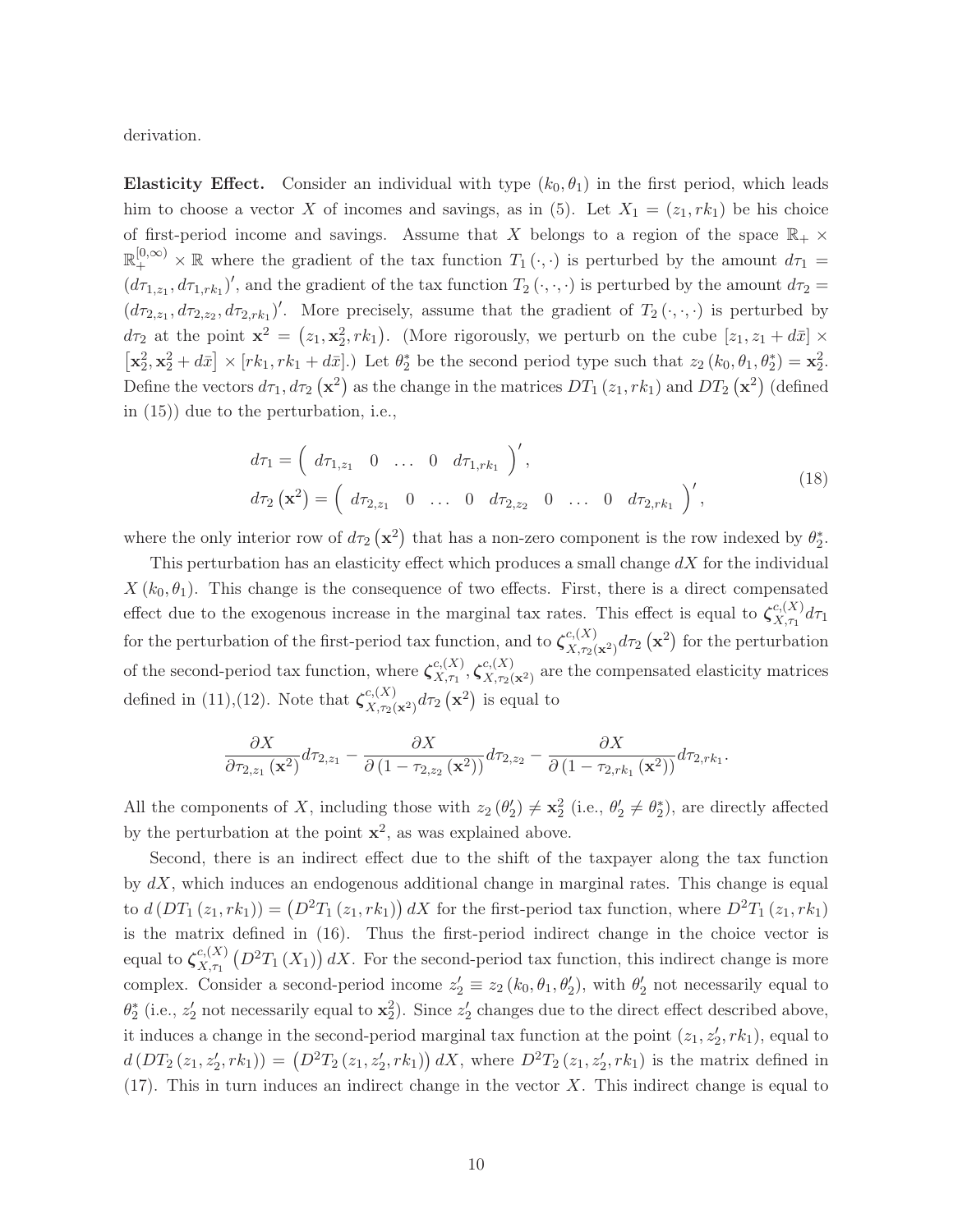derivation.

**Elasticity Effect.** Consider an individual with type $(k_0, \theta_1)$ in the first period, which leads him to choose a vector $X$ of incomes and savings, as in (5). Let $X_1 = (z_1, rk_1)$ be his choice of first-period income and savings. Assume that $X$ belongs to a region of the space $\mathbb{R}_+ \times \mathbb{R}_+^{[0,\infty)} \times \mathbb{R}$ where the gradient of the tax function $T_1(\cdot, \cdot)$ is perturbed by the amount $d\tau_1 = (d\tau_{1,z_1}, d\tau_{1,rk_1})'$, and the gradient of the tax function $T_2(\cdot, \cdot, \cdot)$ is perturbed by the amount $d\tau_2 = (d\tau_{2,z_1}, d\tau_{2,z_2}, d\tau_{2,rk_1})'$. More precisely, assume that the gradient of $T_2(\cdot, \cdot, \cdot)$ is perturbed by $d\tau_2$ at the point $\mathbf{x}^2 = (z_1, \mathbf{x}_2^2, rk_1)$. (More rigorously, we perturb on the cube $[z_1, z_1 + d\bar{x}] \times [\mathbf{x}_2^2, \mathbf{x}_2^2 + d\bar{x}] \times [rk_1, rk_1 + d\bar{x}]$.) Let $\theta_2^*$ be the second period type such that $z_2(k_0, \theta_1, \theta_2^*) = \mathbf{x}_2^2$. Define the vectors $d\tau_1, d\tau_2(\mathbf{x}^2)$ as the change in the matrices $DT_1(z_1, rk_1)$ and $DT_2(\mathbf{x}^2)$ (defined in (15)) due to the perturbation, i.e.,

$$
\begin{aligned}
d\tau_1 &= \begin{pmatrix} d\tau_{1,z_1} & 0 & \ldots & 0 & d\tau_{1,rk_1} \end{pmatrix}', \\
d\tau_2(\mathbf{x}^2) &= \begin{pmatrix} d\tau_{2,z_1} & 0 & \ldots & 0 & d\tau_{2,z_2} & 0 & \ldots & 0 & d\tau_{2,rk_1} \end{pmatrix}',
\end{aligned}
\tag{18}
$$

where the only interior row of $d\tau_2(\mathbf{x}^2)$ that has a non-zero component is the row indexed by $\theta_2^*$.

This perturbation has an elasticity effect which produces a small change $dX$ for the individual $X(k_0, \theta_1)$. This change is the consequence of two effects. First, there is a direct compensated effect due to the exogenous increase in the marginal tax rates. This effect is equal to $\boldsymbol{\zeta}_{X,\tau_1}^{c,(X)} d\tau_1$ for the perturbation of the first-period tax function, and to $\boldsymbol{\zeta}_{X,\tau_2(\mathbf{x}^2)}^{c,(X)} d\tau_2(\mathbf{x}^2)$ for the perturbation of the second-period tax function, where $\boldsymbol{\zeta}_{X,\tau_1}^{c,(X)}, \boldsymbol{\zeta}_{X,\tau_2(\mathbf{x}^2)}^{c,(X)}$ are the compensated elasticity matrices defined in (11),(12). Note that $\boldsymbol{\zeta}_{X,\tau_2(\mathbf{x}^2)}^{c,(X)} d\tau_2(\mathbf{x}^2)$ is equal to

$$
\frac{\partial X}{\partial \tau_{2,z_1}(\mathbf{x}^2)} d\tau_{2,z_1} - \frac{\partial X}{\partial (1 - \tau_{2,z_2}(\mathbf{x}^2))} d\tau_{2,z_2} - \frac{\partial X}{\partial (1 - \tau_{2,rk_1}(\mathbf{x}^2))} d\tau_{2,rk_1}.
$$

All the components of $X$, including those with $z_2(\theta_2') \neq \mathbf{x}_2^2$ (i.e., $\theta_2' \neq \theta_2^*$), are directly affected by the perturbation at the point $\mathbf{x}^2$, as was explained above.

Second, there is an indirect effect due to the shift of the taxpayer along the tax function by $dX$, which induces an endogenous additional change in marginal rates. This change is equal to $d(DT_1(z_1, rk_1)) = (D^2T_1(z_1, rk_1))\, dX$ for the first-period tax function, where $D^2T_1(z_1, rk_1)$ is the matrix defined in (16). Thus the first-period indirect change in the choice vector is equal to $\boldsymbol{\zeta}_{X,\tau_1}^{c,(X)} (D^2T_1(X_1))\, dX$. For the second-period tax function, this indirect change is more complex. Consider a second-period income $z_2' \equiv z_2(k_0, \theta_1, \theta_2')$, with $\theta_2'$ not necessarily equal to $\theta_2^*$ (i.e., $z_2'$ not necessarily equal to $\mathbf{x}_2^2$). Since $z_2'$ changes due to the direct effect described above, it induces a change in the second-period marginal tax function at the point $(z_1, z_2', rk_1)$, equal to $d(DT_2(z_1, z_2', rk_1)) = (D^2T_2(z_1, z_2', rk_1))\, dX$, where $D^2T_2(z_1, z_2', rk_1)$ is the matrix defined in (17). This in turn induces an indirect change in the vector $X$. This indirect change is equal to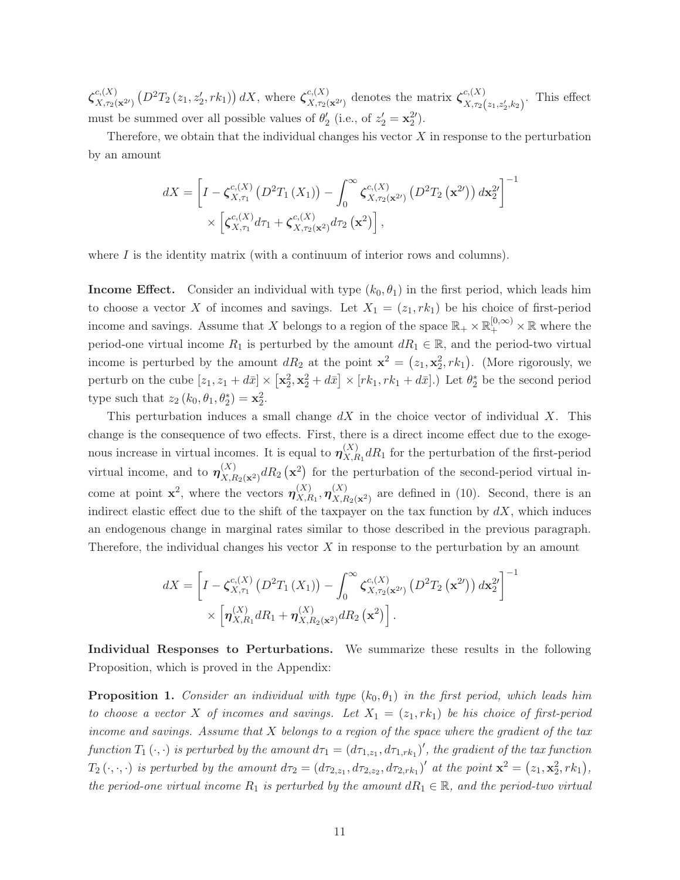$\boldsymbol{\zeta}^{c,(X)}_{X,\tau_2(\mathbf{x}^{2\prime})}\left(D^2T_2\left(z_1,z_2',rk_1\right)\right)dX$, where $\boldsymbol{\zeta}^{c,(X)}_{X,\tau_2(\mathbf{x}^{2\prime})}$ denotes the matrix $\boldsymbol{\zeta}^{c,(X)}_{X,\tau_2\left(z_1,z_2',k_2\right)}$. This effect must be summed over all possible values of $\theta_2'$ (i.e., of $z_2' = \mathbf{x}_2^{2\prime}$).

Therefore, we obtain that the individual changes his vector $X$ in response to the perturbation by an amount

$$
\begin{aligned}
dX = & \left[I - \boldsymbol{\zeta}^{c,(X)}_{X,\tau_1}\left(D^2T_1\left(X_1\right)\right) - \int_0^\infty \boldsymbol{\zeta}^{c,(X)}_{X,\tau_2(\mathbf{x}^{2\prime})}\left(D^2T_2\left(\mathbf{x}^{2\prime}\right)\right)d\mathbf{x}_2^{2\prime}\right]^{-1} \\
& \times \left[\boldsymbol{\zeta}^{c,(X)}_{X,\tau_1}d\tau_1 + \boldsymbol{\zeta}^{c,(X)}_{X,\tau_2(\mathbf{x}^2)}d\tau_2\left(\mathbf{x}^2\right)\right],
\end{aligned}
$$

where $I$ is the identity matrix (with a continuum of interior rows and columns).

**Income Effect.** Consider an individual with type $(k_0, \theta_1)$ in the first period, which leads him to choose a vector $X$ of incomes and savings. Let $X_1 = (z_1, rk_1)$ be his choice of first-period income and savings. Assume that $X$ belongs to a region of the space $\mathbb{R}_+ \times \mathbb{R}_+^{[0,\infty)} \times \mathbb{R}$ where the period-one virtual income $R_1$ is perturbed by the amount $dR_1 \in \mathbb{R}$, and the period-two virtual income is perturbed by the amount $dR_2$ at the point $\mathbf{x}^2 = \left(z_1, \mathbf{x}_2^2, rk_1\right)$. (More rigorously, we perturb on the cube $[z_1, z_1 + d\bar{x}] \times \left[\mathbf{x}_2^2, \mathbf{x}_2^2 + d\bar{x}\right] \times [rk_1, rk_1 + d\bar{x}]$.) Let $\theta_2^*$ be the second period type such that $z_2\left(k_0, \theta_1, \theta_2^*\right) = \mathbf{x}_2^2$.

This perturbation induces a small change $dX$ in the choice vector of individual $X$. This change is the consequence of two effects. First, there is a direct income effect due to the exogenous increase in virtual incomes. It is equal to $\boldsymbol{\eta}^{(X)}_{X,R_1}dR_1$ for the perturbation of the first-period virtual income, and to $\boldsymbol{\eta}^{(X)}_{X,R_2(\mathbf{x}^2)}dR_2\left(\mathbf{x}^2\right)$ for the perturbation of the second-period virtual income at point $\mathbf{x}^2$, where the vectors $\boldsymbol{\eta}^{(X)}_{X,R_1}, \boldsymbol{\eta}^{(X)}_{X,R_2(\mathbf{x}^2)}$ are defined in (10). Second, there is an indirect elastic effect due to the shift of the taxpayer on the tax function by $dX$, which induces an endogenous change in marginal rates similar to those described in the previous paragraph. Therefore, the individual changes his vector $X$ in response to the perturbation by an amount

$$
\begin{aligned}
dX = & \left[I - \boldsymbol{\zeta}^{c,(X)}_{X,\tau_1}\left(D^2T_1\left(X_1\right)\right) - \int_0^\infty \boldsymbol{\zeta}^{c,(X)}_{X,\tau_2(\mathbf{x}^{2\prime})}\left(D^2T_2\left(\mathbf{x}^{2\prime}\right)\right)d\mathbf{x}_2^{2\prime}\right]^{-1} \\
& \times \left[\boldsymbol{\eta}^{(X)}_{X,R_1}dR_1 + \boldsymbol{\eta}^{(X)}_{X,R_2(\mathbf{x}^2)}dR_2\left(\mathbf{x}^2\right)\right].
\end{aligned}
$$

**Individual Responses to Perturbations.** We summarize these results in the following Proposition, which is proved in the Appendix:

**Proposition 1.** *Consider an individual with type $(k_0, \theta_1)$ in the first period, which leads him to choose a vector $X$ of incomes and savings. Let $X_1 = (z_1, rk_1)$ be his choice of first-period income and savings. Assume that $X$ belongs to a region of the space where the gradient of the tax function $T_1(\cdot,\cdot)$ is perturbed by the amount $d\tau_1 = \left(d\tau_{1,z_1}, d\tau_{1,rk_1}\right)'$, the gradient of the tax function $T_2(\cdot,\cdot,\cdot)$ is perturbed by the amount $d\tau_2 = \left(d\tau_{2,z_1}, d\tau_{2,z_2}, d\tau_{2,rk_1}\right)'$ at the point $\mathbf{x}^2 = \left(z_1, \mathbf{x}_2^2, rk_1\right)$, the period-one virtual income $R_1$ is perturbed by the amount $dR_1 \in \mathbb{R}$, and the period-two virtual*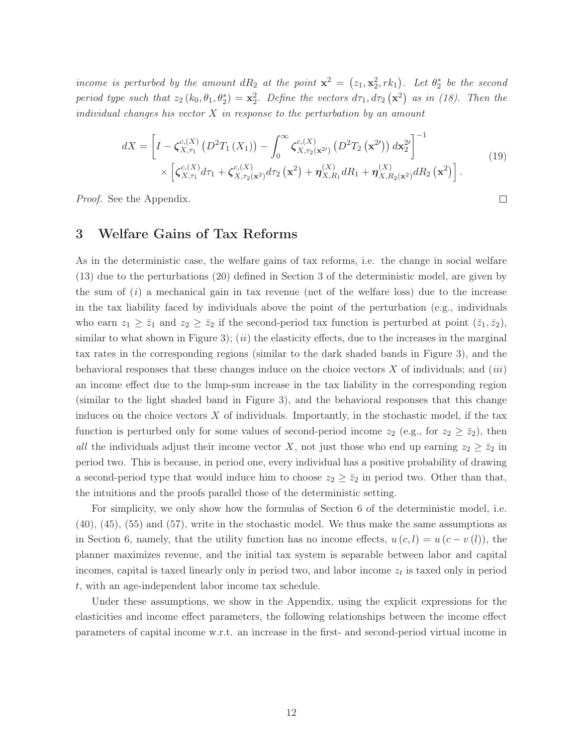*income is perturbed by the amount $dR_2$ at the point $\mathbf{x}^2 = (z_1, \mathbf{x}_2^2, rk_1)$. Let $\theta_2^*$ be the second period type such that $z_2(k_0, \theta_1, \theta_2^*) = \mathbf{x}_2^2$. Define the vectors $d\tau_1, d\tau_2(\mathbf{x}^2)$ as in (18). Then the individual changes his vector $X$ in response to the perturbation by an amount*

$$dX = \left[ I - \boldsymbol{\zeta}_{X,\tau_1}^{c,(X)} \left( D^2 T_1 (X_1) \right) - \int_0^\infty \boldsymbol{\zeta}_{X,\tau_2(\mathbf{x}^{2\prime})}^{c,(X)} \left( D^2 T_2 \left( \mathbf{x}^{2\prime} \right) \right) d\mathbf{x}_2^{2\prime} \right]^{-1} \times \left[ \boldsymbol{\zeta}_{X,\tau_1}^{c,(X)} d\tau_1 + \boldsymbol{\zeta}_{X,\tau_2(\mathbf{x}^2)}^{c,(X)} d\tau_2 \left( \mathbf{x}^2 \right) + \boldsymbol{\eta}_{X,R_1}^{(X)} dR_1 + \boldsymbol{\eta}_{X,R_2(\mathbf{x}^2)}^{(X)} dR_2 \left( \mathbf{x}^2 \right) \right]. \tag{19}$$

*Proof.* See the Appendix. ☐

## 3 Welfare Gains of Tax Reforms

As in the deterministic case, the welfare gains of tax reforms, i.e. the change in social welfare (13) due to the perturbations (20) defined in Section 3 of the deterministic model, are given by the sum of $(i)$ a mechanical gain in tax revenue (net of the welfare loss) due to the increase in the tax liability faced by individuals above the point of the perturbation (e.g., individuals who earn $z_1 \geq \bar{z}_1$ and $z_2 \geq \bar{z}_2$ if the second-period tax function is perturbed at point $(\bar{z}_1, \bar{z}_2)$, similar to what shown in Figure 3); $(ii)$ the elasticity effects, due to the increases in the marginal tax rates in the corresponding regions (similar to the dark shaded bands in Figure 3), and the behavioral responses that these changes induce on the choice vectors $X$ of individuals; and $(iii)$ an income effect due to the lump-sum increase in the tax liability in the corresponding region (similar to the light shaded band in Figure 3), and the behavioral responses that this change induces on the choice vectors $X$ of individuals. Importantly, in the stochastic model, if the tax function is perturbed only for some values of second-period income $z_2$ (e.g., for $z_2 \geq \bar{z}_2$), then *all* the individuals adjust their income vector $X$, not just those who end up earning $z_2 \geq \bar{z}_2$ in period two. This is because, in period one, every individual has a positive probability of drawing a second-period type that would induce him to choose $z_2 \geq \bar{z}_2$ in period two. Other than that, the intuitions and the proofs parallel those of the deterministic setting.

For simplicity, we only show how the formulas of Section 6 of the deterministic model, i.e. (40), (45), (55) and (57), write in the stochastic model. We thus make the same assumptions as in Section 6, namely, that the utility function has no income effects, $u(c,l) = u(c - v(l))$, the planner maximizes revenue, and the initial tax system is separable between labor and capital incomes, capital is taxed linearly only in period two, and labor income $z_t$ is taxed only in period $t$, with an age-independent labor income tax schedule.

Under these assumptions, we show in the Appendix, using the explicit expressions for the elasticities and income effect parameters, the following relationships between the income effect parameters of capital income w.r.t. an increase in the first- and second-period virtual income in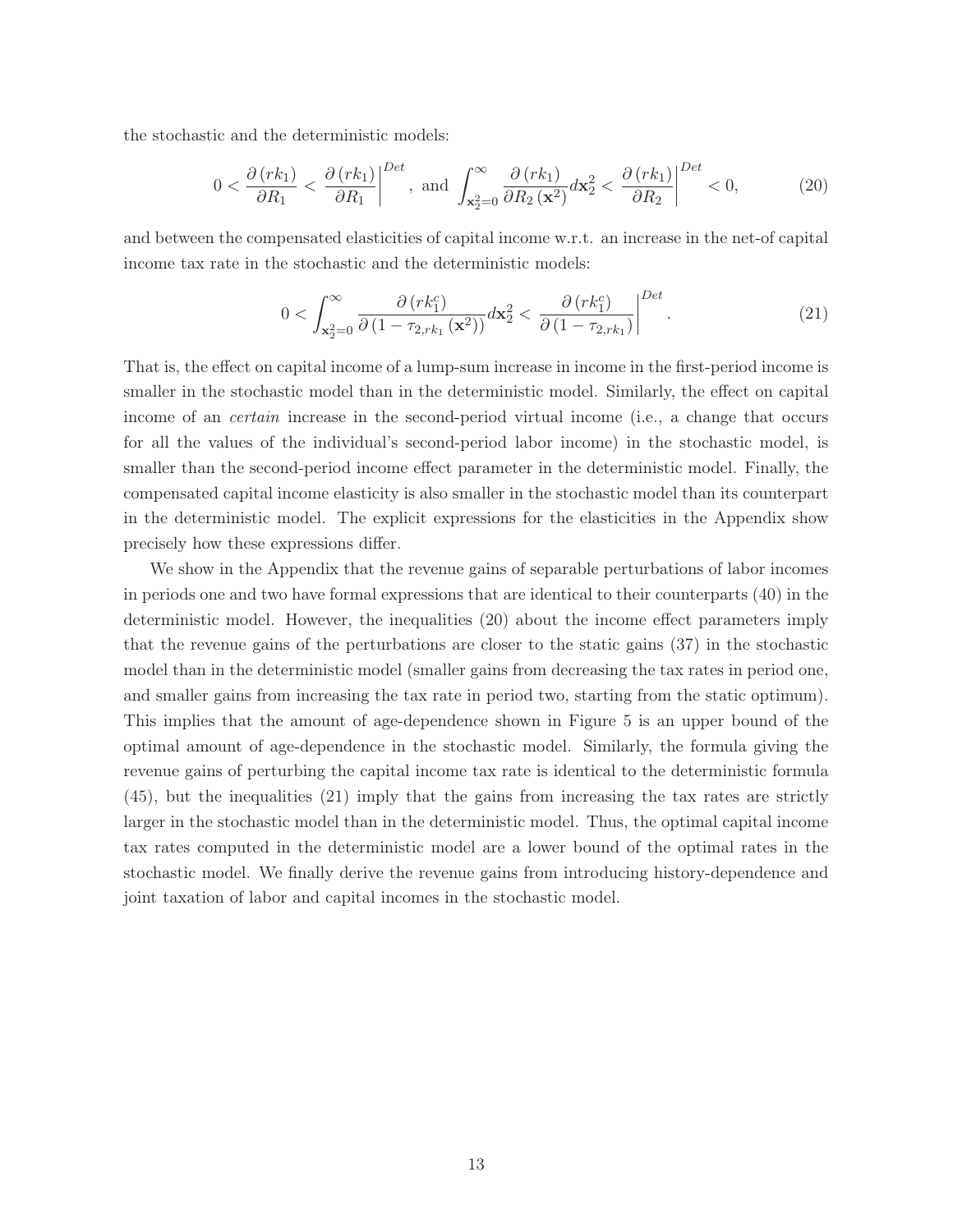the stochastic and the deterministic models:

$$0 < \frac{\partial (rk_1)}{\partial R_1} < \left. \frac{\partial (rk_1)}{\partial R_1} \right|^{Det}, \text{ and } \int_{\mathbf{x}_2^2=0}^{\infty} \frac{\partial (rk_1)}{\partial R_2 (\mathbf{x}^2)} d\mathbf{x}_2^2 < \left. \frac{\partial (rk_1)}{\partial R_2} \right|^{Det} < 0, \tag{20}$$

and between the compensated elasticities of capital income w.r.t. an increase in the net-of capital income tax rate in the stochastic and the deterministic models:

$$0 < \int_{\mathbf{x}_2^2=0}^{\infty} \frac{\partial (rk_1^c)}{\partial (1 - \tau_{2,rk_1} (\mathbf{x}^2))} d\mathbf{x}_2^2 < \left. \frac{\partial (rk_1^c)}{\partial (1 - \tau_{2,rk_1})} \right|^{Det}. \tag{21}$$

That is, the effect on capital income of a lump-sum increase in income in the first-period income is smaller in the stochastic model than in the deterministic model. Similarly, the effect on capital income of an *certain* increase in the second-period virtual income (i.e., a change that occurs for all the values of the individual's second-period labor income) in the stochastic model, is smaller than the second-period income effect parameter in the deterministic model. Finally, the compensated capital income elasticity is also smaller in the stochastic model than its counterpart in the deterministic model. The explicit expressions for the elasticities in the Appendix show precisely how these expressions differ.

We show in the Appendix that the revenue gains of separable perturbations of labor incomes in periods one and two have formal expressions that are identical to their counterparts (40) in the deterministic model. However, the inequalities (20) about the income effect parameters imply that the revenue gains of the perturbations are closer to the static gains (37) in the stochastic model than in the deterministic model (smaller gains from decreasing the tax rates in period one, and smaller gains from increasing the tax rate in period two, starting from the static optimum). This implies that the amount of age-dependence shown in Figure 5 is an upper bound of the optimal amount of age-dependence in the stochastic model. Similarly, the formula giving the revenue gains of perturbing the capital income tax rate is identical to the deterministic formula (45), but the inequalities (21) imply that the gains from increasing the tax rates are strictly larger in the stochastic model than in the deterministic model. Thus, the optimal capital income tax rates computed in the deterministic model are a lower bound of the optimal rates in the stochastic model. We finally derive the revenue gains from introducing history-dependence and joint taxation of labor and capital incomes in the stochastic model.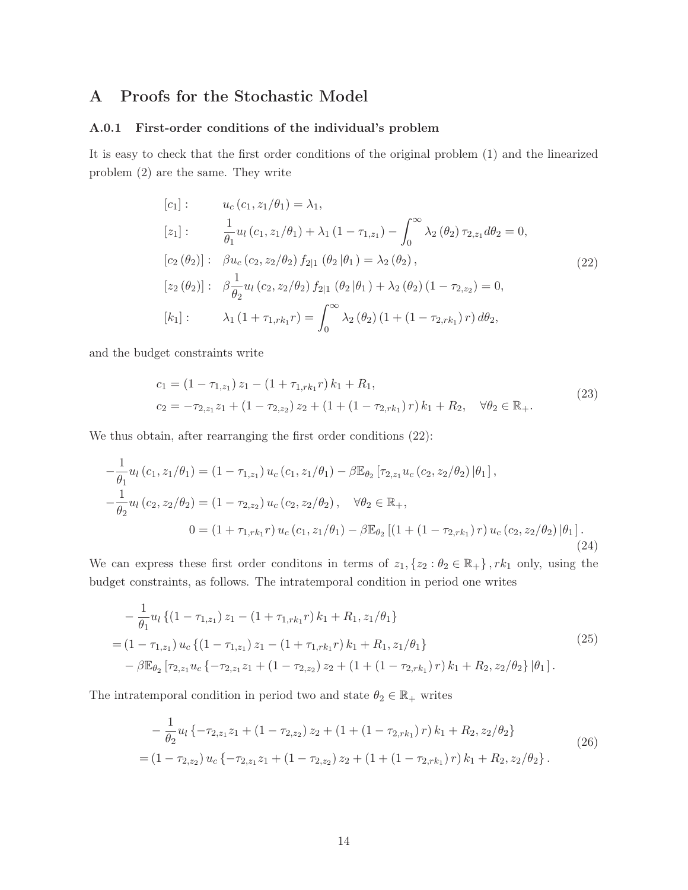# A Proofs for the Stochastic Model

### A.0.1 First-order conditions of the individual's problem

It is easy to check that the first order conditions of the original problem (1) and the linearized problem (2) are the same. They write

$$
\begin{aligned}
[c_1]: \quad & u_c\left(c_1, z_1/\theta_1\right) = \lambda_1, \\
[z_1]: \quad & \frac{1}{\theta_1} u_l\left(c_1, z_1/\theta_1\right) + \lambda_1\left(1-\tau_{1,z_1}\right) - \int_0^\infty \lambda_2\left(\theta_2\right) \tau_{2,z_1} d\theta_2 = 0, \\
[c_2(\theta_2)]: \quad & \beta u_c\left(c_2, z_2/\theta_2\right) f_{2|1}\left(\theta_2 \left| \theta_1\right.\right) = \lambda_2\left(\theta_2\right), \\
[z_2(\theta_2)]: \quad & \beta \frac{1}{\theta_2} u_l\left(c_2, z_2/\theta_2\right) f_{2|1}\left(\theta_2 \left| \theta_1\right.\right) + \lambda_2\left(\theta_2\right)\left(1-\tau_{2,z_2}\right) = 0, \\
[k_1]: \quad & \lambda_1\left(1+\tau_{1,rk_1} r\right) = \int_0^\infty \lambda_2\left(\theta_2\right)\left(1+\left(1-\tau_{2,rk_1}\right) r\right) d\theta_2,
\end{aligned}
\tag{22}
$$

and the budget constraints write

$$
\begin{aligned}
& c_1 = \left(1-\tau_{1,z_1}\right) z_1 - \left(1+\tau_{1,rk_1} r\right) k_1 + R_1, \\
& c_2 = -\tau_{2,z_1} z_1 + \left(1-\tau_{2,z_2}\right) z_2 + \left(1+\left(1-\tau_{2,rk_1}\right) r\right) k_1 + R_2, \quad \forall \theta_2 \in \mathbb{R}_+.
\end{aligned}
\tag{23}
$$

We thus obtain, after rearranging the first order conditions (22):

$$
\begin{aligned}
-\frac{1}{\theta_1} u_l\left(c_1, z_1/\theta_1\right) &= \left(1-\tau_{1,z_1}\right) u_c\left(c_1, z_1/\theta_1\right) - \beta \mathbb{E}_{\theta_2}\left[\tau_{2,z_1} u_c\left(c_2, z_2/\theta_2\right) \left|\theta_1\right.\right], \\
-\frac{1}{\theta_2} u_l\left(c_2, z_2/\theta_2\right) &= \left(1-\tau_{2,z_2}\right) u_c\left(c_2, z_2/\theta_2\right), \quad \forall \theta_2 \in \mathbb{R}_+, \\
0 &= \left(1+\tau_{1,rk_1} r\right) u_c\left(c_1, z_1/\theta_1\right) - \beta \mathbb{E}_{\theta_2}\left[\left(1+\left(1-\tau_{2,rk_1}\right) r\right) u_c\left(c_2, z_2/\theta_2\right) \left|\theta_1\right.\right].
\end{aligned}
\tag{24}
$$

We can express these first order conditons in terms of $z_1, \{z_2 : \theta_2 \in \mathbb{R}_+\}, rk_1$ only, using the budget constraints, as follows. The intratemporal condition in period one writes

$$
\begin{aligned}
& -\frac{1}{\theta_1} u_l\left\{\left(1-\tau_{1,z_1}\right) z_1 - \left(1+\tau_{1,rk_1} r\right) k_1 + R_1, z_1/\theta_1\right\} \\
& = \left(1-\tau_{1,z_1}\right) u_c\left\{\left(1-\tau_{1,z_1}\right) z_1 - \left(1+\tau_{1,rk_1} r\right) k_1 + R_1, z_1/\theta_1\right\} \\
& \quad - \beta \mathbb{E}_{\theta_2}\left[\tau_{2,z_1} u_c\left\{-\tau_{2,z_1} z_1 + \left(1-\tau_{2,z_2}\right) z_2 + \left(1+\left(1-\tau_{2,rk_1}\right) r\right) k_1 + R_2, z_2/\theta_2\right\} \left|\theta_1\right.\right].
\end{aligned}
\tag{25}
$$

The intratemporal condition in period two and state $\theta_2 \in \mathbb{R}_+$ writes

$$
\begin{aligned}
& -\frac{1}{\theta_2} u_l\left\{-\tau_{2,z_1} z_1 + \left(1-\tau_{2,z_2}\right) z_2 + \left(1+\left(1-\tau_{2,rk_1}\right) r\right) k_1 + R_2, z_2/\theta_2\right\} \\
& = \left(1-\tau_{2,z_2}\right) u_c\left\{-\tau_{2,z_1} z_1 + \left(1-\tau_{2,z_2}\right) z_2 + \left(1+\left(1-\tau_{2,rk_1}\right) r\right) k_1 + R_2, z_2/\theta_2\right\}.
\end{aligned}
\tag{26}
$$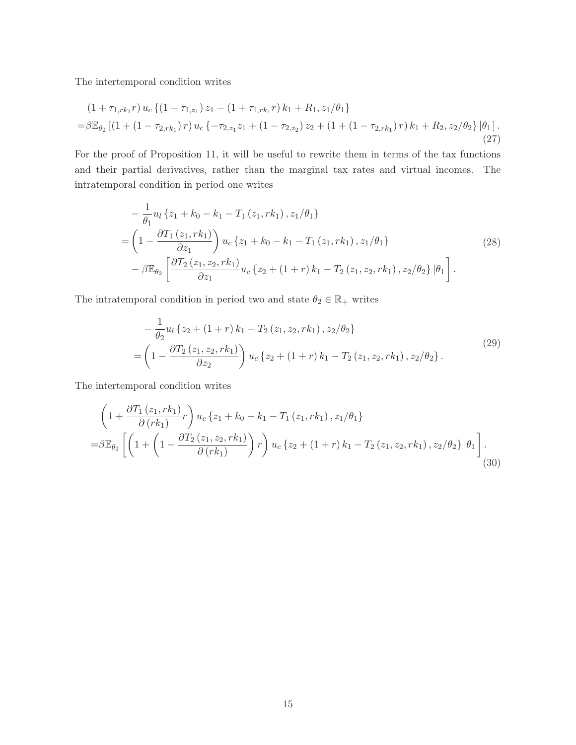The intertemporal condition writes

$$
\begin{aligned}
&\left(1+\tau_{1,rk_1} r\right) u_c \left\{\left(1-\tau_{1,z_1}\right) z_1-\left(1+\tau_{1,rk_1} r\right) k_1+R_1, z_1/\theta_1\right\} \\
=&\beta \mathbb{E}_{\theta_2}\left[\left(1+\left(1-\tau_{2,rk_1}\right) r\right) u_c\left\{-\tau_{2,z_1} z_1+\left(1-\tau_{2,z_2}\right) z_2+\left(1+\left(1-\tau_{2,rk_1}\right) r\right) k_1+R_2, z_2/\theta_2\right\} |\theta_1\right].
\end{aligned}
\tag{27}
$$

For the proof of Proposition 11, it will be useful to rewrite them in terms of the tax functions and their partial derivatives, rather than the marginal tax rates and virtual incomes. The intratemporal condition in period one writes

$$
\begin{aligned}
&-\frac{1}{\theta_1} u_l\left\{z_1+k_0-k_1-T_1\left(z_1, rk_1\right), z_1/\theta_1\right\} \\
=&\left(1-\frac{\partial T_1\left(z_1, rk_1\right)}{\partial z_1}\right) u_c\left\{z_1+k_0-k_1-T_1\left(z_1, rk_1\right), z_1/\theta_1\right\} \\
&-\beta \mathbb{E}_{\theta_2}\left[\frac{\partial T_2\left(z_1, z_2, rk_1\right)}{\partial z_1} u_c\left\{z_2+(1+r) k_1-T_2\left(z_1, z_2, rk_1\right), z_2/\theta_2\right\} |\theta_1\right].
\end{aligned}
\tag{28}
$$

The intratemporal condition in period two and state $\theta_2 \in \mathbb{R}_+$ writes

$$
\begin{aligned}
&-\frac{1}{\theta_2} u_l\left\{z_2+(1+r) k_1-T_2\left(z_1, z_2, rk_1\right), z_2/\theta_2\right\} \\
=&\left(1-\frac{\partial T_2\left(z_1, z_2, rk_1\right)}{\partial z_2}\right) u_c\left\{z_2+(1+r) k_1-T_2\left(z_1, z_2, rk_1\right), z_2/\theta_2\right\}.
\end{aligned}
\tag{29}
$$

The intertemporal condition writes

$$
\begin{aligned}
&\left(1+\frac{\partial T_1\left(z_1, rk_1\right)}{\partial\left(rk_1\right)} r\right) u_c\left\{z_1+k_0-k_1-T_1\left(z_1, rk_1\right), z_1/\theta_1\right\} \\
=&\beta \mathbb{E}_{\theta_2}\left[\left(1+\left(1-\frac{\partial T_2\left(z_1, z_2, rk_1\right)}{\partial\left(rk_1\right)}\right) r\right) u_c\left\{z_2+(1+r) k_1-T_2\left(z_1, z_2, rk_1\right), z_2/\theta_2\right\} |\theta_1\right].
\end{aligned}
\tag{30}
$$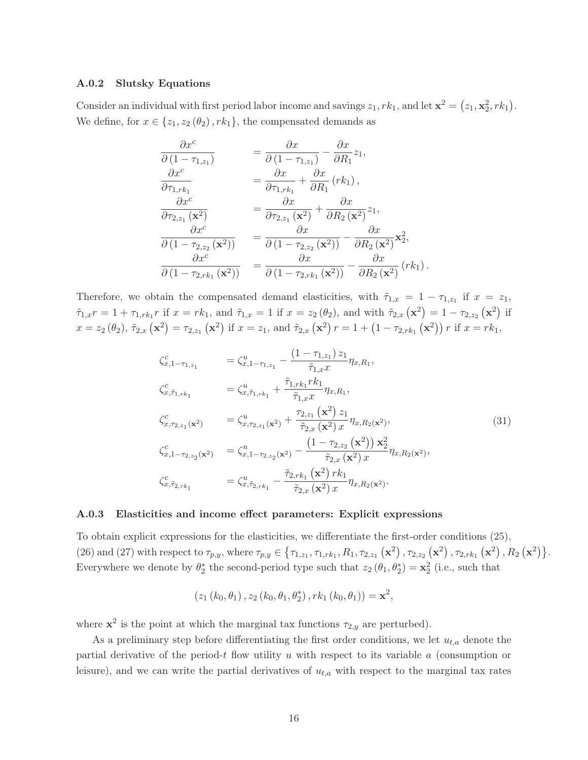### A.0.2 Slutsky Equations

Consider an individual with first period labor income and savings $z_1, rk_1$, and let $\mathbf{x}^2 = \left(z_1, \mathbf{x}_2^2, rk_1\right)$. We define, for $x \in \{z_1, z_2(\theta_2), rk_1\}$, the compensated demands as

$$
\begin{aligned}
\frac{\partial x^c}{\partial (1-\tau_{1,z_1})} &= \frac{\partial x}{\partial (1-\tau_{1,z_1})} - \frac{\partial x}{\partial R_1} z_1, \\
\frac{\partial x^c}{\partial \tau_{1,rk_1}} &= \frac{\partial x}{\partial \tau_{1,rk_1}} + \frac{\partial x}{\partial R_1}(rk_1), \\
\frac{\partial x^c}{\partial \tau_{2,z_1}(\mathbf{x}^2)} &= \frac{\partial x}{\partial \tau_{2,z_1}(\mathbf{x}^2)} + \frac{\partial x}{\partial R_2(\mathbf{x}^2)} z_1, \\
\frac{\partial x^c}{\partial (1-\tau_{2,z_2}(\mathbf{x}^2))} &= \frac{\partial x}{\partial (1-\tau_{2,z_2}(\mathbf{x}^2))} - \frac{\partial x}{\partial R_2(\mathbf{x}^2)} \mathbf{x}_2^2, \\
\frac{\partial x^c}{\partial (1-\tau_{2,rk_1}(\mathbf{x}^2))} &= \frac{\partial x}{\partial (1-\tau_{2,rk_1}(\mathbf{x}^2))} - \frac{\partial x}{\partial R_2(\mathbf{x}^2)}(rk_1).
\end{aligned}
$$

Therefore, we obtain the compensated demand elasticities, with $\tilde{\tau}_{1,x} = 1-\tau_{1,z_1}$ if $x = z_1$, $\tilde{\tau}_{1,x} r = 1 + \tau_{1,rk_1} r$ if $x = rk_1$, and $\tilde{\tau}_{1,x} = 1$ if $x = z_2(\theta_2)$, and with $\tilde{\tau}_{2,x}(\mathbf{x}^2) = 1 - \tau_{2,z_2}(\mathbf{x}^2)$ if $x = z_2(\theta_2)$, $\tilde{\tau}_{2,x}(\mathbf{x}^2) = \tau_{2,z_1}(\mathbf{x}^2)$ if $x = z_1$, and $\tilde{\tau}_{2,x}(\mathbf{x}^2) r = 1 + \left(1 - \tau_{2,rk_1}(\mathbf{x}^2)\right) r$ if $x = rk_1$,

$$
\begin{aligned}
\zeta^c_{x,1-\tau_{1,z_1}} &= \zeta^u_{x,1-\tau_{1,z_1}} - \frac{(1-\tau_{1,z_1}) z_1}{\tilde{\tau}_{1,x} x} \eta_{x,R_1}, \\
\zeta^c_{x,\tilde{\tau}_{1,rk_1}} &= \zeta^u_{x,\tilde{\tau}_{1,rk_1}} + \frac{\tilde{\tau}_{1,rk_1} rk_1}{\tilde{\tau}_{1,x} x} \eta_{x,R_1}, \\
\zeta^c_{x,\tau_{2,z_1}(\mathbf{x}^2)} &= \zeta^u_{x,\tau_{2,z_1}(\mathbf{x}^2)} + \frac{\tau_{2,z_1}(\mathbf{x}^2) z_1}{\tilde{\tau}_{2,x}(\mathbf{x}^2) x} \eta_{x,R_2(\mathbf{x}^2)}, \\
\zeta^c_{x,1-\tau_{2,z_2}(\mathbf{x}^2)} &= \zeta^u_{x,1-\tau_{2,z_2}(\mathbf{x}^2)} - \frac{\left(1-\tau_{2,z_2}(\mathbf{x}^2)\right) \mathbf{x}_2^2}{\tilde{\tau}_{2,x}(\mathbf{x}^2) x} \eta_{x,R_2(\mathbf{x}^2)}, \\
\zeta^c_{x,\tilde{\tau}_{2,rk_1}} &= \zeta^u_{x,\tilde{\tau}_{2,rk_1}} - \frac{\tilde{\tau}_{2,rk_1}(\mathbf{x}^2) rk_1}{\tilde{\tau}_{2,x}(\mathbf{x}^2) x} \eta_{x,R_2(\mathbf{x}^2)}.
\end{aligned}
\tag{31}
$$

### A.0.3 Elasticities and income effect parameters: Explicit expressions

To obtain explicit expressions for the elasticities, we differentiate the first-order conditions (25), (26) and (27) with respect to $\tau_{p,y}$, where $\tau_{p,y} \in \left\{\tau_{1,z_1}, \tau_{1,rk_1}, R_1, \tau_{2,z_1}(\mathbf{x}^2), \tau_{2,z_2}(\mathbf{x}^2), \tau_{2,rk_1}(\mathbf{x}^2), R_2(\mathbf{x}^2)\right\}$. Everywhere we denote by $\theta_2^*$ the second-period type such that $z_2(\theta_1, \theta_2^*) = \mathbf{x}_2^2$ (i.e., such that

$$
\left(z_1(k_0, \theta_1), z_2(k_0, \theta_1, \theta_2^*), rk_1(k_0, \theta_1)\right) = \mathbf{x}^2,
$$

where $\mathbf{x}^2$ is the point at which the marginal tax functions $\tau_{2,y}$ are perturbed).

As a preliminary step before differentiating the first order conditions, we let $u_{t,a}$ denote the partial derivative of the period-$t$ flow utility $u$ with respect to its variable $a$ (consumption or leisure), and we can write the partial derivatives of $u_{t,a}$ with respect to the marginal tax rates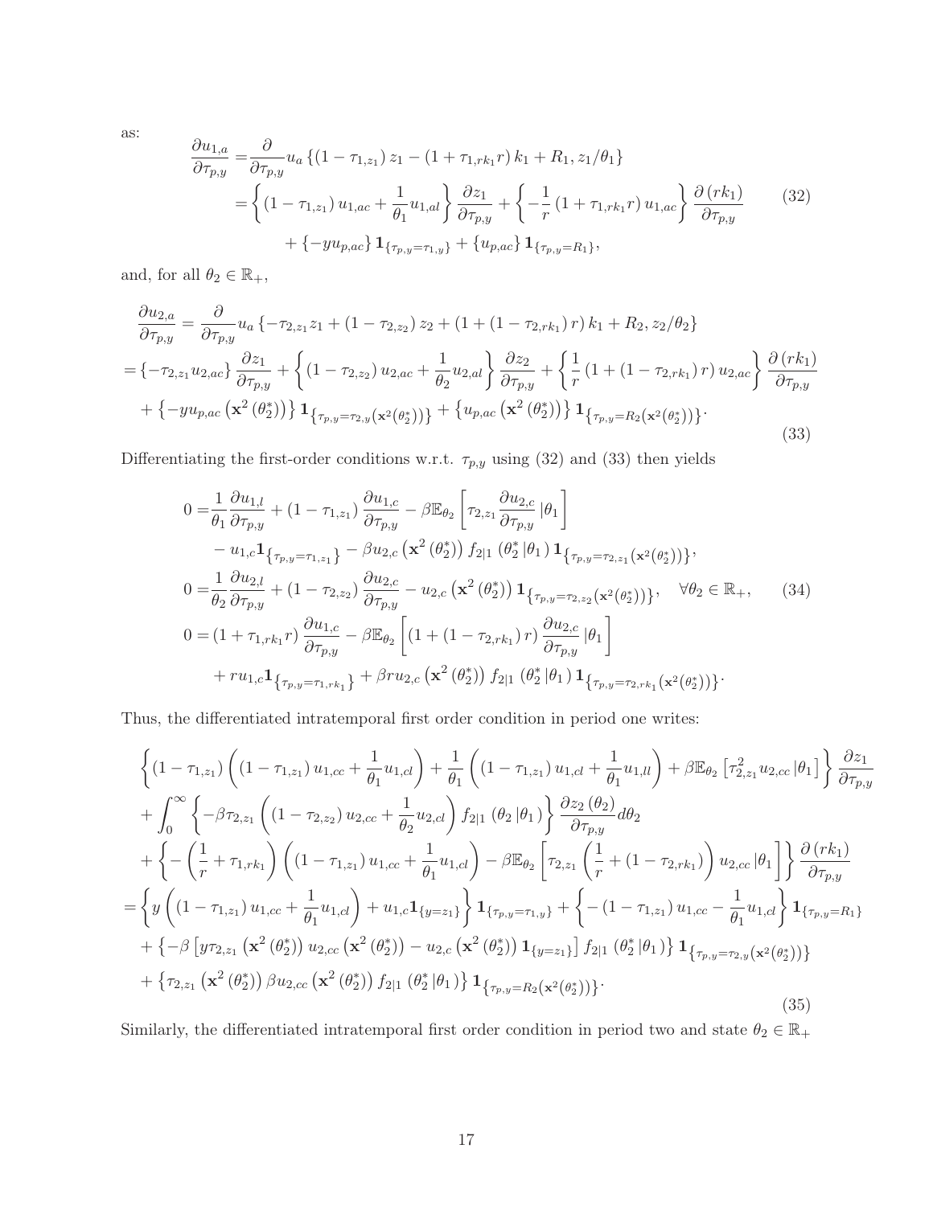as:

$$
\begin{aligned}
\frac{\partial u_{1,a}}{\partial \tau_{p,y}} =& \frac{\partial}{\partial \tau_{p,y}} u_a \left\{ (1-\tau_{1,z_1}) z_1 - (1+\tau_{1,rk_1} r) k_1 + R_1, z_1/\theta_1 \right\} \\
=& \left\{ (1-\tau_{1,z_1}) u_{1,ac} + \frac{1}{\theta_1} u_{1,al} \right\} \frac{\partial z_1}{\partial \tau_{p,y}} + \left\{ -\frac{1}{r} (1+\tau_{1,rk_1} r) u_{1,ac} \right\} \frac{\partial (rk_1)}{\partial \tau_{p,y}} \\
&+ \{-y u_{p,ac}\} \mathbf{1}_{\{\tau_{p,y}=\tau_{1,y}\}} + \{u_{p,ac}\} \mathbf{1}_{\{\tau_{p,y}=R_1\}},
\end{aligned} \tag{32}
$$

and, for all $\theta_2 \in \mathbb{R}_+$,

$$
\begin{aligned}
&\frac{\partial u_{2,a}}{\partial \tau_{p,y}} = \frac{\partial}{\partial \tau_{p,y}} u_a \left\{ -\tau_{2,z_1} z_1 + (1-\tau_{2,z_2}) z_2 + (1+(1-\tau_{2,rk_1}) r) k_1 + R_2, z_2/\theta_2 \right\} \\
&= \{-\tau_{2,z_1} u_{2,ac}\} \frac{\partial z_1}{\partial \tau_{p,y}} + \left\{ (1-\tau_{2,z_2}) u_{2,ac} + \frac{1}{\theta_2} u_{2,al} \right\} \frac{\partial z_2}{\partial \tau_{p,y}} + \left\{ \frac{1}{r} (1+(1-\tau_{2,rk_1}) r) u_{2,ac} \right\} \frac{\partial (rk_1)}{\partial \tau_{p,y}} \\
&+ \left\{ -y u_{p,ac} \left( \mathbf{x}^2(\theta_2^*) \right) \right\} \mathbf{1}_{\left\{ \tau_{p,y}=\tau_{2,y}\left(\mathbf{x}^2(\theta_2^*)\right) \right\}} + \left\{ u_{p,ac} \left( \mathbf{x}^2(\theta_2^*) \right) \right\} \mathbf{1}_{\left\{ \tau_{p,y}=R_2\left(\mathbf{x}^2(\theta_2^*)\right) \right\}}.
\end{aligned} \tag{33}
$$

Differentiating the first-order conditions w.r.t. $\tau_{p,y}$ using (32) and (33) then yields

$$
\begin{aligned}
0 =& \frac{1}{\theta_1} \frac{\partial u_{1,l}}{\partial \tau_{p,y}} + (1-\tau_{1,z_1}) \frac{\partial u_{1,c}}{\partial \tau_{p,y}} - \beta \mathbb{E}_{\theta_2} \left[ \tau_{2,z_1} \frac{\partial u_{2,c}}{\partial \tau_{p,y}} \,|\theta_1 \right] \\
&- u_{1,c} \mathbf{1}_{\left\{ \tau_{p,y}=\tau_{1,z_1} \right\}} - \beta u_{2,c} \left( \mathbf{x}^2(\theta_2^*) \right) f_{2|1}(\theta_2^* \,|\theta_1) \mathbf{1}_{\left\{ \tau_{p,y}=\tau_{2,z_1}\left(\mathbf{x}^2(\theta_2^*)\right) \right\}}, \\
0 =& \frac{1}{\theta_2} \frac{\partial u_{2,l}}{\partial \tau_{p,y}} + (1-\tau_{2,z_2}) \frac{\partial u_{2,c}}{\partial \tau_{p,y}} - u_{2,c} \left( \mathbf{x}^2(\theta_2^*) \right) \mathbf{1}_{\left\{ \tau_{p,y}=\tau_{2,z_2}\left(\mathbf{x}^2(\theta_2^*)\right) \right\}}, \quad \forall \theta_2 \in \mathbb{R}_+, \\
0 =& (1+\tau_{1,rk_1} r) \frac{\partial u_{1,c}}{\partial \tau_{p,y}} - \beta \mathbb{E}_{\theta_2} \left[ (1+(1-\tau_{2,rk_1}) r) \frac{\partial u_{2,c}}{\partial \tau_{p,y}} \,|\theta_1 \right] \\
&+ r u_{1,c} \mathbf{1}_{\left\{ \tau_{p,y}=\tau_{1,rk_1} \right\}} + \beta r u_{2,c} \left( \mathbf{x}^2(\theta_2^*) \right) f_{2|1}(\theta_2^* \,|\theta_1) \mathbf{1}_{\left\{ \tau_{p,y}=\tau_{2,rk_1}\left(\mathbf{x}^2(\theta_2^*)\right) \right\}}.
\end{aligned} \tag{34}
$$

Thus, the differentiated intratemporal first order condition in period one writes:

$$
\begin{aligned}
&\left\{ (1-\tau_{1,z_1}) \left( (1-\tau_{1,z_1}) u_{1,cc} + \frac{1}{\theta_1} u_{1,cl} \right) + \frac{1}{\theta_1} \left( (1-\tau_{1,z_1}) u_{1,cl} + \frac{1}{\theta_1} u_{1,ll} \right) + \beta \mathbb{E}_{\theta_2} \left[ \tau_{2,z_1}^2 u_{2,cc} \,|\theta_1 \right] \right\} \frac{\partial z_1}{\partial \tau_{p,y}} \\
&+ \int_0^\infty \left\{ -\beta \tau_{2,z_1} \left( (1-\tau_{2,z_2}) u_{2,cc} + \frac{1}{\theta_2} u_{2,cl} \right) f_{2|1}(\theta_2 \,|\theta_1) \right\} \frac{\partial z_2(\theta_2)}{\partial \tau_{p,y}} d\theta_2 \\
&+ \left\{ -\left( \frac{1}{r} + \tau_{1,rk_1} \right) \left( (1-\tau_{1,z_1}) u_{1,cc} + \frac{1}{\theta_1} u_{1,cl} \right) - \beta \mathbb{E}_{\theta_2} \left[ \tau_{2,z_1} \left( \frac{1}{r} + (1-\tau_{2,rk_1}) \right) u_{2,cc} \,|\theta_1 \right] \right\} \frac{\partial (rk_1)}{\partial \tau_{p,y}} \\
=& \left\{ y \left( (1-\tau_{1,z_1}) u_{1,cc} + \frac{1}{\theta_1} u_{1,cl} \right) + u_{1,c} \mathbf{1}_{\{y=z_1\}} \right\} \mathbf{1}_{\{\tau_{p,y}=\tau_{1,y}\}} + \left\{ -(1-\tau_{1,z_1}) u_{1,cc} - \frac{1}{\theta_1} u_{1,cl} \right\} \mathbf{1}_{\{\tau_{p,y}=R_1\}} \\
&+ \left\{ -\beta \left[ y \tau_{2,z_1}\left( \mathbf{x}^2(\theta_2^*) \right) u_{2,cc}\left( \mathbf{x}^2(\theta_2^*) \right) - u_{2,c}\left( \mathbf{x}^2(\theta_2^*) \right) \mathbf{1}_{\{y=z_1\}} \right] f_{2|1}(\theta_2^* \,|\theta_1) \right\} \mathbf{1}_{\left\{ \tau_{p,y}=\tau_{2,y}\left(\mathbf{x}^2(\theta_2^*)\right) \right\}} \\
&+ \left\{ \tau_{2,z_1}\left( \mathbf{x}^2(\theta_2^*) \right) \beta u_{2,cc}\left( \mathbf{x}^2(\theta_2^*) \right) f_{2|1}(\theta_2^* \,|\theta_1) \right\} \mathbf{1}_{\left\{ \tau_{p,y}=R_2\left(\mathbf{x}^2(\theta_2^*)\right) \right\}}.
\end{aligned} \tag{35}
$$

Similarly, the differentiated intratemporal first order condition in period two and state $\theta_2 \in \mathbb{R}_+$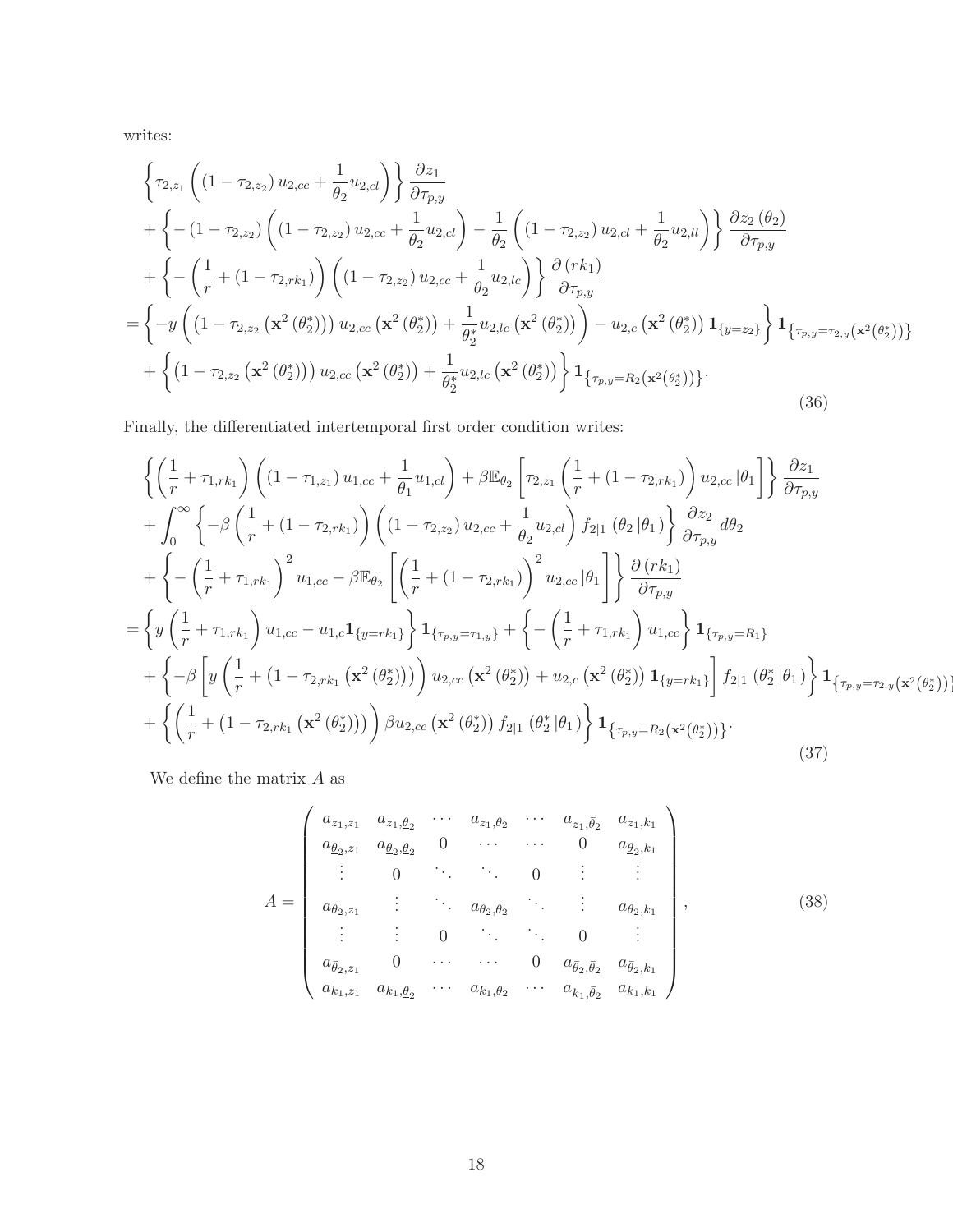writes:

$$
\begin{aligned}
&\left\{\tau_{2,z_1}\left((1-\tau_{2,z_2})\,u_{2,cc}+\frac{1}{\theta_2}u_{2,cl}\right)\right\}\frac{\partial z_1}{\partial \tau_{p,y}} \\
&+\left\{-(1-\tau_{2,z_2})\left((1-\tau_{2,z_2})\,u_{2,cc}+\frac{1}{\theta_2}u_{2,cl}\right)-\frac{1}{\theta_2}\left((1-\tau_{2,z_2})\,u_{2,cl}+\frac{1}{\theta_2}u_{2,ll}\right)\right\}\frac{\partial z_2(\theta_2)}{\partial \tau_{p,y}} \\
&+\left\{-\left(\frac{1}{r}+(1-\tau_{2,rk_1})\right)\left((1-\tau_{2,z_2})\,u_{2,cc}+\frac{1}{\theta_2}u_{2,lc}\right)\right\}\frac{\partial (rk_1)}{\partial \tau_{p,y}} \\
=&\left\{-y\left(\left(1-\tau_{2,z_2}\left(\mathbf{x}^2(\theta_2^*)\right)\right)u_{2,cc}\left(\mathbf{x}^2(\theta_2^*)\right)+\frac{1}{\theta_2^*}u_{2,lc}\left(\mathbf{x}^2(\theta_2^*)\right)\right)-u_{2,c}\left(\mathbf{x}^2(\theta_2^*)\right)\mathbf{1}_{\{y=z_2\}}\right\}\mathbf{1}_{\left\{\tau_{p,y}=\tau_{2,y}\left(\mathbf{x}^2(\theta_2^*)\right)\right\}} \\
&+\left\{\left(1-\tau_{2,z_2}\left(\mathbf{x}^2(\theta_2^*)\right)\right)u_{2,cc}\left(\mathbf{x}^2(\theta_2^*)\right)+\frac{1}{\theta_2^*}u_{2,lc}\left(\mathbf{x}^2(\theta_2^*)\right)\right\}\mathbf{1}_{\left\{\tau_{p,y}=R_2\left(\mathbf{x}^2(\theta_2^*)\right)\right\}}.
\end{aligned}
\tag{36}
$$

Finally, the differentiated intertemporal first order condition writes:

$$
\begin{aligned}
&\left\{\left(\frac{1}{r}+\tau_{1,rk_1}\right)\left((1-\tau_{1,z_1})\,u_{1,cc}+\frac{1}{\theta_1}u_{1,cl}\right)+\beta\mathbb{E}_{\theta_2}\left[\tau_{2,z_1}\left(\frac{1}{r}+(1-\tau_{2,rk_1})\right)u_{2,cc}\,|\theta_1\right]\right\}\frac{\partial z_1}{\partial \tau_{p,y}} \\
&+\int_0^\infty\left\{-\beta\left(\frac{1}{r}+(1-\tau_{2,rk_1})\right)\left((1-\tau_{2,z_2})\,u_{2,cc}+\frac{1}{\theta_2}u_{2,cl}\right)f_{2|1}(\theta_2\,|\theta_1)\right\}\frac{\partial z_2}{\partial \tau_{p,y}}d\theta_2 \\
&+\left\{-\left(\frac{1}{r}+\tau_{1,rk_1}\right)^2 u_{1,cc}-\beta\mathbb{E}_{\theta_2}\left[\left(\frac{1}{r}+(1-\tau_{2,rk_1})\right)^2 u_{2,cc}\,|\theta_1\right]\right\}\frac{\partial (rk_1)}{\partial \tau_{p,y}} \\
=&\left\{y\left(\frac{1}{r}+\tau_{1,rk_1}\right)u_{1,cc}-u_{1,c}\mathbf{1}_{\{y=rk_1\}}\right\}\mathbf{1}_{\{\tau_{p,y}=\tau_{1,y}\}}+\left\{-\left(\frac{1}{r}+\tau_{1,rk_1}\right)u_{1,cc}\right\}\mathbf{1}_{\{\tau_{p,y}=R_1\}} \\
&+\left\{-\beta\left[y\left(\frac{1}{r}+\left(1-\tau_{2,rk_1}\left(\mathbf{x}^2(\theta_2^*)\right)\right)\right)u_{2,cc}\left(\mathbf{x}^2(\theta_2^*)\right)+u_{2,c}\left(\mathbf{x}^2(\theta_2^*)\right)\mathbf{1}_{\{y=rk_1\}}\right]f_{2|1}(\theta_2^*\,|\theta_1)\right\}\mathbf{1}_{\left\{\tau_{p,y}=\tau_{2,y}\left(\mathbf{x}^2(\theta_2^*)\right)\right\}} \\
&+\left\{\left(\frac{1}{r}+\left(1-\tau_{2,rk_1}\left(\mathbf{x}^2(\theta_2^*)\right)\right)\right)\beta u_{2,cc}\left(\mathbf{x}^2(\theta_2^*)\right)f_{2|1}(\theta_2^*\,|\theta_1)\right\}\mathbf{1}_{\left\{\tau_{p,y}=R_2\left(\mathbf{x}^2(\theta_2^*)\right)\right\}}.
\end{aligned}
\tag{37}
$$

We define the matrix $A$ as

$$
A=\begin{pmatrix}
a_{z_1,z_1} & a_{z_1,\underline{\theta}_2} & \cdots & a_{z_1,\theta_2} & \cdots & a_{z_1,\bar{\theta}_2} & a_{z_1,k_1} \\
a_{\underline{\theta}_2,z_1} & a_{\underline{\theta}_2,\underline{\theta}_2} & 0 & \cdots & \cdots & 0 & a_{\underline{\theta}_2,k_1} \\
\vdots & 0 & \ddots & \ddots & 0 & \vdots & \vdots \\
a_{\theta_2,z_1} & \vdots & \ddots & a_{\theta_2,\theta_2} & \ddots & \vdots & a_{\theta_2,k_1} \\
\vdots & \vdots & 0 & \ddots & \ddots & 0 & \vdots \\
a_{\bar{\theta}_2,z_1} & 0 & \cdots & \cdots & 0 & a_{\bar{\theta}_2,\bar{\theta}_2} & a_{\bar{\theta}_2,k_1} \\
a_{k_1,z_1} & a_{k_1,\underline{\theta}_2} & \cdots & a_{k_1,\theta_2} & \cdots & a_{k_1,\bar{\theta}_2} & a_{k_1,k_1}
\end{pmatrix},
\tag{38}
$$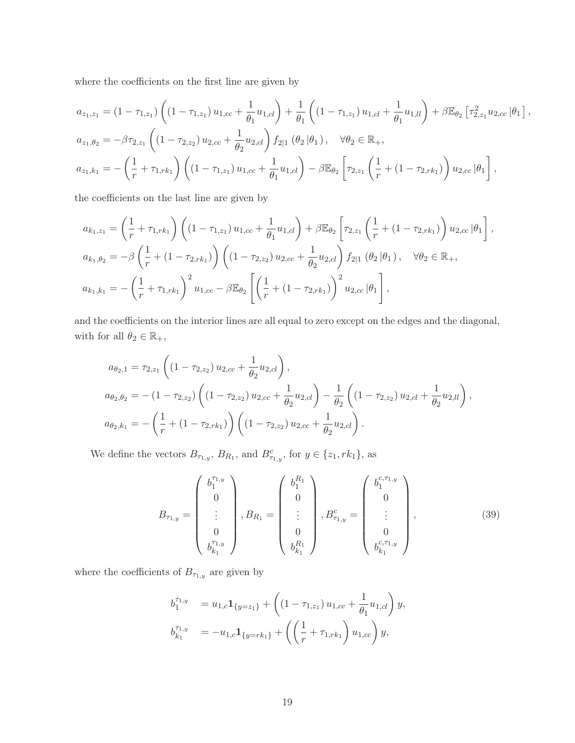where the coefficients on the first line are given by

$$
\begin{aligned}
a_{z_1,z_1} &= (1-\tau_{1,z_1})\left((1-\tau_{1,z_1})\,u_{1,cc} + \frac{1}{\theta_1}u_{1,cl}\right) + \frac{1}{\theta_1}\left((1-\tau_{1,z_1})\,u_{1,cl} + \frac{1}{\theta_1}u_{1,ll}\right) + \beta\mathbb{E}_{\theta_2}\left[\tau_{2,z_1}^2 u_{2,cc}\,|\theta_1\right],\\
a_{z_1,\theta_2} &= -\beta\tau_{2,z_1}\left((1-\tau_{2,z_2})\,u_{2,cc} + \frac{1}{\theta_2}u_{2,cl}\right) f_{2|1}\left(\theta_2\,|\theta_1\right), \quad \forall\theta_2\in\mathbb{R}_+,\\
a_{z_1,k_1} &= -\left(\frac{1}{r}+\tau_{1,rk_1}\right)\left((1-\tau_{1,z_1})\,u_{1,cc} + \frac{1}{\theta_1}u_{1,cl}\right) - \beta\mathbb{E}_{\theta_2}\left[\tau_{2,z_1}\left(\frac{1}{r}+(1-\tau_{2,rk_1})\right)u_{2,cc}\,|\theta_1\right],
\end{aligned}
$$

the coefficients on the last line are given by

$$
\begin{aligned}
a_{k_1,z_1} &= \left(\frac{1}{r}+\tau_{1,rk_1}\right)\left((1-\tau_{1,z_1})\,u_{1,cc} + \frac{1}{\theta_1}u_{1,cl}\right) + \beta\mathbb{E}_{\theta_2}\left[\tau_{2,z_1}\left(\frac{1}{r}+(1-\tau_{2,rk_1})\right)u_{2,cc}\,|\theta_1\right],\\
a_{k_1,\theta_2} &= -\beta\left(\frac{1}{r}+(1-\tau_{2,rk_1})\right)\left((1-\tau_{2,z_2})\,u_{2,cc} + \frac{1}{\theta_2}u_{2,cl}\right) f_{2|1}\left(\theta_2\,|\theta_1\right), \quad \forall\theta_2\in\mathbb{R}_+,\\
a_{k_1,k_1} &= -\left(\frac{1}{r}+\tau_{1,rk_1}\right)^2 u_{1,cc} - \beta\mathbb{E}_{\theta_2}\left[\left(\frac{1}{r}+(1-\tau_{2,rk_1})\right)^2 u_{2,cc}\,|\theta_1\right],
\end{aligned}
$$

and the coefficients on the interior lines are all equal to zero except on the edges and the diagonal, with for all $\theta_2\in\mathbb{R}_+$,

$$
\begin{aligned}
a_{\theta_2,1} &= \tau_{2,z_1}\left((1-\tau_{2,z_2})\,u_{2,cc} + \frac{1}{\theta_2}u_{2,cl}\right),\\
a_{\theta_2,\theta_2} &= -(1-\tau_{2,z_2})\left((1-\tau_{2,z_2})\,u_{2,cc} + \frac{1}{\theta_2}u_{2,cl}\right) - \frac{1}{\theta_2}\left((1-\tau_{2,z_2})\,u_{2,cl} + \frac{1}{\theta_2}u_{2,ll}\right),\\
a_{\theta_2,k_1} &= -\left(\frac{1}{r}+(1-\tau_{2,rk_1})\right)\left((1-\tau_{2,z_2})\,u_{2,cc} + \frac{1}{\theta_2}u_{2,cl}\right).
\end{aligned}
$$

We define the vectors $B_{\tau_{1,y}}$, $B_{R_1}$, and $B^c_{\tau_{1,y}}$, for $y\in\{z_1, rk_1\}$, as

$$
B_{\tau_{1,y}} = \begin{pmatrix} b_1^{\tau_{1,y}} \\ 0 \\ \vdots \\ 0 \\ b_{k_1}^{\tau_{1,y}} \end{pmatrix}, B_{R_1} = \begin{pmatrix} b_1^{R_1} \\ 0 \\ \vdots \\ 0 \\ b_{k_1}^{R_1} \end{pmatrix}, B^c_{\tau_{1,y}} = \begin{pmatrix} b_1^{c,\tau_{1,y}} \\ 0 \\ \vdots \\ 0 \\ b_{k_1}^{c,\tau_{1,y}} \end{pmatrix}, \tag{39}
$$

where the coefficients of $B_{\tau_{1,y}}$ are given by

$$
\begin{aligned}
b_1^{\tau_{1,y}} &= u_{1,c}\mathbf{1}_{\{y=z_1\}} + \left((1-\tau_{1,z_1})\,u_{1,cc} + \frac{1}{\theta_1}u_{1,cl}\right)y,\\
b_{k_1}^{\tau_{1,y}} &= -u_{1,c}\mathbf{1}_{\{y=rk_1\}} + \left(\left(\frac{1}{r}+\tau_{1,rk_1}\right)u_{1,cc}\right)y,
\end{aligned}
$$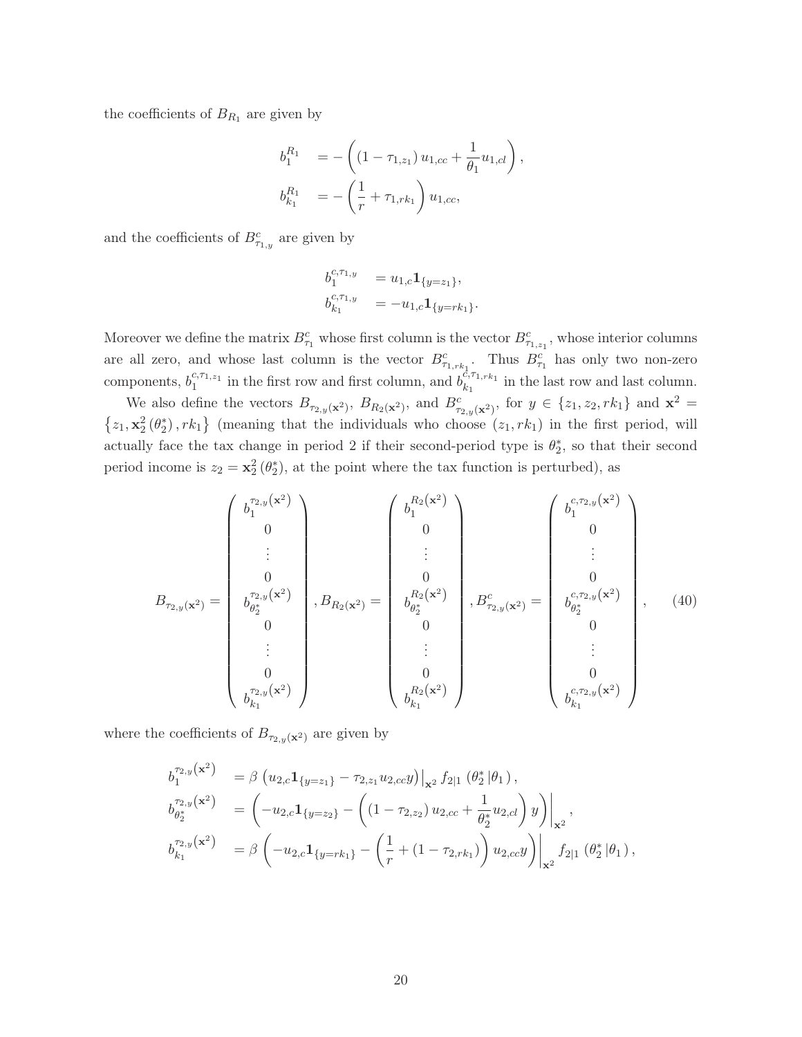the coefficients of $B_{R_1}$ are given by

$$
\begin{aligned}
b_1^{R_1} &= -\left(\left(1-\tau_{1,z_1}\right)u_{1,cc} + \frac{1}{\theta_1}u_{1,cl}\right), \\
b_{k_1}^{R_1} &= -\left(\frac{1}{r} + \tau_{1,rk_1}\right)u_{1,cc},
\end{aligned}
$$

and the coefficients of $B^c_{\tau_{1,y}}$ are given by

$$
\begin{aligned}
b_1^{c,\tau_{1,y}} &= u_{1,c}\mathbf{1}_{\{y=z_1\}}, \\
b_{k_1}^{c,\tau_{1,y}} &= -u_{1,c}\mathbf{1}_{\{y=rk_1\}}.
\end{aligned}
$$

Moreover we define the matrix $B^c_{\tau_1}$ whose first column is the vector $B^c_{\tau_{1,z_1}}$, whose interior columns are all zero, and whose last column is the vector $B^c_{\tau_{1,rk_1}}$. Thus $B^c_{\tau_1}$ has only two non-zero components, $b_1^{c,\tau_{1,z_1}}$ in the first row and first column, and $b_{k_1}^{c,\tau_{1,rk_1}}$ in the last row and last column.

We also define the vectors $B_{\tau_{2,y}(\mathbf{x}^2)}$, $B_{R_2(\mathbf{x}^2)}$, and $B^c_{\tau_{2,y}(\mathbf{x}^2)}$, for $y \in \{z_1, z_2, rk_1\}$ and $\mathbf{x}^2 = \left\{z_1, \mathbf{x}_2^2\left(\theta_2^*\right), rk_1\right\}$ (meaning that the individuals who choose $(z_1, rk_1)$ in the first period, will actually face the tax change in period 2 if their second-period type is $\theta_2^*$, so that their second period income is $z_2 = \mathbf{x}_2^2\left(\theta_2^*\right)$, at the point where the tax function is perturbed), as

$$
B_{\tau_{2,y}(\mathbf{x}^2)} = \begin{pmatrix} b_1^{\tau_{2,y}(\mathbf{x}^2)} \\ 0 \\ \vdots \\ 0 \\ b_{\theta_2^*}^{\tau_{2,y}(\mathbf{x}^2)} \\ 0 \\ \vdots \\ 0 \\ b_{k_1}^{\tau_{2,y}(\mathbf{x}^2)} \end{pmatrix}, B_{R_2(\mathbf{x}^2)} = \begin{pmatrix} b_1^{R_2(\mathbf{x}^2)} \\ 0 \\ \vdots \\ 0 \\ b_{\theta_2^*}^{R_2(\mathbf{x}^2)} \\ 0 \\ \vdots \\ 0 \\ b_{k_1}^{R_2(\mathbf{x}^2)} \end{pmatrix}, B^c_{\tau_{2,y}(\mathbf{x}^2)} = \begin{pmatrix} b_1^{c,\tau_{2,y}(\mathbf{x}^2)} \\ 0 \\ \vdots \\ 0 \\ b_{\theta_2^*}^{c,\tau_{2,y}(\mathbf{x}^2)} \\ 0 \\ \vdots \\ 0 \\ b_{k_1}^{c,\tau_{2,y}(\mathbf{x}^2)} \end{pmatrix}, \tag{40}
$$

where the coefficients of $B_{\tau_{2,y}(\mathbf{x}^2)}$ are given by

$$
\begin{aligned}
b_1^{\tau_{2,y}(\mathbf{x}^2)} &= \beta\left(u_{2,c}\mathbf{1}_{\{y=z_1\}} - \tau_{2,z_1}u_{2,cc}y\right)\Big|_{\mathbf{x}^2} f_{2|1}\left(\theta_2^*|\theta_1\right), \\
b_{\theta_2^*}^{\tau_{2,y}(\mathbf{x}^2)} &= \left(-u_{2,c}\mathbf{1}_{\{y=z_2\}} - \left(\left(1-\tau_{2,z_2}\right)u_{2,cc} + \frac{1}{\theta_2^*}u_{2,cl}\right)y\right)\Bigg|_{\mathbf{x}^2}, \\
b_{k_1}^{\tau_{2,y}(\mathbf{x}^2)} &= \beta\left(-u_{2,c}\mathbf{1}_{\{y=rk_1\}} - \left(\frac{1}{r} + \left(1-\tau_{2,rk_1}\right)\right)u_{2,cc}y\right)\Bigg|_{\mathbf{x}^2} f_{2|1}\left(\theta_2^*|\theta_1\right),
\end{aligned}
$$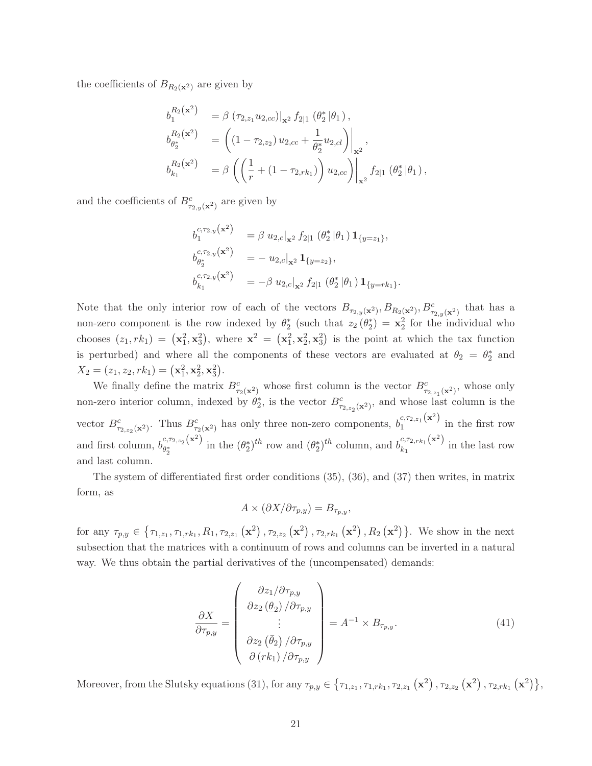the coefficients of $B_{R_2(\mathbf{x}^2)}$ are given by

$$
\begin{aligned}
b_1^{R_2(\mathbf{x}^2)} &= \beta \left.\left(\tau_{2,z_1} u_{2,cc}\right)\right|_{\mathbf{x}^2} f_{2|1}\left(\theta_2^* \,|\theta_1\right), \\
b_{\theta_2^*}^{R_2(\mathbf{x}^2)} &= \left.\left(\left(1-\tau_{2,z_2}\right) u_{2,cc} + \frac{1}{\theta_2^*} u_{2,cl}\right)\right|_{\mathbf{x}^2}, \\
b_{k_1}^{R_2(\mathbf{x}^2)} &= \beta \left.\left(\left(\frac{1}{r} + \left(1-\tau_{2,rk_1}\right)\right) u_{2,cc}\right)\right|_{\mathbf{x}^2} f_{2|1}\left(\theta_2^* \,|\theta_1\right),
\end{aligned}
$$

and the coefficients of $B^c_{\tau_{2,y}(\mathbf{x}^2)}$ are given by

$$
\begin{aligned}
b_1^{c,\tau_{2,y}(\mathbf{x}^2)} &= \beta \left. u_{2,c}\right|_{\mathbf{x}^2} f_{2|1}\left(\theta_2^* \,|\theta_1\right) \mathbf{1}_{\{y=z_1\}}, \\
b_{\theta_2^*}^{c,\tau_{2,y}(\mathbf{x}^2)} &= - \left. u_{2,c}\right|_{\mathbf{x}^2} \mathbf{1}_{\{y=z_2\}}, \\
b_{k_1}^{c,\tau_{2,y}(\mathbf{x}^2)} &= -\beta \left. u_{2,c}\right|_{\mathbf{x}^2} f_{2|1}\left(\theta_2^* \,|\theta_1\right) \mathbf{1}_{\{y=rk_1\}}.
\end{aligned}
$$

Note that the only interior row of each of the vectors $B_{\tau_{2,y}(\mathbf{x}^2)}, B_{R_2(\mathbf{x}^2)}, B^c_{\tau_{2,y}(\mathbf{x}^2)}$ that has a non-zero component is the row indexed by $\theta_2^*$ (such that $z_2\left(\theta_2^*\right) = \mathbf{x}_2^2$ for the individual who chooses $(z_1, rk_1) = \left(\mathbf{x}_1^2, \mathbf{x}_3^2\right)$, where $\mathbf{x}^2 = \left(\mathbf{x}_1^2, \mathbf{x}_2^2, \mathbf{x}_3^2\right)$ is the point at which the tax function is perturbed) and where all the components of these vectors are evaluated at $\theta_2 = \theta_2^*$ and $X_2 = (z_1, z_2, rk_1) = \left(\mathbf{x}_1^2, \mathbf{x}_2^2, \mathbf{x}_3^2\right)$.

We finally define the matrix $B^c_{\tau_2(\mathbf{x}^2)}$ whose first column is the vector $B^c_{\tau_{2,z_1}(\mathbf{x}^2)}$, whose only non-zero interior column, indexed by $\theta_2^*$, is the vector $B^c_{\tau_{2,z_2}(\mathbf{x}^2)}$, and whose last column is the vector $B^c_{\tau_{2,z_2}(\mathbf{x}^2)}$. Thus $B^c_{\tau_2(\mathbf{x}^2)}$ has only three non-zero components, $b_1^{c,\tau_{2,z_1}(\mathbf{x}^2)}$ in the first row and first column, $b_{\theta_2^*}^{c,\tau_{2,z_2}(\mathbf{x}^2)}$ in the $(\theta_2^*)^{th}$ row and $(\theta_2^*)^{th}$ column, and $b_{k_1}^{c,\tau_{2,rk_1}(\mathbf{x}^2)}$ in the last row and last column.

The system of differentiated first order conditions (35), (36), and (37) then writes, in matrix form, as

$$
A \times \left(\partial X / \partial \tau_{p,y}\right) = B_{\tau_{p,y}},
$$

for any $\tau_{p,y} \in \left\{\tau_{1,z_1}, \tau_{1,rk_1}, R_1, \tau_{2,z_1}\left(\mathbf{x}^2\right), \tau_{2,z_2}\left(\mathbf{x}^2\right), \tau_{2,rk_1}\left(\mathbf{x}^2\right), R_2\left(\mathbf{x}^2\right)\right\}$. We show in the next subsection that the matrices with a continuum of rows and columns can be inverted in a natural way. We thus obtain the partial derivatives of the (uncompensated) demands:

$$
\frac{\partial X}{\partial \tau_{p,y}} = \begin{pmatrix} \partial z_1 / \partial \tau_{p,y} \\ \partial z_2\left(\underline{\theta}_2\right) / \partial \tau_{p,y} \\ \vdots \\ \partial z_2\left(\bar{\theta}_2\right) / \partial \tau_{p,y} \\ \partial\left(rk_1\right) / \partial \tau_{p,y} \end{pmatrix} = A^{-1} \times B_{\tau_{p,y}}. \tag{41}
$$

Moreover, from the Slutsky equations (31), for any $\tau_{p,y} \in \left\{\tau_{1,z_1}, \tau_{1,rk_1}, \tau_{2,z_1}\left(\mathbf{x}^2\right), \tau_{2,z_2}\left(\mathbf{x}^2\right), \tau_{2,rk_1}\left(\mathbf{x}^2\right)\right\}$,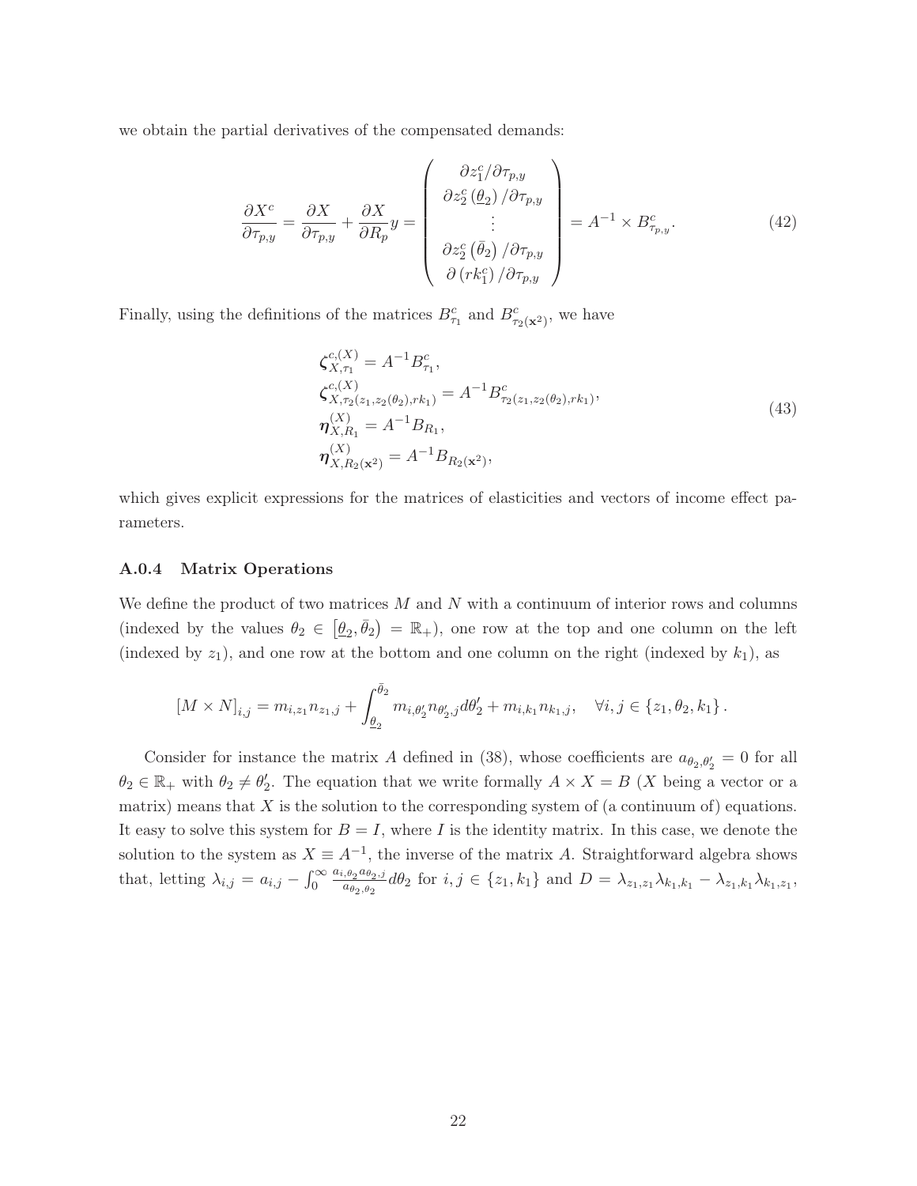we obtain the partial derivatives of the compensated demands:

$$\frac{\partial X^c}{\partial \tau_{p,y}} = \frac{\partial X}{\partial \tau_{p,y}} + \frac{\partial X}{\partial R_p} y = \begin{pmatrix} \partial z_1^c / \partial \tau_{p,y} \\ \partial z_2^c \left(\underline{\theta}_2\right) / \partial \tau_{p,y} \\ \vdots \\ \partial z_2^c \left(\bar{\theta}_2\right) / \partial \tau_{p,y} \\ \partial \left(r k_1^c\right) / \partial \tau_{p,y} \end{pmatrix} = A^{-1} \times B^c_{\tau_{p,y}}. \tag{42}$$

Finally, using the definitions of the matrices $B^c_{\tau_1}$ and $B^c_{\tau_2(\mathbf{x}^2)}$, we have

$$\begin{aligned}
&\boldsymbol{\zeta}^{c,(X)}_{X,\tau_1} = A^{-1} B^c_{\tau_1}, \\
&\boldsymbol{\zeta}^{c,(X)}_{X,\tau_2(z_1, z_2(\theta_2), rk_1)} = A^{-1} B^c_{\tau_2(z_1, z_2(\theta_2), rk_1)}, \\
&\boldsymbol{\eta}^{(X)}_{X,R_1} = A^{-1} B_{R_1}, \\
&\boldsymbol{\eta}^{(X)}_{X,R_2(\mathbf{x}^2)} = A^{-1} B_{R_2(\mathbf{x}^2)},
\end{aligned} \tag{43}$$

which gives explicit expressions for the matrices of elasticities and vectors of income effect parameters.

### A.0.4 Matrix Operations

We define the product of two matrices $M$ and $N$ with a continuum of interior rows and columns (indexed by the values $\theta_2 \in \left[\underline{\theta}_2, \bar{\theta}_2\right) = \mathbb{R}_+$), one row at the top and one column on the left (indexed by $z_1$), and one row at the bottom and one column on the right (indexed by $k_1$), as

$$[M \times N]_{i,j} = m_{i,z_1} n_{z_1,j} + \int_{\underline{\theta}_2}^{\bar{\theta}_2} m_{i,\theta_2'} n_{\theta_2',j} d\theta_2' + m_{i,k_1} n_{k_1,j}, \quad \forall i, j \in \{z_1, \theta_2, k_1\}.$$

Consider for instance the matrix $A$ defined in (38), whose coefficients are $a_{\theta_2,\theta_2'} = 0$ for all $\theta_2 \in \mathbb{R}_+$ with $\theta_2 \neq \theta_2'$. The equation that we write formally $A \times X = B$ ($X$ being a vector or a matrix) means that $X$ is the solution to the corresponding system of (a continuum of) equations. It easy to solve this system for $B = I$, where $I$ is the identity matrix. In this case, we denote the solution to the system as $X \equiv A^{-1}$, the inverse of the matrix $A$. Straightforward algebra shows that, letting $\lambda_{i,j} = a_{i,j} - \int_0^\infty \frac{a_{i,\theta_2} a_{\theta_2,j}}{a_{\theta_2,\theta_2}} d\theta_2$ for $i, j \in \{z_1, k_1\}$ and $D = \lambda_{z_1,z_1}\lambda_{k_1,k_1} - \lambda_{z_1,k_1}\lambda_{k_1,z_1}$,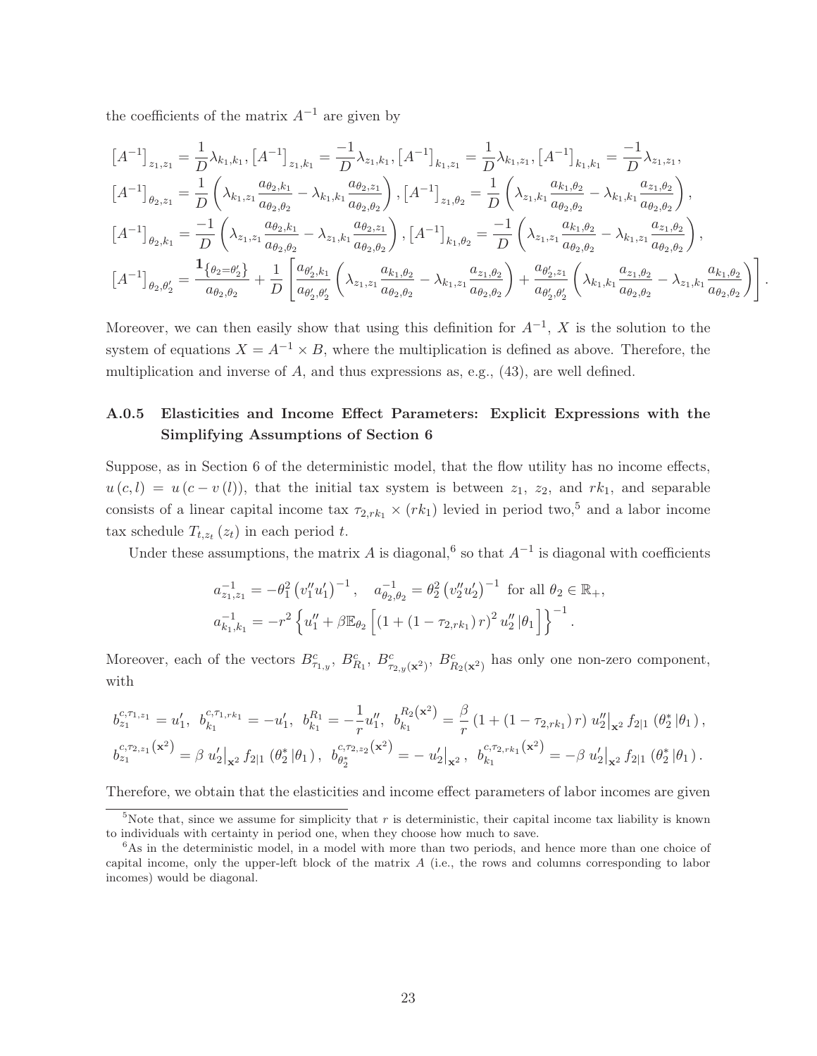the coefficients of the matrix $A^{-1}$ are given by

$$
\left[A^{-1}\right]_{z_1,z_1} = \frac{1}{D}\lambda_{k_1,k_1}, \left[A^{-1}\right]_{z_1,k_1} = \frac{-1}{D}\lambda_{z_1,k_1}, \left[A^{-1}\right]_{k_1,z_1} = \frac{1}{D}\lambda_{k_1,z_1}, \left[A^{-1}\right]_{k_1,k_1} = \frac{-1}{D}\lambda_{z_1,z_1},
$$

$$
\left[A^{-1}\right]_{\theta_2,z_1} = \frac{1}{D}\left(\lambda_{k_1,z_1}\frac{a_{\theta_2,k_1}}{a_{\theta_2,\theta_2}} - \lambda_{k_1,k_1}\frac{a_{\theta_2,z_1}}{a_{\theta_2,\theta_2}}\right), \left[A^{-1}\right]_{z_1,\theta_2} = \frac{1}{D}\left(\lambda_{z_1,k_1}\frac{a_{k_1,\theta_2}}{a_{\theta_2,\theta_2}} - \lambda_{k_1,k_1}\frac{a_{z_1,\theta_2}}{a_{\theta_2,\theta_2}}\right),
$$

$$
\left[A^{-1}\right]_{\theta_2,k_1} = \frac{-1}{D}\left(\lambda_{z_1,z_1}\frac{a_{\theta_2,k_1}}{a_{\theta_2,\theta_2}} - \lambda_{z_1,k_1}\frac{a_{\theta_2,z_1}}{a_{\theta_2,\theta_2}}\right), \left[A^{-1}\right]_{k_1,\theta_2} = \frac{-1}{D}\left(\lambda_{z_1,z_1}\frac{a_{k_1,\theta_2}}{a_{\theta_2,\theta_2}} - \lambda_{k_1,z_1}\frac{a_{z_1,\theta_2}}{a_{\theta_2,\theta_2}}\right),
$$

$$
\left[A^{-1}\right]_{\theta_2,\theta_2'} = \frac{\mathbf{1}_{\{\theta_2=\theta_2'\}}}{a_{\theta_2,\theta_2}} + \frac{1}{D}\left[\frac{a_{\theta_2',k_1}}{a_{\theta_2',\theta_2'}}\left(\lambda_{z_1,z_1}\frac{a_{k_1,\theta_2}}{a_{\theta_2,\theta_2}} - \lambda_{k_1,z_1}\frac{a_{z_1,\theta_2}}{a_{\theta_2,\theta_2}}\right) + \frac{a_{\theta_2',z_1}}{a_{\theta_2',\theta_2'}}\left(\lambda_{k_1,k_1}\frac{a_{z_1,\theta_2}}{a_{\theta_2,\theta_2}} - \lambda_{z_1,k_1}\frac{a_{k_1,\theta_2}}{a_{\theta_2,\theta_2}}\right)\right].
$$

Moreover, we can then easily show that using this definition for $A^{-1}$, $X$ is the solution to the system of equations $X = A^{-1} \times B$, where the multiplication is defined as above. Therefore, the multiplication and inverse of $A$, and thus expressions as, e.g., (43), are well defined.

### A.0.5 Elasticities and Income Effect Parameters: Explicit Expressions with the Simplifying Assumptions of Section 6

Suppose, as in Section 6 of the deterministic model, that the flow utility has no income effects, $u(c,l) = u(c - v(l))$, that the initial tax system is between $z_1$, $z_2$, and $rk_1$, and separable consists of a linear capital income tax $\tau_{2,rk_1} \times (rk_1)$ levied in period two,[5] and a labor income tax schedule $T_{t,z_t}(z_t)$ in each period $t$.

Under these assumptions, the matrix $A$ is diagonal,[6] so that $A^{-1}$ is diagonal with coefficients

$$
a^{-1}_{z_1,z_1} = -\theta_1^2\left(v_1''u_1'\right)^{-1}, \quad a^{-1}_{\theta_2,\theta_2} = \theta_2^2\left(v_2''u_2'\right)^{-1} \text{ for all } \theta_2 \in \mathbb{R}_+,
$$

$$
a^{-1}_{k_1,k_1} = -r^2\left\{u_1'' + \beta\mathbb{E}_{\theta_2}\left[\left(1+\left(1-\tau_{2,rk_1}\right)r\right)^2 u_2''\,|\theta_1\right]\right\}^{-1}.
$$

Moreover, each of the vectors $B^c_{\tau_{1,y}}$, $B^c_{R_1}$, $B^c_{\tau_{2,y}(\mathbf{x}^2)}$, $B^c_{R_2(\mathbf{x}^2)}$ has only one non-zero component, with

$$
b^{c,\tau_{1,z_1}}_{z_1} = u_1',\ \ b^{c,\tau_{1,rk_1}}_{k_1} = -u_1',\ \ b^{R_1}_{k_1} = -\frac{1}{r}u_1'',\ \ b^{R_2(\mathbf{x}^2)}_{k_1} = \frac{\beta}{r}\left(1+\left(1-\tau_{2,rk_1}\right)r\right)u_2''\big|_{\mathbf{x}^2} f_{2|1}\left(\theta_2^*\,|\theta_1\right),
$$

$$
b^{c,\tau_{2,z_1}(\mathbf{x}^2)}_{z_1} = \beta\, u_2'\big|_{\mathbf{x}^2} f_{2|1}\left(\theta_2^*\,|\theta_1\right),\ \ b^{c,\tau_{2,z_2}(\mathbf{x}^2)}_{\theta_2^*} = -\,u_2'\big|_{\mathbf{x}^2},\ \ b^{c,\tau_{2,rk_1}(\mathbf{x}^2)}_{k_1} = -\beta\, u_2'\big|_{\mathbf{x}^2} f_{2|1}\left(\theta_2^*\,|\theta_1\right).
$$

Therefore, we obtain that the elasticities and income effect parameters of labor incomes are given

[5] Note that, since we assume for simplicity that $r$ is deterministic, their capital income tax liability is known to individuals with certainty in period one, when they choose how much to save.

[6] As in the deterministic model, in a model with more than two periods, and hence more than one choice of capital income, only the upper-left block of the matrix $A$ (i.e., the rows and columns corresponding to labor incomes) would be diagonal.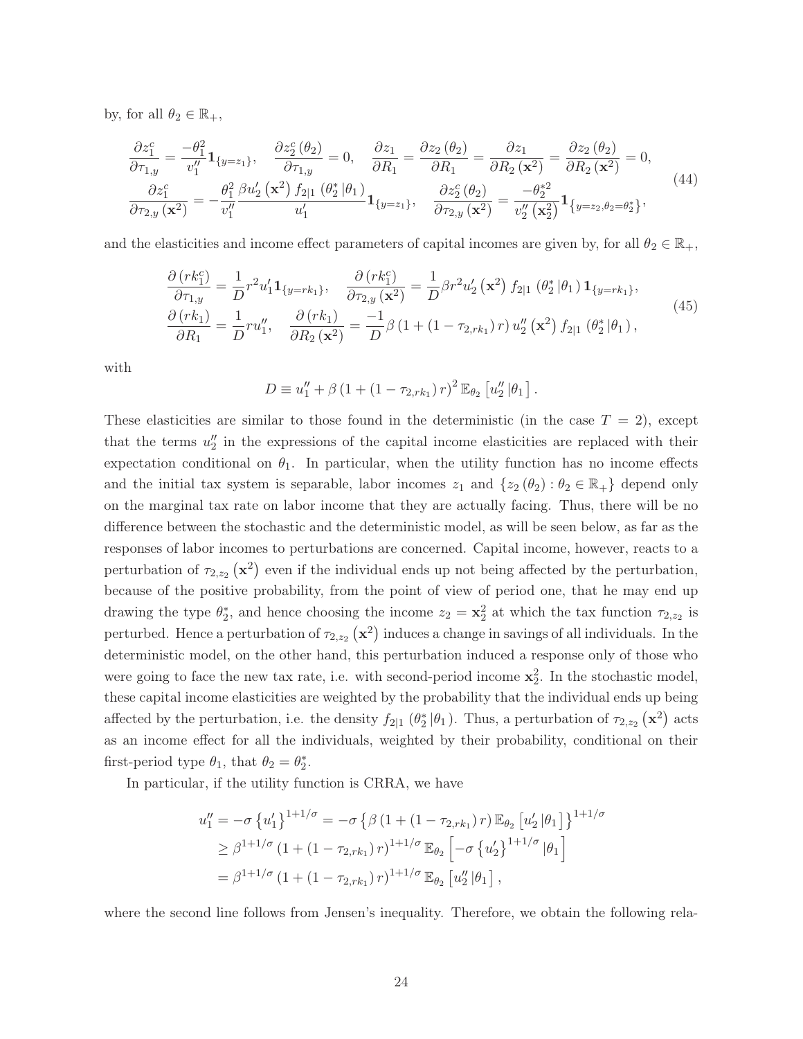by, for all $\theta_2 \in \mathbb{R}_+$,

$$
\begin{aligned}
&\frac{\partial z_1^c}{\partial \tau_{1,y}} = \frac{-\theta_1^2}{v_1''}\mathbf{1}_{\{y=z_1\}}, \quad \frac{\partial z_2^c(\theta_2)}{\partial \tau_{1,y}} = 0, \quad \frac{\partial z_1}{\partial R_1} = \frac{\partial z_2(\theta_2)}{\partial R_1} = \frac{\partial z_1}{\partial R_2(\mathbf{x}^2)} = \frac{\partial z_2(\theta_2)}{\partial R_2(\mathbf{x}^2)} = 0, \\
&\frac{\partial z_1^c}{\partial \tau_{2,y}(\mathbf{x}^2)} = -\frac{\theta_1^2}{v_1''}\frac{\beta u_2'(\mathbf{x}^2) f_{2|1}(\theta_2^* | \theta_1)}{u_1'}\mathbf{1}_{\{y=z_1\}}, \quad \frac{\partial z_2^c(\theta_2)}{\partial \tau_{2,y}(\mathbf{x}^2)} = \frac{-\theta_2^{*2}}{v_2''(\mathbf{x}_2^2)}\mathbf{1}_{\{y=z_2,\theta_2=\theta_2^*\}},
\end{aligned}
\tag{44}
$$

and the elasticities and income effect parameters of capital incomes are given by, for all $\theta_2 \in \mathbb{R}_+$,

$$
\begin{aligned}
&\frac{\partial (rk_1^c)}{\partial \tau_{1,y}} = \frac{1}{D}r^2 u_1' \mathbf{1}_{\{y=rk_1\}}, \quad \frac{\partial (rk_1^c)}{\partial \tau_{2,y}(\mathbf{x}^2)} = \frac{1}{D}\beta r^2 u_2'(\mathbf{x}^2) f_{2|1}(\theta_2^* | \theta_1) \mathbf{1}_{\{y=rk_1\}}, \\
&\frac{\partial (rk_1)}{\partial R_1} = \frac{1}{D}r u_1'', \quad \frac{\partial (rk_1)}{\partial R_2(\mathbf{x}^2)} = \frac{-1}{D}\beta(1+(1-\tau_{2,rk_1})r) u_2''(\mathbf{x}^2) f_{2|1}(\theta_2^* | \theta_1),
\end{aligned}
\tag{45}
$$

with

$$
D \equiv u_1'' + \beta(1+(1-\tau_{2,rk_1})r)^2 \mathbb{E}_{\theta_2}\left[u_2'' | \theta_1\right].
$$

These elasticities are similar to those found in the deterministic (in the case $T = 2$), except that the terms $u_2''$ in the expressions of the capital income elasticities are replaced with their expectation conditional on $\theta_1$. In particular, when the utility function has no income effects and the initial tax system is separable, labor incomes $z_1$ and $\{z_2(\theta_2) : \theta_2 \in \mathbb{R}_+\}$ depend only on the marginal tax rate on labor income that they are actually facing. Thus, there will be no difference between the stochastic and the deterministic model, as will be seen below, as far as the responses of labor incomes to perturbations are concerned. Capital income, however, reacts to a perturbation of $\tau_{2,z_2}(\mathbf{x}^2)$ even if the individual ends up not being affected by the perturbation, because of the positive probability, from the point of view of period one, that he may end up drawing the type $\theta_2^*$, and hence choosing the income $z_2 = \mathbf{x}_2^2$ at which the tax function $\tau_{2,z_2}$ is perturbed. Hence a perturbation of $\tau_{2,z_2}(\mathbf{x}^2)$ induces a change in savings of all individuals. In the deterministic model, on the other hand, this perturbation induced a response only of those who were going to face the new tax rate, i.e. with second-period income $\mathbf{x}_2^2$. In the stochastic model, these capital income elasticities are weighted by the probability that the individual ends up being affected by the perturbation, i.e. the density $f_{2|1}(\theta_2^* | \theta_1)$. Thus, a perturbation of $\tau_{2,z_2}(\mathbf{x}^2)$ acts as an income effect for all the individuals, weighted by their probability, conditional on their first-period type $\theta_1$, that $\theta_2 = \theta_2^*$.

In particular, if the utility function is CRRA, we have

$$
\begin{aligned}
u_1'' &= -\sigma\left\{u_1'\right\}^{1+1/\sigma} = -\sigma\left\{\beta(1+(1-\tau_{2,rk_1})r)\mathbb{E}_{\theta_2}\left[u_2' | \theta_1\right]\right\}^{1+1/\sigma} \\
&\geq \beta^{1+1/\sigma}(1+(1-\tau_{2,rk_1})r)^{1+1/\sigma}\mathbb{E}_{\theta_2}\left[-\sigma\left\{u_2'\right\}^{1+1/\sigma} | \theta_1\right] \\
&= \beta^{1+1/\sigma}(1+(1-\tau_{2,rk_1})r)^{1+1/\sigma}\mathbb{E}_{\theta_2}\left[u_2'' | \theta_1\right],
\end{aligned}
$$

where the second line follows from Jensen's inequality. Therefore, we obtain the following rela-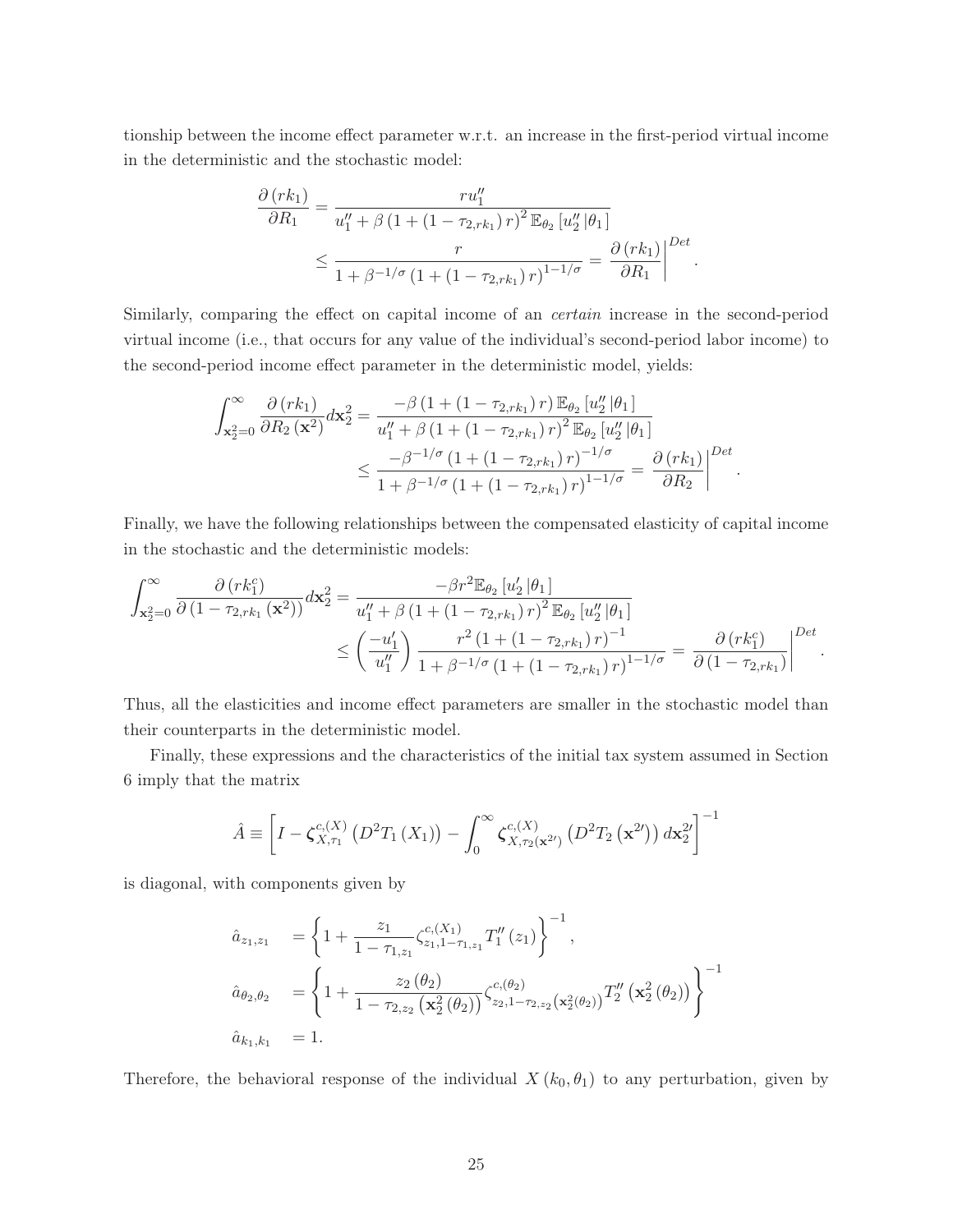tionship between the income effect parameter w.r.t. an increase in the first-period virtual income in the deterministic and the stochastic model:

$$\frac{\partial (rk_1)}{\partial R_1} = \frac{r u_1''}{u_1'' + \beta \left(1 + \left(1 - \tau_{2,rk_1}\right) r\right)^2 \mathbb{E}_{\theta_2}\left[u_2'' \,|\theta_1\right]} \\ \leq \frac{r}{1 + \beta^{-1/\sigma} \left(1 + \left(1 - \tau_{2,rk_1}\right) r\right)^{1-1/\sigma}} = \left.\frac{\partial (rk_1)}{\partial R_1}\right|^{Det}.$$

Similarly, comparing the effect on capital income of an *certain* increase in the second-period virtual income (i.e., that occurs for any value of the individual's second-period labor income) to the second-period income effect parameter in the deterministic model, yields:

$$\int_{\mathbf{x}_2^2=0}^{\infty} \frac{\partial (rk_1)}{\partial R_2 (\mathbf{x}^2)} d\mathbf{x}_2^2 = \frac{-\beta \left(1 + \left(1 - \tau_{2,rk_1}\right) r\right) \mathbb{E}_{\theta_2}\left[u_2'' \,|\theta_1\right]}{u_1'' + \beta \left(1 + \left(1 - \tau_{2,rk_1}\right) r\right)^2 \mathbb{E}_{\theta_2}\left[u_2'' \,|\theta_1\right]} \\ \leq \frac{-\beta^{-1/\sigma} \left(1 + \left(1 - \tau_{2,rk_1}\right) r\right)^{-1/\sigma}}{1 + \beta^{-1/\sigma} \left(1 + \left(1 - \tau_{2,rk_1}\right) r\right)^{1-1/\sigma}} = \left.\frac{\partial (rk_1)}{\partial R_2}\right|^{Det}.$$

Finally, we have the following relationships between the compensated elasticity of capital income in the stochastic and the deterministic models:

$$\int_{\mathbf{x}_2^2=0}^{\infty} \frac{\partial (rk_1^c)}{\partial \left(1 - \tau_{2,rk_1} (\mathbf{x}^2)\right)} d\mathbf{x}_2^2 = \frac{-\beta r^2 \mathbb{E}_{\theta_2}\left[u_2' \,|\theta_1\right]}{u_1'' + \beta \left(1 + \left(1 - \tau_{2,rk_1}\right) r\right)^2 \mathbb{E}_{\theta_2}\left[u_2'' \,|\theta_1\right]} \\ \leq \left(\frac{-u_1'}{u_1''}\right) \frac{r^2 \left(1 + \left(1 - \tau_{2,rk_1}\right) r\right)^{-1}}{1 + \beta^{-1/\sigma} \left(1 + \left(1 - \tau_{2,rk_1}\right) r\right)^{1-1/\sigma}} = \left.\frac{\partial (rk_1^c)}{\partial \left(1 - \tau_{2,rk_1}\right)}\right|^{Det}.$$

Thus, all the elasticities and income effect parameters are smaller in the stochastic model than their counterparts in the deterministic model.

Finally, these expressions and the characteristics of the initial tax system assumed in Section 6 imply that the matrix

$$\hat{A} \equiv \left[I - \boldsymbol{\zeta}_{X,\tau_1}^{c,(X)} \left(D^2 T_1 (X_1)\right) - \int_0^{\infty} \boldsymbol{\zeta}_{X,\tau_2(\mathbf{x}^{2\prime})}^{c,(X)} \left(D^2 T_2 \left(\mathbf{x}^{2\prime}\right)\right) d\mathbf{x}_2^{2\prime}\right]^{-1}$$

is diagonal, with components given by

$$\begin{aligned}
\hat{a}_{z_1,z_1} &= \left\{1 + \frac{z_1}{1 - \tau_{1,z_1}} \zeta_{z_1, 1-\tau_{1,z_1}}^{c,(X_1)} T_1'' (z_1)\right\}^{-1}, \\
\hat{a}_{\theta_2,\theta_2} &= \left\{1 + \frac{z_2 (\theta_2)}{1 - \tau_{2,z_2}\left(\mathbf{x}_2^2 (\theta_2)\right)} \zeta_{z_2, 1-\tau_{2,z_2}\left(\mathbf{x}_2^2(\theta_2)\right)}^{c,(\theta_2)} T_2'' \left(\mathbf{x}_2^2 (\theta_2)\right)\right\}^{-1} \\
\hat{a}_{k_1,k_1} &= 1.
\end{aligned}$$

Therefore, the behavioral response of the individual $X(k_0, \theta_1)$ to any perturbation, given by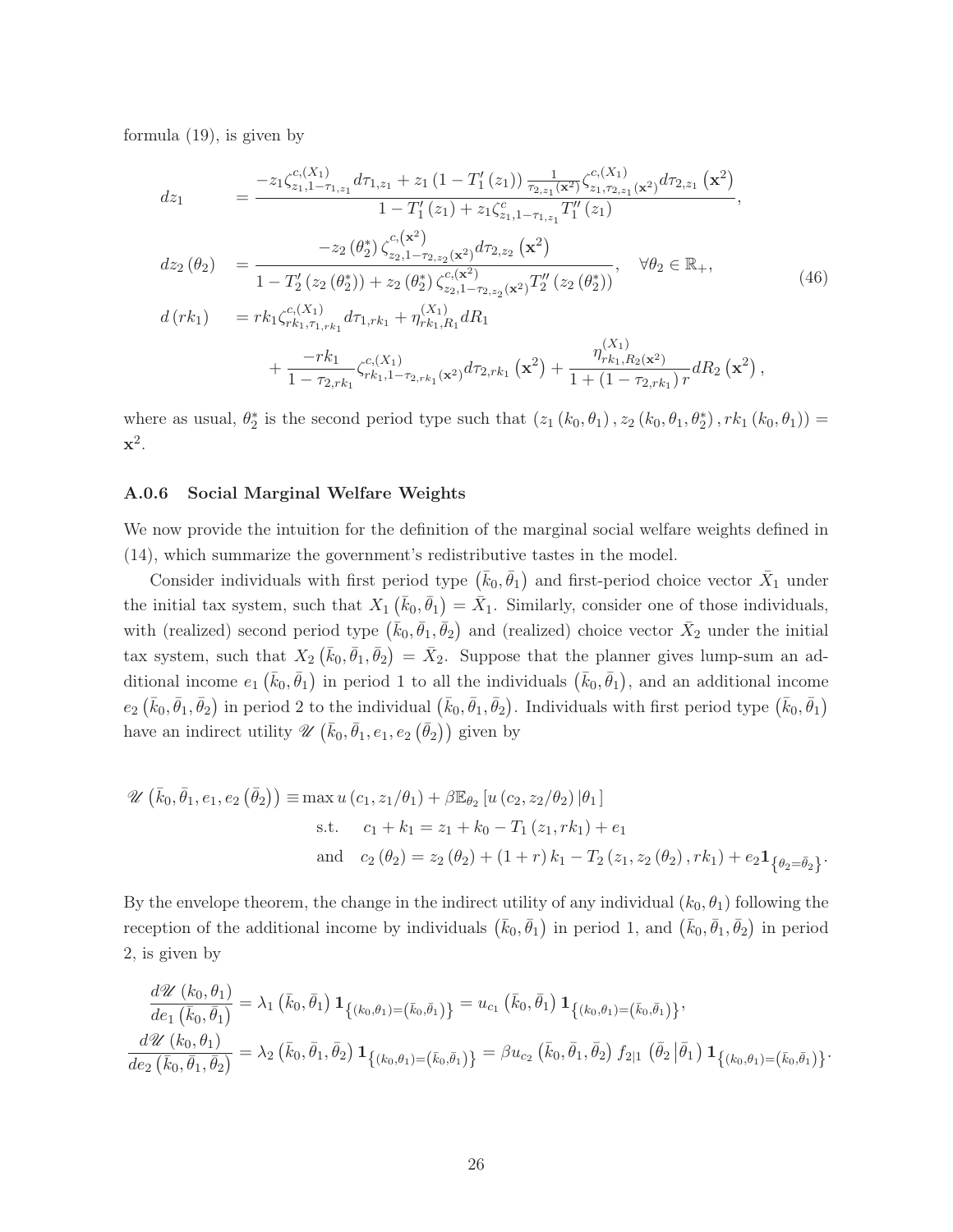formula (19), is given by

$$
\begin{aligned}
dz_1 \quad &= \frac{-z_1 \zeta^{c,(X_1)}_{z_1,1-\tau_{1,z_1}} d\tau_{1,z_1} + z_1 \left(1 - T_1'(z_1)\right) \frac{1}{\tau_{2,z_1}(\mathbf{x}^2)} \zeta^{c,(X_1)}_{z_1,\tau_{2,z_1}(\mathbf{x}^2)} d\tau_{2,z_1}\left(\mathbf{x}^2\right)}{1 - T_1'(z_1) + z_1 \zeta^{c}_{z_1,1-\tau_{1,z_1}} T_1''(z_1)}, \\
dz_2(\theta_2) \quad &= \frac{-z_2(\theta_2^*) \zeta^{c,(\mathbf{x}^2)}_{z_2,1-\tau_{2,z_2}(\mathbf{x}^2)} d\tau_{2,z_2}\left(\mathbf{x}^2\right)}{1 - T_2'(z_2(\theta_2^*)) + z_2(\theta_2^*) \zeta^{c,(\mathbf{x}^2)}_{z_2,1-\tau_{2,z_2}(\mathbf{x}^2)} T_2''(z_2(\theta_2^*))}, \quad \forall \theta_2 \in \mathbb{R}_+, \qquad (46) \\
d(rk_1) \quad &= rk_1 \zeta^{c,(X_1)}_{rk_1,\tau_{1,rk_1}} d\tau_{1,rk_1} + \eta^{(X_1)}_{rk_1,R_1} dR_1 \\
&\quad + \frac{-rk_1}{1 - \tau_{2,rk_1}} \zeta^{c,(X_1)}_{rk_1,1-\tau_{2,rk_1}(\mathbf{x}^2)} d\tau_{2,rk_1}\left(\mathbf{x}^2\right) + \frac{\eta^{(X_1)}_{rk_1,R_2(\mathbf{x}^2)}}{1 + (1 - \tau_{2,rk_1}) r} dR_2\left(\mathbf{x}^2\right),
\end{aligned}
$$

where as usual, $\theta_2^*$ is the second period type such that $\left(z_1(k_0,\theta_1), z_2(k_0,\theta_1,\theta_2^*), rk_1(k_0,\theta_1)\right) = \mathbf{x}^2$.

### A.0.6 Social Marginal Welfare Weights

We now provide the intuition for the definition of the marginal social welfare weights defined in (14), which summarize the government's redistributive tastes in the model.

Consider individuals with first period type $\left(\bar{k}_0,\bar{\theta}_1\right)$ and first-period choice vector $\bar{X}_1$ under the initial tax system, such that $X_1\left(\bar{k}_0,\bar{\theta}_1\right) = \bar{X}_1$. Similarly, consider one of those individuals, with (realized) second period type $\left(\bar{k}_0,\bar{\theta}_1,\bar{\theta}_2\right)$ and (realized) choice vector $\bar{X}_2$ under the initial tax system, such that $X_2\left(\bar{k}_0,\bar{\theta}_1,\bar{\theta}_2\right) = \bar{X}_2$. Suppose that the planner gives lump-sum an additional income $e_1\left(\bar{k}_0,\bar{\theta}_1\right)$ in period 1 to all the individuals $\left(\bar{k}_0,\bar{\theta}_1\right)$, and an additional income $e_2\left(\bar{k}_0,\bar{\theta}_1,\bar{\theta}_2\right)$ in period 2 to the individual $\left(\bar{k}_0,\bar{\theta}_1,\bar{\theta}_2\right)$. Individuals with first period type $\left(\bar{k}_0,\bar{\theta}_1\right)$ have an indirect utility $\mathscr{U}\left(\bar{k}_0,\bar{\theta}_1,e_1,e_2\left(\bar{\theta}_2\right)\right)$ given by

$$
\begin{aligned}
\mathscr{U}\left(\bar{k}_0,\bar{\theta}_1,e_1,e_2\left(\bar{\theta}_2\right)\right) \equiv & \max u\left(c_1, z_1/\theta_1\right) + \beta \mathbb{E}_{\theta_2}\left[u\left(c_2, z_2/\theta_2\right) | \theta_1\right] \\
& \text{s.t.} \quad c_1 + k_1 = z_1 + k_0 - T_1(z_1, rk_1) + e_1 \\
& \text{and} \quad c_2(\theta_2) = z_2(\theta_2) + (1+r) k_1 - T_2(z_1, z_2(\theta_2), rk_1) + e_2 \mathbf{1}_{\left\{\theta_2 = \bar{\theta}_2\right\}}.
\end{aligned}
$$

By the envelope theorem, the change in the indirect utility of any individual $(k_0,\theta_1)$ following the reception of the additional income by individuals $\left(\bar{k}_0,\bar{\theta}_1\right)$ in period 1, and $\left(\bar{k}_0,\bar{\theta}_1,\bar{\theta}_2\right)$ in period 2, is given by

$$
\begin{aligned}
\frac{d\mathscr{U}(k_0,\theta_1)}{de_1\left(\bar{k}_0,\bar{\theta}_1\right)} &= \lambda_1\left(\bar{k}_0,\bar{\theta}_1\right) \mathbf{1}_{\left\{(k_0,\theta_1) = \left(\bar{k}_0,\bar{\theta}_1\right)\right\}} = u_{c_1}\left(\bar{k}_0,\bar{\theta}_1\right) \mathbf{1}_{\left\{(k_0,\theta_1) = \left(\bar{k}_0,\bar{\theta}_1\right)\right\}}, \\
\frac{d\mathscr{U}(k_0,\theta_1)}{de_2\left(\bar{k}_0,\bar{\theta}_1,\bar{\theta}_2\right)} &= \lambda_2\left(\bar{k}_0,\bar{\theta}_1,\bar{\theta}_2\right) \mathbf{1}_{\left\{(k_0,\theta_1) = \left(\bar{k}_0,\bar{\theta}_1\right)\right\}} = \beta u_{c_2}\left(\bar{k}_0,\bar{\theta}_1,\bar{\theta}_2\right) f_{2|1}\left(\bar{\theta}_2 \middle| \bar{\theta}_1\right) \mathbf{1}_{\left\{(k_0,\theta_1) = \left(\bar{k}_0,\bar{\theta}_1\right)\right\}}.
\end{aligned}
$$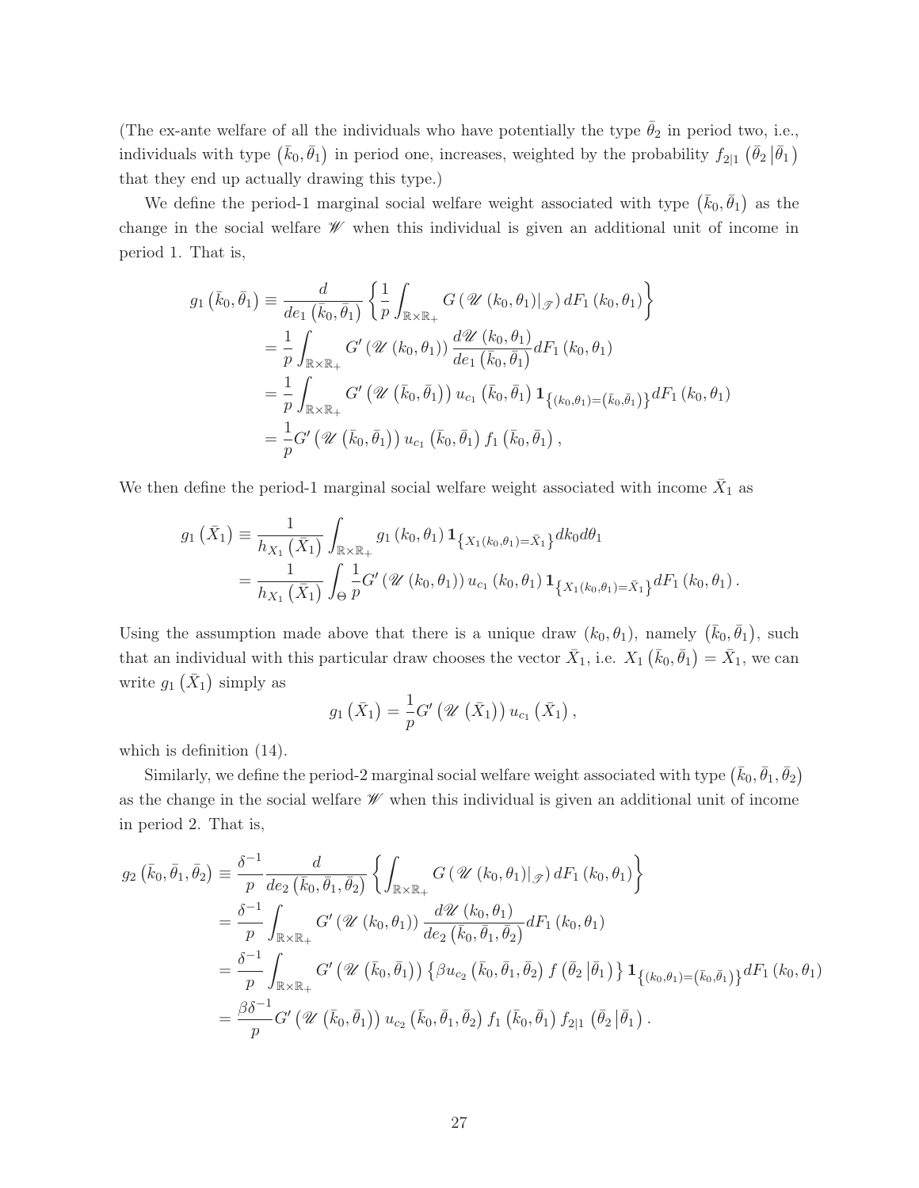(The ex-ante welfare of all the individuals who have potentially the type $\bar{\theta}_2$ in period two, i.e., individuals with type $(\bar{k}_0, \bar{\theta}_1)$ in period one, increases, weighted by the probability $f_{2|1}(\bar{\theta}_2 | \bar{\theta}_1)$ that they end up actually drawing this type.)

We define the period-1 marginal social welfare weight associated with type $(\bar{k}_0, \bar{\theta}_1)$ as the change in the social welfare $\mathscr{W}$ when this individual is given an additional unit of income in period 1. That is,

$$
\begin{aligned}
g_1(\bar{k}_0, \bar{\theta}_1) &\equiv \frac{d}{de_1(\bar{k}_0, \bar{\theta}_1)} \left\{ \frac{1}{p} \int_{\mathbb{R}\times\mathbb{R}_+} G\left( \mathscr{U}(k_0, \theta_1)|_{\mathscr{T}} \right) dF_1(k_0, \theta_1) \right\} \\
&= \frac{1}{p} \int_{\mathbb{R}\times\mathbb{R}_+} G'\left( \mathscr{U}(k_0, \theta_1) \right) \frac{d\mathscr{U}(k_0, \theta_1)}{de_1(\bar{k}_0, \bar{\theta}_1)} dF_1(k_0, \theta_1) \\
&= \frac{1}{p} \int_{\mathbb{R}\times\mathbb{R}_+} G'\left( \mathscr{U}(\bar{k}_0, \bar{\theta}_1) \right) u_{c_1}(\bar{k}_0, \bar{\theta}_1) \mathbf{1}_{\left\{(k_0,\theta_1)=(\bar{k}_0,\bar{\theta}_1)\right\}} dF_1(k_0, \theta_1) \\
&= \frac{1}{p} G'\left( \mathscr{U}(\bar{k}_0, \bar{\theta}_1) \right) u_{c_1}(\bar{k}_0, \bar{\theta}_1) f_1(\bar{k}_0, \bar{\theta}_1),
\end{aligned}
$$

We then define the period-1 marginal social welfare weight associated with income $\bar{X}_1$ as

$$
\begin{aligned}
g_1(\bar{X}_1) &\equiv \frac{1}{h_{X_1}(\bar{X}_1)} \int_{\mathbb{R}\times\mathbb{R}_+} g_1(k_0, \theta_1) \mathbf{1}_{\left\{X_1(k_0,\theta_1)=\bar{X}_1\right\}} dk_0 d\theta_1 \\
&= \frac{1}{h_{X_1}(\bar{X}_1)} \int_{\Theta} \frac{1}{p} G'\left( \mathscr{U}(k_0, \theta_1) \right) u_{c_1}(k_0, \theta_1) \mathbf{1}_{\left\{X_1(k_0,\theta_1)=\bar{X}_1\right\}} dF_1(k_0, \theta_1).
\end{aligned}
$$

Using the assumption made above that there is a unique draw $(k_0, \theta_1)$, namely $(\bar{k}_0, \bar{\theta}_1)$, such that an individual with this particular draw chooses the vector $\bar{X}_1$, i.e. $X_1(\bar{k}_0, \bar{\theta}_1) = \bar{X}_1$, we can write $g_1(\bar{X}_1)$ simply as

$$
g_1(\bar{X}_1) = \frac{1}{p} G'\left( \mathscr{U}(\bar{X}_1) \right) u_{c_1}(\bar{X}_1),
$$

which is definition (14).

Similarly, we define the period-2 marginal social welfare weight associated with type $(\bar{k}_0, \bar{\theta}_1, \bar{\theta}_2)$ as the change in the social welfare $\mathscr{W}$ when this individual is given an additional unit of income in period 2. That is,

$$
\begin{aligned}
g_2(\bar{k}_0, \bar{\theta}_1, \bar{\theta}_2) &\equiv \frac{\delta^{-1}}{p} \frac{d}{de_2(\bar{k}_0, \bar{\theta}_1, \bar{\theta}_2)} \left\{ \int_{\mathbb{R}\times\mathbb{R}_+} G\left( \mathscr{U}(k_0, \theta_1)|_{\mathscr{T}} \right) dF_1(k_0, \theta_1) \right\} \\
&= \frac{\delta^{-1}}{p} \int_{\mathbb{R}\times\mathbb{R}_+} G'\left( \mathscr{U}(k_0, \theta_1) \right) \frac{d\mathscr{U}(k_0, \theta_1)}{de_2(\bar{k}_0, \bar{\theta}_1, \bar{\theta}_2)} dF_1(k_0, \theta_1) \\
&= \frac{\delta^{-1}}{p} \int_{\mathbb{R}\times\mathbb{R}_+} G'\left( \mathscr{U}(\bar{k}_0, \bar{\theta}_1) \right) \left\{ \beta u_{c_2}(\bar{k}_0, \bar{\theta}_1, \bar{\theta}_2) f(\bar{\theta}_2 | \bar{\theta}_1) \right\} \mathbf{1}_{\left\{(k_0,\theta_1)=(\bar{k}_0,\bar{\theta}_1)\right\}} dF_1(k_0, \theta_1) \\
&= \frac{\beta\delta^{-1}}{p} G'\left( \mathscr{U}(\bar{k}_0, \bar{\theta}_1) \right) u_{c_2}(\bar{k}_0, \bar{\theta}_1, \bar{\theta}_2) f_1(\bar{k}_0, \bar{\theta}_1) f_{2|1}(\bar{\theta}_2 | \bar{\theta}_1).
\end{aligned}
$$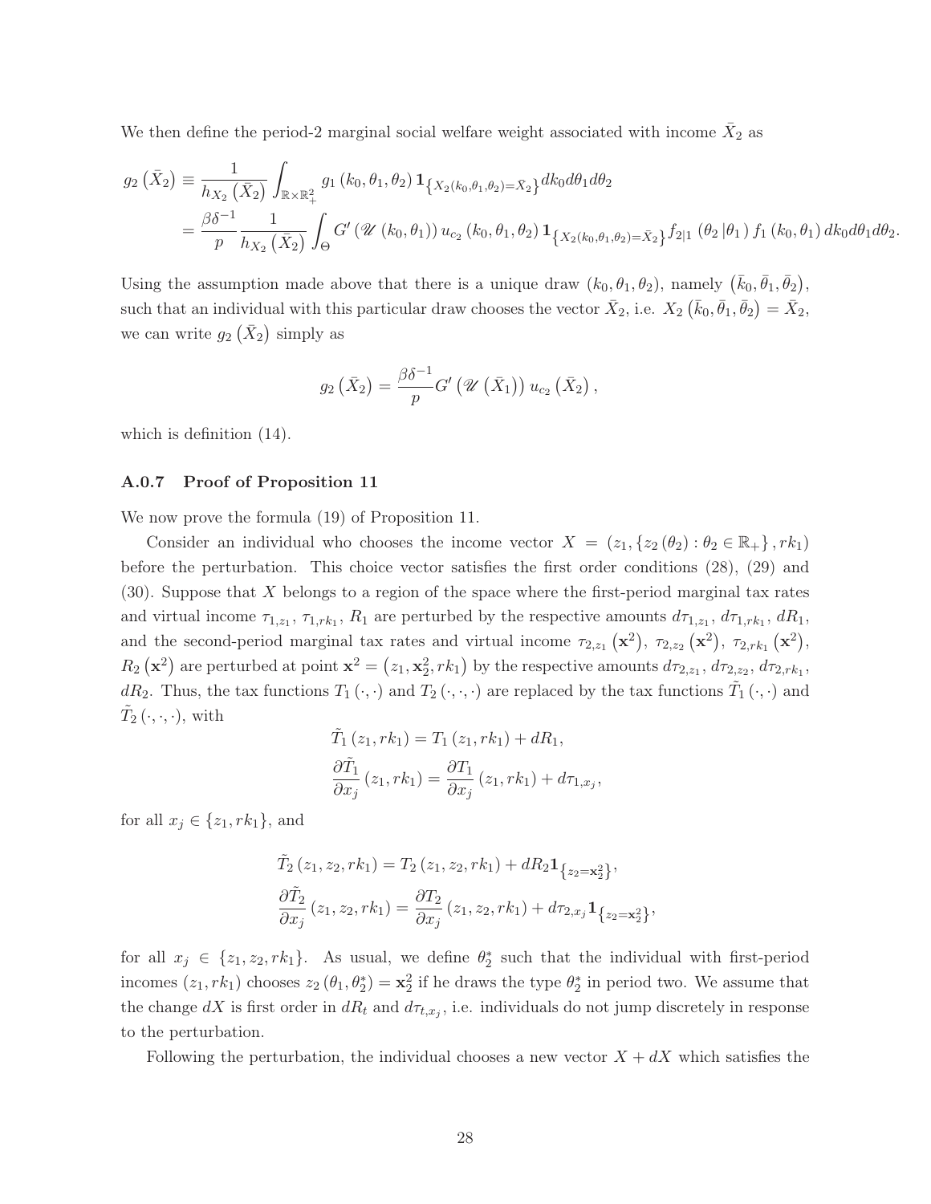We then define the period-2 marginal social welfare weight associated with income $\bar{X}_2$ as

$$
\begin{aligned}
g_2\left(\bar{X}_2\right) &\equiv \frac{1}{h_{X_2}\left(\bar{X}_2\right)} \int_{\mathbb{R}\times\mathbb{R}_+^2} g_1\left(k_0,\theta_1,\theta_2\right) \mathbf{1}_{\left\{X_2(k_0,\theta_1,\theta_2)=\bar{X}_2\right\}} dk_0 d\theta_1 d\theta_2 \\
&= \frac{\beta\delta^{-1}}{p} \frac{1}{h_{X_2}\left(\bar{X}_2\right)} \int_{\Theta} G'\left(\mathscr{U}\left(k_0,\theta_1\right)\right) u_{c_2}\left(k_0,\theta_1,\theta_2\right) \mathbf{1}_{\left\{X_2(k_0,\theta_1,\theta_2)=\bar{X}_2\right\}} f_{2|1}\left(\theta_2\left|\theta_1\right.\right) f_1\left(k_0,\theta_1\right) dk_0 d\theta_1 d\theta_2.
\end{aligned}
$$

Using the assumption made above that there is a unique draw $(k_0,\theta_1,\theta_2)$, namely $\left(\bar{k}_0,\bar{\theta}_1,\bar{\theta}_2\right)$, such that an individual with this particular draw chooses the vector $\bar{X}_2$, i.e. $X_2\left(\bar{k}_0,\bar{\theta}_1,\bar{\theta}_2\right)=\bar{X}_2$, we can write $g_2\left(\bar{X}_2\right)$ simply as

$$
g_2\left(\bar{X}_2\right) = \frac{\beta\delta^{-1}}{p} G'\left(\mathscr{U}\left(\bar{X}_1\right)\right) u_{c_2}\left(\bar{X}_2\right),
$$

which is definition (14).

### A.0.7 Proof of Proposition 11

We now prove the formula (19) of Proposition 11.

Consider an individual who chooses the income vector $X = \left(z_1, \left\{z_2\left(\theta_2\right) : \theta_2 \in \mathbb{R}_+\right\}, rk_1\right)$ before the perturbation. This choice vector satisfies the first order conditions (28), (29) and (30). Suppose that $X$ belongs to a region of the space where the first-period marginal tax rates and virtual income $\tau_{1,z_1}$, $\tau_{1,rk_1}$, $R_1$ are perturbed by the respective amounts $d\tau_{1,z_1}$, $d\tau_{1,rk_1}$, $dR_1$, and the second-period marginal tax rates and virtual income $\tau_{2,z_1}\left(\mathbf{x}^2\right)$, $\tau_{2,z_2}\left(\mathbf{x}^2\right)$, $\tau_{2,rk_1}\left(\mathbf{x}^2\right)$, $R_2\left(\mathbf{x}^2\right)$ are perturbed at point $\mathbf{x}^2 = \left(z_1, \mathbf{x}_2^2, rk_1\right)$ by the respective amounts $d\tau_{2,z_1}$, $d\tau_{2,z_2}$, $d\tau_{2,rk_1}$, $dR_2$. Thus, the tax functions $T_1(\cdot,\cdot)$ and $T_2(\cdot,\cdot,\cdot)$ are replaced by the tax functions $\tilde{T}_1(\cdot,\cdot)$ and $\tilde{T}_2(\cdot,\cdot,\cdot)$, with

$$
\begin{aligned}
\tilde{T}_1\left(z_1, rk_1\right) &= T_1\left(z_1, rk_1\right) + dR_1, \\
\frac{\partial \tilde{T}_1}{\partial x_j}\left(z_1, rk_1\right) &= \frac{\partial T_1}{\partial x_j}\left(z_1, rk_1\right) + d\tau_{1,x_j},
\end{aligned}
$$

for all $x_j \in \{z_1, rk_1\}$, and

$$
\begin{aligned}
\tilde{T}_2\left(z_1, z_2, rk_1\right) &= T_2\left(z_1, z_2, rk_1\right) + dR_2 \mathbf{1}_{\left\{z_2=\mathbf{x}_2^2\right\}}, \\
\frac{\partial \tilde{T}_2}{\partial x_j}\left(z_1, z_2, rk_1\right) &= \frac{\partial T_2}{\partial x_j}\left(z_1, z_2, rk_1\right) + d\tau_{2,x_j} \mathbf{1}_{\left\{z_2=\mathbf{x}_2^2\right\}},
\end{aligned}
$$

for all $x_j \in \{z_1, z_2, rk_1\}$. As usual, we define $\theta_2^*$ such that the individual with first-period incomes $(z_1, rk_1)$ chooses $z_2\left(\theta_1, \theta_2^*\right) = \mathbf{x}_2^2$ if he draws the type $\theta_2^*$ in period two. We assume that the change $dX$ is first order in $dR_t$ and $d\tau_{t,x_j}$, i.e. individuals do not jump discretely in response to the perturbation.

Following the perturbation, the individual chooses a new vector $X + dX$ which satisfies the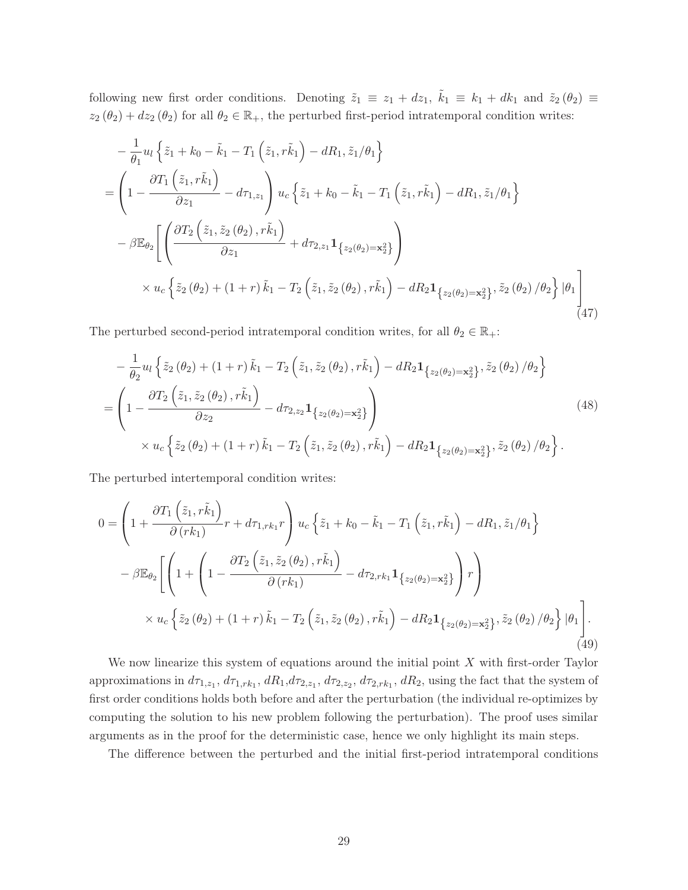following new first order conditions. Denoting $\tilde{z}_1 \equiv z_1 + dz_1$, $\tilde{k}_1 \equiv k_1 + dk_1$ and $\tilde{z}_2(\theta_2) \equiv z_2(\theta_2) + dz_2(\theta_2)$ for all $\theta_2 \in \mathbb{R}_+$, the perturbed first-period intratemporal condition writes:

$$
\begin{aligned}
&-\frac{1}{\theta_1} u_l \left\{ \tilde{z}_1 + k_0 - \tilde{k}_1 - T_1\left(\tilde{z}_1, r\tilde{k}_1\right) - dR_1, \tilde{z}_1/\theta_1 \right\} \\
&= \left( 1 - \frac{\partial T_1\left(\tilde{z}_1, r\tilde{k}_1\right)}{\partial z_1} - d\tau_{1,z_1} \right) u_c \left\{ \tilde{z}_1 + k_0 - \tilde{k}_1 - T_1\left(\tilde{z}_1, r\tilde{k}_1\right) - dR_1, \tilde{z}_1/\theta_1 \right\} \\
&\quad - \beta \mathbb{E}_{\theta_2} \Bigg[ \left( \frac{\partial T_2\left(\tilde{z}_1, \tilde{z}_2(\theta_2), r\tilde{k}_1\right)}{\partial z_1} + d\tau_{2,z_1} \mathbf{1}_{\left\{z_2(\theta_2) = \mathbf{x}_2^2\right\}} \right) \\
&\qquad \times u_c \left\{ \tilde{z}_2(\theta_2) + (1+r)\tilde{k}_1 - T_2\left(\tilde{z}_1, \tilde{z}_2(\theta_2), r\tilde{k}_1\right) - dR_2 \mathbf{1}_{\left\{z_2(\theta_2) = \mathbf{x}_2^2\right\}}, \tilde{z}_2(\theta_2)/\theta_2 \right\} | \theta_1 \Bigg]
\end{aligned}
\tag{47}
$$

The perturbed second-period intratemporal condition writes, for all $\theta_2 \in \mathbb{R}_+$:

$$
\begin{aligned}
&-\frac{1}{\theta_2} u_l \left\{ \tilde{z}_2(\theta_2) + (1+r)\tilde{k}_1 - T_2\left(\tilde{z}_1, \tilde{z}_2(\theta_2), r\tilde{k}_1\right) - dR_2 \mathbf{1}_{\left\{z_2(\theta_2) = \mathbf{x}_2^2\right\}}, \tilde{z}_2(\theta_2)/\theta_2 \right\} \\
&= \left( 1 - \frac{\partial T_2\left(\tilde{z}_1, \tilde{z}_2(\theta_2), r\tilde{k}_1\right)}{\partial z_2} - d\tau_{2,z_2} \mathbf{1}_{\left\{z_2(\theta_2) = \mathbf{x}_2^2\right\}} \right) \\
&\qquad \times u_c \left\{ \tilde{z}_2(\theta_2) + (1+r)\tilde{k}_1 - T_2\left(\tilde{z}_1, \tilde{z}_2(\theta_2), r\tilde{k}_1\right) - dR_2 \mathbf{1}_{\left\{z_2(\theta_2) = \mathbf{x}_2^2\right\}}, \tilde{z}_2(\theta_2)/\theta_2 \right\}.
\end{aligned}
\tag{48}
$$

The perturbed intertemporal condition writes:

$$
\begin{aligned}
0 &= \left( 1 + \frac{\partial T_1\left(\tilde{z}_1, r\tilde{k}_1\right)}{\partial (rk_1)} r + d\tau_{1,rk_1} r \right) u_c \left\{ \tilde{z}_1 + k_0 - \tilde{k}_1 - T_1\left(\tilde{z}_1, r\tilde{k}_1\right) - dR_1, \tilde{z}_1/\theta_1 \right\} \\
&\quad - \beta \mathbb{E}_{\theta_2} \Bigg[ \left( 1 + \left( 1 - \frac{\partial T_2\left(\tilde{z}_1, \tilde{z}_2(\theta_2), r\tilde{k}_1\right)}{\partial (rk_1)} - d\tau_{2,rk_1} \mathbf{1}_{\left\{z_2(\theta_2) = \mathbf{x}_2^2\right\}} \right) r \right) \\
&\qquad \times u_c \left\{ \tilde{z}_2(\theta_2) + (1+r)\tilde{k}_1 - T_2\left(\tilde{z}_1, \tilde{z}_2(\theta_2), r\tilde{k}_1\right) - dR_2 \mathbf{1}_{\left\{z_2(\theta_2) = \mathbf{x}_2^2\right\}}, \tilde{z}_2(\theta_2)/\theta_2 \right\} | \theta_1 \Bigg].
\end{aligned}
\tag{49}
$$

We now linearize this system of equations around the initial point $X$ with first-order Taylor approximations in $d\tau_{1,z_1}$, $d\tau_{1,rk_1}$, $dR_1$, $d\tau_{2,z_1}$, $d\tau_{2,z_2}$, $d\tau_{2,rk_1}$, $dR_2$, using the fact that the system of first order conditions holds both before and after the perturbation (the individual re-optimizes by computing the solution to his new problem following the perturbation). The proof uses similar arguments as in the proof for the deterministic case, hence we only highlight its main steps.

The difference between the perturbed and the initial first-period intratemporal conditions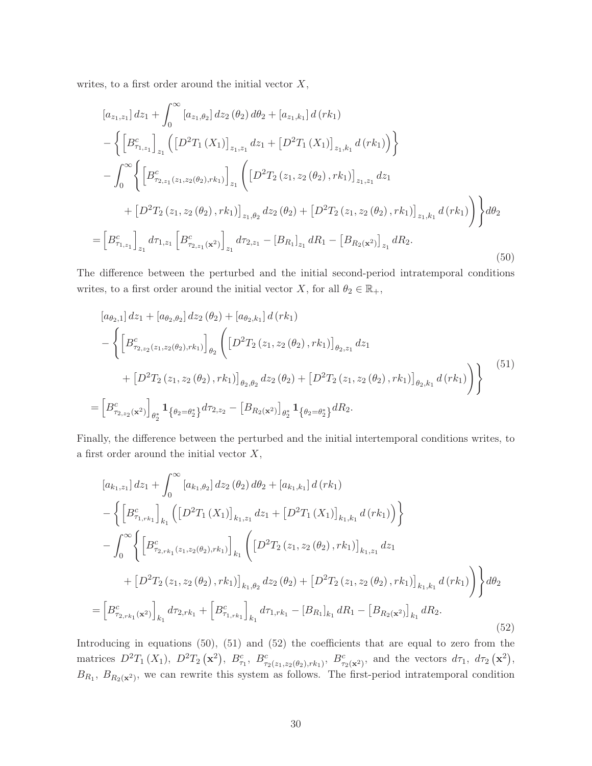writes, to a first order around the initial vector $X$,

$$
\begin{aligned}
&\left[a_{z_1,z_1}\right] dz_1 + \int_0^\infty \left[a_{z_1,\theta_2}\right] dz_2\left(\theta_2\right) d\theta_2 + \left[a_{z_1,k_1}\right] d\left(rk_1\right) \\
&- \left\{ \left[B^c_{\tau_{1,z_1}}\right]_{z_1} \left( \left[D^2 T_1\left(X_1\right)\right]_{z_1,z_1} dz_1 + \left[D^2 T_1\left(X_1\right)\right]_{z_1,k_1} d\left(rk_1\right) \right) \right\} \\
&- \int_0^\infty \left\{ \left[B^c_{\tau_{2,z_1}\left(z_1,z_2\left(\theta_2\right),rk_1\right)}\right]_{z_1} \left( \left[D^2 T_2\left(z_1,z_2\left(\theta_2\right),rk_1\right)\right]_{z_1,z_1} dz_1 \right.\right. \\
&\qquad \left.\left. + \left[D^2 T_2\left(z_1,z_2\left(\theta_2\right),rk_1\right)\right]_{z_1,\theta_2} dz_2\left(\theta_2\right) + \left[D^2 T_2\left(z_1,z_2\left(\theta_2\right),rk_1\right)\right]_{z_1,k_1} d\left(rk_1\right) \right) \right\} d\theta_2 \\
&= \left[B^c_{\tau_{1,z_1}}\right]_{z_1} d\tau_{1,z_1} \left[B^c_{\tau_{2,z_1}\left(\mathbf{x}^2\right)}\right]_{z_1} d\tau_{2,z_1} - \left[B_{R_1}\right]_{z_1} dR_1 - \left[B_{R_2\left(\mathbf{x}^2\right)}\right]_{z_1} dR_2.
\end{aligned}
\tag{50}
$$

The difference between the perturbed and the initial second-period intratemporal conditions writes, to a first order around the initial vector $X$, for all $\theta_2 \in \mathbb{R}_+$,

$$
\begin{aligned}
&\left[a_{\theta_2,1}\right] dz_1 + \left[a_{\theta_2,\theta_2}\right] dz_2\left(\theta_2\right) + \left[a_{\theta_2,k_1}\right] d\left(rk_1\right) \\
&- \left\{ \left[B^c_{\tau_{2,z_2}\left(z_1,z_2\left(\theta_2\right),rk_1\right)}\right]_{\theta_2} \left( \left[D^2 T_2\left(z_1,z_2\left(\theta_2\right),rk_1\right)\right]_{\theta_2,z_1} dz_1 \right.\right. \\
&\qquad \left.\left. + \left[D^2 T_2\left(z_1,z_2\left(\theta_2\right),rk_1\right)\right]_{\theta_2,\theta_2} dz_2\left(\theta_2\right) + \left[D^2 T_2\left(z_1,z_2\left(\theta_2\right),rk_1\right)\right]_{\theta_2,k_1} d\left(rk_1\right) \right) \right\} \\
&= \left[B^c_{\tau_{2,z_2}\left(\mathbf{x}^2\right)}\right]_{\theta_2^*} \mathbf{1}_{\left\{\theta_2=\theta_2^*\right\}} d\tau_{2,z_2} - \left[B_{R_2\left(\mathbf{x}^2\right)}\right]_{\theta_2^*} \mathbf{1}_{\left\{\theta_2=\theta_2^*\right\}} dR_2.
\end{aligned}
\tag{51}
$$

Finally, the difference between the perturbed and the initial intertemporal conditions writes, to a first order around the initial vector $X$,

$$
\begin{aligned}
&\left[a_{k_1,z_1}\right] dz_1 + \int_0^\infty \left[a_{k_1,\theta_2}\right] dz_2\left(\theta_2\right) d\theta_2 + \left[a_{k_1,k_1}\right] d\left(rk_1\right) \\
&- \left\{ \left[B^c_{\tau_{1,rk_1}}\right]_{k_1} \left( \left[D^2 T_1\left(X_1\right)\right]_{k_1,z_1} dz_1 + \left[D^2 T_1\left(X_1\right)\right]_{k_1,k_1} d\left(rk_1\right) \right) \right\} \\
&- \int_0^\infty \left\{ \left[B^c_{\tau_{2,rk_1}\left(z_1,z_2\left(\theta_2\right),rk_1\right)}\right]_{k_1} \left( \left[D^2 T_2\left(z_1,z_2\left(\theta_2\right),rk_1\right)\right]_{k_1,z_1} dz_1 \right.\right. \\
&\qquad \left.\left. + \left[D^2 T_2\left(z_1,z_2\left(\theta_2\right),rk_1\right)\right]_{k_1,\theta_2} dz_2\left(\theta_2\right) + \left[D^2 T_2\left(z_1,z_2\left(\theta_2\right),rk_1\right)\right]_{k_1,k_1} d\left(rk_1\right) \right) \right\} d\theta_2 \\
&= \left[B^c_{\tau_{2,rk_1}\left(\mathbf{x}^2\right)}\right]_{k_1} d\tau_{2,rk_1} + \left[B^c_{\tau_{1,rk_1}}\right]_{k_1} d\tau_{1,rk_1} - \left[B_{R_1}\right]_{k_1} dR_1 - \left[B_{R_2\left(\mathbf{x}^2\right)}\right]_{k_1} dR_2.
\end{aligned}
\tag{52}
$$

Introducing in equations (50), (51) and (52) the coefficients that are equal to zero from the matrices $D^2 T_1\left(X_1\right)$, $D^2 T_2\left(\mathbf{x}^2\right)$, $B^c_{\tau_1}$, $B^c_{\tau_2\left(z_1,z_2\left(\theta_2\right),rk_1\right)}$, $B^c_{\tau_2\left(\mathbf{x}^2\right)}$, and the vectors $d\tau_1$, $d\tau_2\left(\mathbf{x}^2\right)$, $B_{R_1}$, $B_{R_2\left(\mathbf{x}^2\right)}$, we can rewrite this system as follows. The first-period intratemporal condition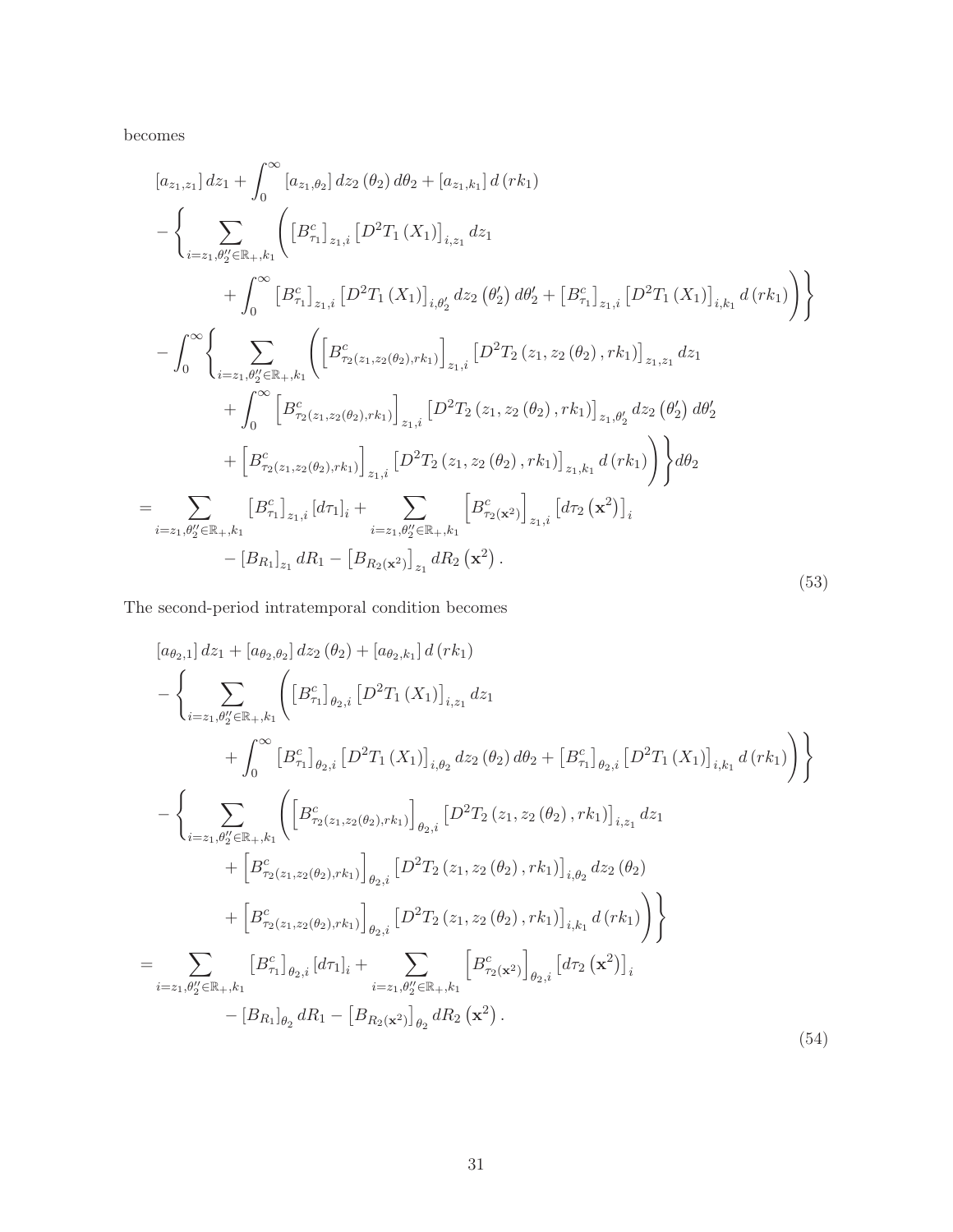becomes

$$
\begin{aligned}
&[a_{z_1,z_1}]\,dz_1 + \int_0^\infty [a_{z_1,\theta_2}]\,dz_2(\theta_2)\,d\theta_2 + [a_{z_1,k_1}]\,d(rk_1) \\
&- \Bigg\{ \sum_{i=z_1,\theta_2''\in\mathbb{R}_+,k_1} \Bigg( \left[B^c_{\tau_1}\right]_{z_1,i} \left[D^2T_1(X_1)\right]_{i,z_1} dz_1 \\
&\qquad + \int_0^\infty \left[B^c_{\tau_1}\right]_{z_1,i} \left[D^2T_1(X_1)\right]_{i,\theta_2'} dz_2(\theta_2')\,d\theta_2' + \left[B^c_{\tau_1}\right]_{z_1,i} \left[D^2T_1(X_1)\right]_{i,k_1} d(rk_1) \Bigg) \Bigg\} \\
&- \int_0^\infty \Bigg\{ \sum_{i=z_1,\theta_2''\in\mathbb{R}_+,k_1} \Bigg( \left[B^c_{\tau_2(z_1,z_2(\theta_2),rk_1)}\right]_{z_1,i} \left[D^2T_2(z_1,z_2(\theta_2),rk_1)\right]_{z_1,z_1} dz_1 \\
&\qquad + \int_0^\infty \left[B^c_{\tau_2(z_1,z_2(\theta_2),rk_1)}\right]_{z_1,i} \left[D^2T_2(z_1,z_2(\theta_2),rk_1)\right]_{z_1,\theta_2'} dz_2(\theta_2')\,d\theta_2' \\
&\qquad + \left[B^c_{\tau_2(z_1,z_2(\theta_2),rk_1)}\right]_{z_1,i} \left[D^2T_2(z_1,z_2(\theta_2),rk_1)\right]_{z_1,k_1} d(rk_1) \Bigg) \Bigg\} d\theta_2 \\
=& \sum_{i=z_1,\theta_2''\in\mathbb{R}_+,k_1} \left[B^c_{\tau_1}\right]_{z_1,i} [d\tau_1]_i + \sum_{i=z_1,\theta_2''\in\mathbb{R}_+,k_1} \left[B^c_{\tau_2(\mathbf{x}^2)}\right]_{z_1,i} \left[d\tau_2(\mathbf{x}^2)\right]_i \\
&\qquad - [B_{R_1}]_{z_1}\,dR_1 - \left[B_{R_2(\mathbf{x}^2)}\right]_{z_1} dR_2(\mathbf{x}^2).
\end{aligned} \tag{53}
$$

The second-period intratemporal condition becomes

$$
\begin{aligned}
&[a_{\theta_2,1}]\,dz_1 + [a_{\theta_2,\theta_2}]\,dz_2(\theta_2) + [a_{\theta_2,k_1}]\,d(rk_1) \\
&- \Bigg\{ \sum_{i=z_1,\theta_2''\in\mathbb{R}_+,k_1} \Bigg( \left[B^c_{\tau_1}\right]_{\theta_2,i} \left[D^2T_1(X_1)\right]_{i,z_1} dz_1 \\
&\qquad + \int_0^\infty \left[B^c_{\tau_1}\right]_{\theta_2,i} \left[D^2T_1(X_1)\right]_{i,\theta_2} dz_2(\theta_2)\,d\theta_2 + \left[B^c_{\tau_1}\right]_{\theta_2,i} \left[D^2T_1(X_1)\right]_{i,k_1} d(rk_1) \Bigg) \Bigg\} \\
&- \Bigg\{ \sum_{i=z_1,\theta_2''\in\mathbb{R}_+,k_1} \Bigg( \left[B^c_{\tau_2(z_1,z_2(\theta_2),rk_1)}\right]_{\theta_2,i} \left[D^2T_2(z_1,z_2(\theta_2),rk_1)\right]_{i,z_1} dz_1 \\
&\qquad + \left[B^c_{\tau_2(z_1,z_2(\theta_2),rk_1)}\right]_{\theta_2,i} \left[D^2T_2(z_1,z_2(\theta_2),rk_1)\right]_{i,\theta_2} dz_2(\theta_2) \\
&\qquad + \left[B^c_{\tau_2(z_1,z_2(\theta_2),rk_1)}\right]_{\theta_2,i} \left[D^2T_2(z_1,z_2(\theta_2),rk_1)\right]_{i,k_1} d(rk_1) \Bigg) \Bigg\} \\
=& \sum_{i=z_1,\theta_2''\in\mathbb{R}_+,k_1} \left[B^c_{\tau_1}\right]_{\theta_2,i} [d\tau_1]_i + \sum_{i=z_1,\theta_2''\in\mathbb{R}_+,k_1} \left[B^c_{\tau_2(\mathbf{x}^2)}\right]_{\theta_2,i} \left[d\tau_2(\mathbf{x}^2)\right]_i \\
&\qquad - [B_{R_1}]_{\theta_2}\,dR_1 - \left[B_{R_2(\mathbf{x}^2)}\right]_{\theta_2} dR_2(\mathbf{x}^2).
\end{aligned} \tag{54}
$$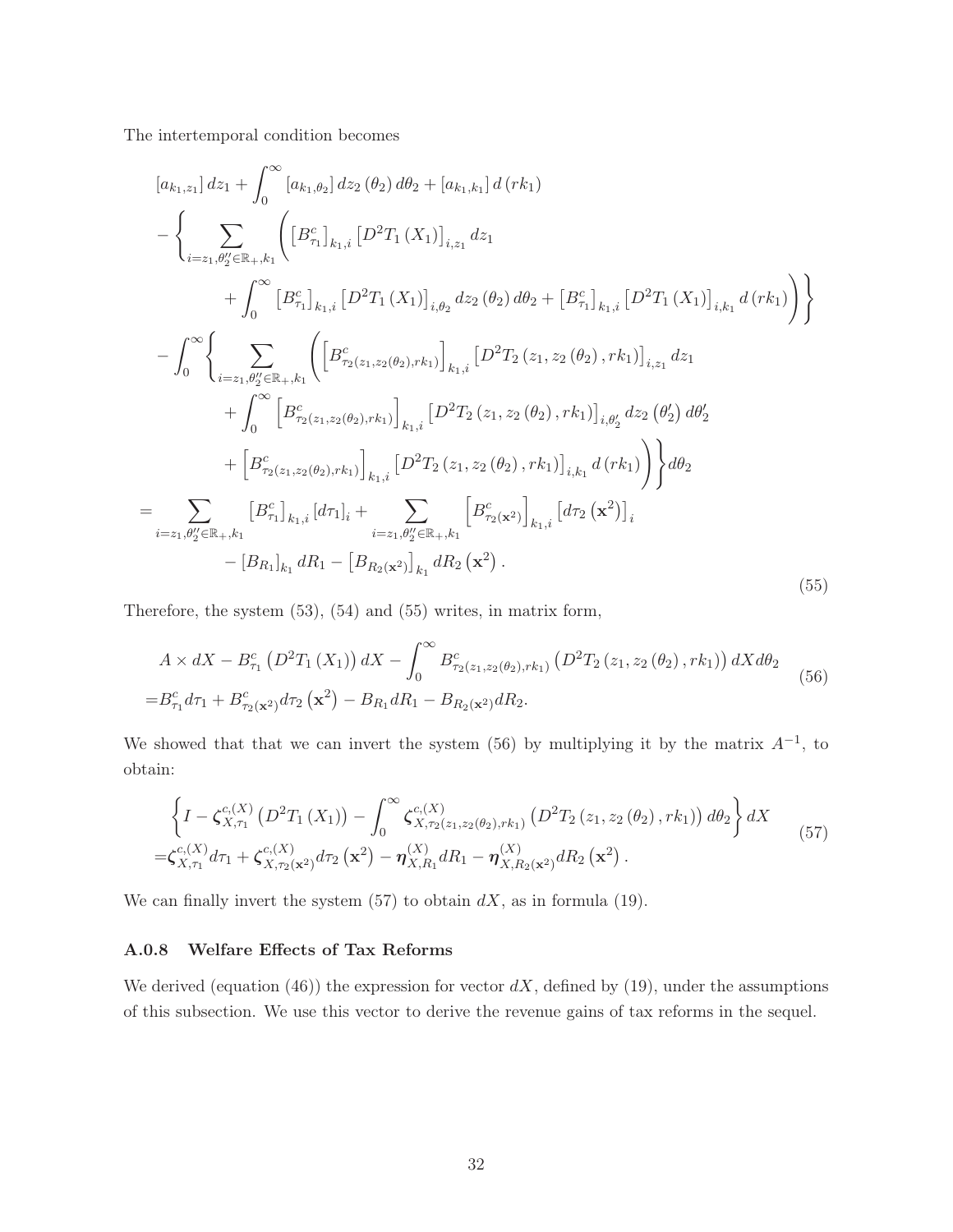The intertemporal condition becomes

$$
\begin{aligned}
& [a_{k_1,z_1}]\, dz_1 + \int_0^\infty [a_{k_1,\theta_2}]\, dz_2(\theta_2)\, d\theta_2 + [a_{k_1,k_1}]\, d(rk_1) \\
& - \left\{ \sum_{i=z_1,\theta_2''\in\mathbb{R}_+,k_1} \left( \left[B^c_{\tau_1}\right]_{k_1,i} \left[D^2 T_1(X_1)\right]_{i,z_1} dz_1 \right.\right. \\
& \qquad \left.\left. + \int_0^\infty \left[B^c_{\tau_1}\right]_{k_1,i} \left[D^2 T_1(X_1)\right]_{i,\theta_2} dz_2(\theta_2)\, d\theta_2 + \left[B^c_{\tau_1}\right]_{k_1,i} \left[D^2 T_1(X_1)\right]_{i,k_1} d(rk_1) \right) \right\} \\
& - \int_0^\infty \left\{ \sum_{i=z_1,\theta_2''\in\mathbb{R}_+,k_1} \left( \left[B^c_{\tau_2(z_1,z_2(\theta_2),rk_1)}\right]_{k_1,i} \left[D^2 T_2(z_1, z_2(\theta_2), rk_1)\right]_{i,z_1} dz_1 \right.\right. \\
& \qquad + \int_0^\infty \left[B^c_{\tau_2(z_1,z_2(\theta_2),rk_1)}\right]_{k_1,i} \left[D^2 T_2(z_1, z_2(\theta_2), rk_1)\right]_{i,\theta_2'} dz_2(\theta_2')\, d\theta_2' \\
& \qquad \left.\left. + \left[B^c_{\tau_2(z_1,z_2(\theta_2),rk_1)}\right]_{k_1,i} \left[D^2 T_2(z_1, z_2(\theta_2), rk_1)\right]_{i,k_1} d(rk_1) \right) \right\} d\theta_2 \\
= & \sum_{i=z_1,\theta_2''\in\mathbb{R}_+,k_1} \left[B^c_{\tau_1}\right]_{k_1,i} [d\tau_1]_i + \sum_{i=z_1,\theta_2''\in\mathbb{R}_+,k_1} \left[B^c_{\tau_2(\mathbf{x}^2)}\right]_{k_1,i} \left[d\tau_2(\mathbf{x}^2)\right]_i \\
& \qquad - [B_{R_1}]_{k_1} dR_1 - \left[B_{R_2(\mathbf{x}^2)}\right]_{k_1} dR_2(\mathbf{x}^2).
\end{aligned} \tag{55}
$$

Therefore, the system (53), (54) and (55) writes, in matrix form,

$$
\begin{aligned}
& A \times dX - B^c_{\tau_1}\left(D^2 T_1(X_1)\right) dX - \int_0^\infty B^c_{\tau_2(z_1,z_2(\theta_2),rk_1)} \left(D^2 T_2(z_1, z_2(\theta_2), rk_1)\right) dX d\theta_2 \\
= & B^c_{\tau_1} d\tau_1 + B^c_{\tau_2(\mathbf{x}^2)} d\tau_2(\mathbf{x}^2) - B_{R_1} dR_1 - B_{R_2(\mathbf{x}^2)} dR_2.
\end{aligned} \tag{56}
$$

We showed that that we can invert the system (56) by multiplying it by the matrix $A^{-1}$, to obtain:

$$
\begin{aligned}
& \left\{ I - \boldsymbol{\zeta}^{c,(X)}_{X,\tau_1}\left(D^2 T_1(X_1)\right) - \int_0^\infty \boldsymbol{\zeta}^{c,(X)}_{X,\tau_2(z_1,z_2(\theta_2),rk_1)} \left(D^2 T_2(z_1, z_2(\theta_2), rk_1)\right) d\theta_2 \right\} dX \\
= & \boldsymbol{\zeta}^{c,(X)}_{X,\tau_1} d\tau_1 + \boldsymbol{\zeta}^{c,(X)}_{X,\tau_2(\mathbf{x}^2)} d\tau_2(\mathbf{x}^2) - \boldsymbol{\eta}^{(X)}_{X,R_1} dR_1 - \boldsymbol{\eta}^{(X)}_{X,R_2(\mathbf{x}^2)} dR_2(\mathbf{x}^2).
\end{aligned} \tag{57}
$$

We can finally invert the system (57) to obtain $dX$, as in formula (19).

### A.0.8 Welfare Effects of Tax Reforms

We derived (equation (46)) the expression for vector $dX$, defined by (19), under the assumptions of this subsection. We use this vector to derive the revenue gains of tax reforms in the sequel.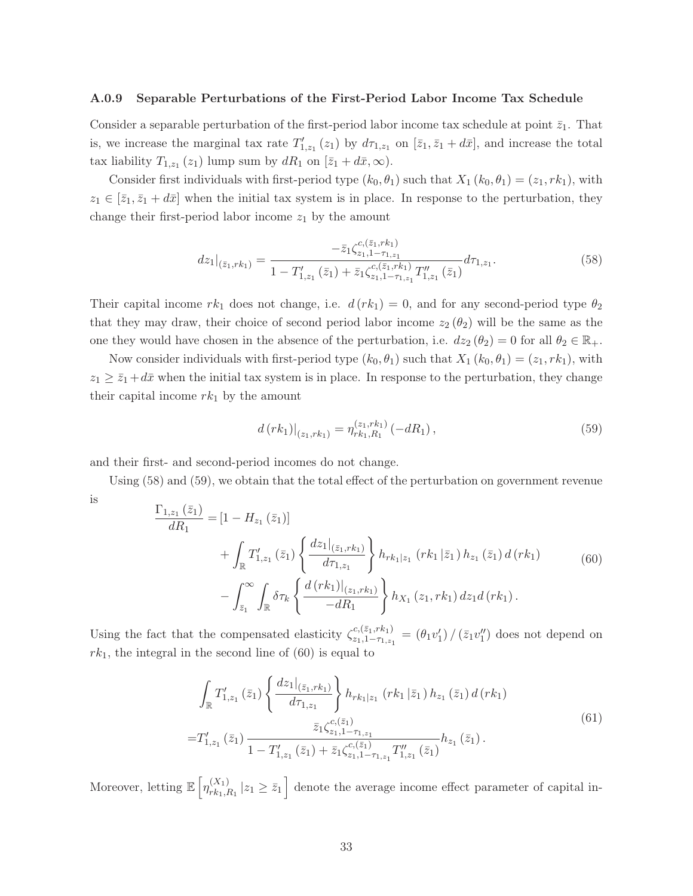### A.0.9 Separable Perturbations of the First-Period Labor Income Tax Schedule

Consider a separable perturbation of the first-period labor income tax schedule at point $\bar{z}_1$. That is, we increase the marginal tax rate $T'_{1,z_1}(z_1)$ by $d\tau_{1,z_1}$ on $[\bar{z}_1, \bar{z}_1 + d\bar{x}]$, and increase the total tax liability $T_{1,z_1}(z_1)$ lump sum by $dR_1$ on $[\bar{z}_1 + d\bar{x}, \infty)$.

Consider first individuals with first-period type $(k_0, \theta_1)$ such that $X_1(k_0, \theta_1) = (z_1, rk_1)$, with $z_1 \in [\bar{z}_1, \bar{z}_1 + d\bar{x}]$ when the initial tax system is in place. In response to the perturbation, they change their first-period labor income $z_1$ by the amount

$$dz_1|_{(\bar{z}_1, rk_1)} = \frac{-\bar{z}_1 \zeta^{c,(\bar{z}_1, rk_1)}_{z_1, 1-\tau_{1,z_1}}}{1 - T'_{1,z_1}(\bar{z}_1) + \bar{z}_1 \zeta^{c,(\bar{z}_1, rk_1)}_{z_1, 1-\tau_{1,z_1}} T''_{1,z_1}(\bar{z}_1)} d\tau_{1,z_1}. \tag{58}$$

Their capital income $rk_1$ does not change, i.e. $d(rk_1) = 0$, and for any second-period type $\theta_2$ that they may draw, their choice of second period labor income $z_2(\theta_2)$ will be the same as the one they would have chosen in the absence of the perturbation, i.e. $dz_2(\theta_2) = 0$ for all $\theta_2 \in \mathbb{R}_+$.

Now consider individuals with first-period type $(k_0, \theta_1)$ such that $X_1(k_0, \theta_1) = (z_1, rk_1)$, with $z_1 \geq \bar{z}_1 + d\bar{x}$ when the initial tax system is in place. In response to the perturbation, they change their capital income $rk_1$ by the amount

$$d(rk_1)|_{(z_1, rk_1)} = \eta^{(z_1, rk_1)}_{rk_1, R_1}(-dR_1), \tag{59}$$

and their first- and second-period incomes do not change.

Using (58) and (59), we obtain that the total effect of the perturbation on government revenue is

$$\begin{aligned} \frac{\Gamma_{1,z_1}(\bar{z}_1)}{dR_1} =& [1 - H_{z_1}(\bar{z}_1)] \\ &+ \int_{\mathbb{R}} T'_{1,z_1}(\bar{z}_1) \left\{ \frac{dz_1|_{(\bar{z}_1, rk_1)}}{d\tau_{1,z_1}} \right\} h_{rk_1|z_1}(rk_1 | \bar{z}_1) h_{z_1}(\bar{z}_1) d(rk_1) \\ &- \int_{\bar{z}_1}^{\infty} \int_{\mathbb{R}} \delta\tau_k \left\{ \frac{d(rk_1)|_{(z_1, rk_1)}}{-dR_1} \right\} h_{X_1}(z_1, rk_1) dz_1 d(rk_1). \end{aligned} \tag{60}$$

Using the fact that the compensated elasticity $\zeta^{c,(\bar{z}_1, rk_1)}_{z_1, 1-\tau_{1,z_1}} = (\theta_1 v'_1) / (\bar{z}_1 v''_1)$ does not depend on $rk_1$, the integral in the second line of (60) is equal to

$$\begin{aligned} &\int_{\mathbb{R}} T'_{1,z_1}(\bar{z}_1) \left\{ \frac{dz_1|_{(\bar{z}_1, rk_1)}}{d\tau_{1,z_1}} \right\} h_{rk_1|z_1}(rk_1 | \bar{z}_1) h_{z_1}(\bar{z}_1) d(rk_1) \\ =& T'_{1,z_1}(\bar{z}_1) \frac{\bar{z}_1 \zeta^{c,(\bar{z}_1)}_{z_1, 1-\tau_{1,z_1}}}{1 - T'_{1,z_1}(\bar{z}_1) + \bar{z}_1 \zeta^{c,(\bar{z}_1)}_{z_1, 1-\tau_{1,z_1}} T''_{1,z_1}(\bar{z}_1)} h_{z_1}(\bar{z}_1). \end{aligned} \tag{61}$$

Moreover, letting $\mathbb{E}\left[\eta^{(X_1)}_{rk_1, R_1} | z_1 \geq \bar{z}_1\right]$ denote the average income effect parameter of capital in-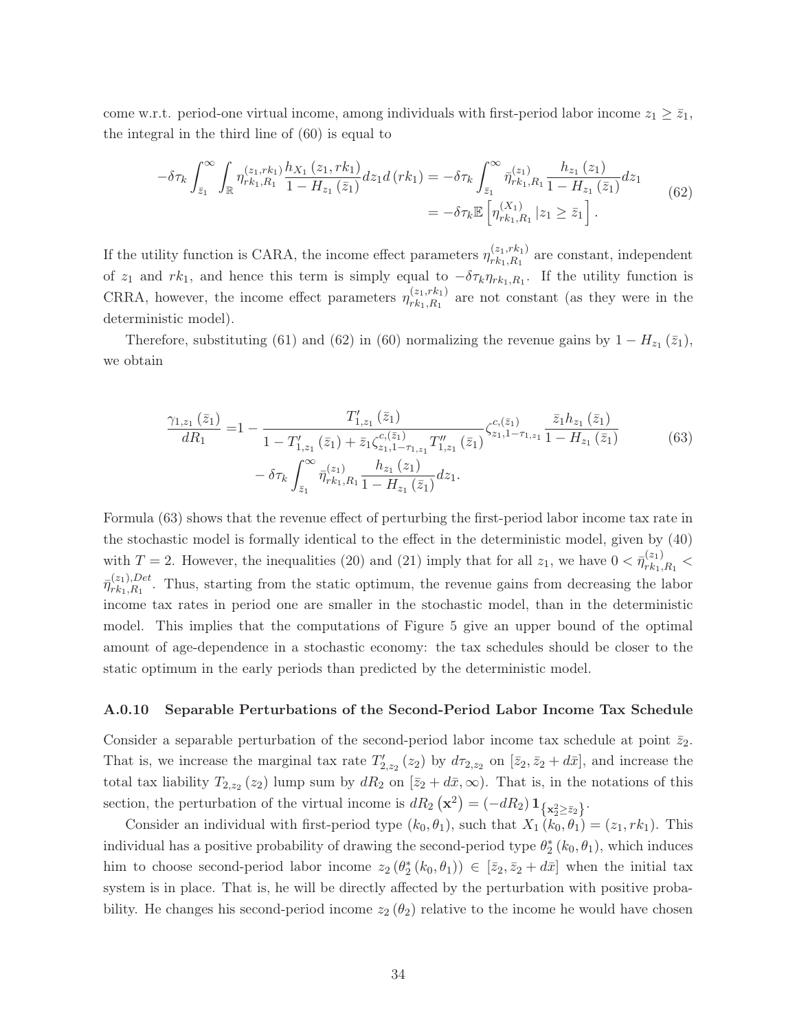come w.r.t. period-one virtual income, among individuals with first-period labor income $z_1 \geq \bar{z}_1$, the integral in the third line of (60) is equal to

$$
\begin{aligned}
-\delta\tau_k \int_{\bar{z}_1}^{\infty} \int_{\mathbb{R}} \eta_{rk_1,R_1}^{(z_1,rk_1)} \frac{h_{X_1}(z_1, rk_1)}{1 - H_{z_1}(\bar{z}_1)} dz_1 d(rk_1) &= -\delta\tau_k \int_{\bar{z}_1}^{\infty} \bar{\eta}_{rk_1,R_1}^{(z_1)} \frac{h_{z_1}(z_1)}{1 - H_{z_1}(\bar{z}_1)} dz_1 \\
&= -\delta\tau_k \mathbb{E}\left[\eta_{rk_1,R_1}^{(X_1)} | z_1 \geq \bar{z}_1\right].
\end{aligned}
\tag{62}
$$

If the utility function is CARA, the income effect parameters $\eta_{rk_1,R_1}^{(z_1,rk_1)}$ are constant, independent of $z_1$ and $rk_1$, and hence this term is simply equal to $-\delta\tau_k\eta_{rk_1,R_1}$. If the utility function is CRRA, however, the income effect parameters $\eta_{rk_1,R_1}^{(z_1,rk_1)}$ are not constant (as they were in the deterministic model).

Therefore, substituting (61) and (62) in (60) normalizing the revenue gains by $1 - H_{z_1}(\bar{z}_1)$, we obtain

$$
\begin{aligned}
\frac{\gamma_{1,z_1}(\bar{z}_1)}{dR_1} =& 1 - \frac{T'_{1,z_1}(\bar{z}_1)}{1 - T'_{1,z_1}(\bar{z}_1) + \bar{z}_1 \zeta_{z_1,1-\tau_{1,z_1}}^{c,(\bar{z}_1)} T''_{1,z_1}(\bar{z}_1)} \zeta_{z_1,1-\tau_{1,z_1}}^{c,(\bar{z}_1)} \frac{\bar{z}_1 h_{z_1}(\bar{z}_1)}{1 - H_{z_1}(\bar{z}_1)} \\
&- \delta\tau_k \int_{\bar{z}_1}^{\infty} \bar{\eta}_{rk_1,R_1}^{(z_1)} \frac{h_{z_1}(z_1)}{1 - H_{z_1}(\bar{z}_1)} dz_1.
\end{aligned}
\tag{63}
$$

Formula (63) shows that the revenue effect of perturbing the first-period labor income tax rate in the stochastic model is formally identical to the effect in the deterministic model, given by (40) with $T = 2$. However, the inequalities (20) and (21) imply that for all $z_1$, we have $0 < \bar{\eta}_{rk_1,R_1}^{(z_1)} < \bar{\eta}_{rk_1,R_1}^{(z_1),Det}$. Thus, starting from the static optimum, the revenue gains from decreasing the labor income tax rates in period one are smaller in the stochastic model, than in the deterministic model. This implies that the computations of Figure 5 give an upper bound of the optimal amount of age-dependence in a stochastic economy: the tax schedules should be closer to the static optimum in the early periods than predicted by the deterministic model.

#### A.0.10 Separable Perturbations of the Second-Period Labor Income Tax Schedule

Consider a separable perturbation of the second-period labor income tax schedule at point $\bar{z}_2$. That is, we increase the marginal tax rate $T'_{2,z_2}(z_2)$ by $d\tau_{2,z_2}$ on $[\bar{z}_2, \bar{z}_2 + d\bar{x}]$, and increase the total tax liability $T_{2,z_2}(z_2)$ lump sum by $dR_2$ on $[\bar{z}_2 + d\bar{x}, \infty)$. That is, in the notations of this section, the perturbation of the virtual income is $dR_2(\mathbf{x}^2) = (-dR_2)\mathbf{1}_{\{\mathbf{x}_2^2 \geq \bar{z}_2\}}$.

Consider an individual with first-period type $(k_0, \theta_1)$, such that $X_1(k_0, \theta_1) = (z_1, rk_1)$. This individual has a positive probability of drawing the second-period type $\theta_2^*(k_0, \theta_1)$, which induces him to choose second-period labor income $z_2(\theta_2^*(k_0, \theta_1)) \in [\bar{z}_2, \bar{z}_2 + d\bar{x}]$ when the initial tax system is in place. That is, he will be directly affected by the perturbation with positive probability. He changes his second-period income $z_2(\theta_2)$ relative to the income he would have chosen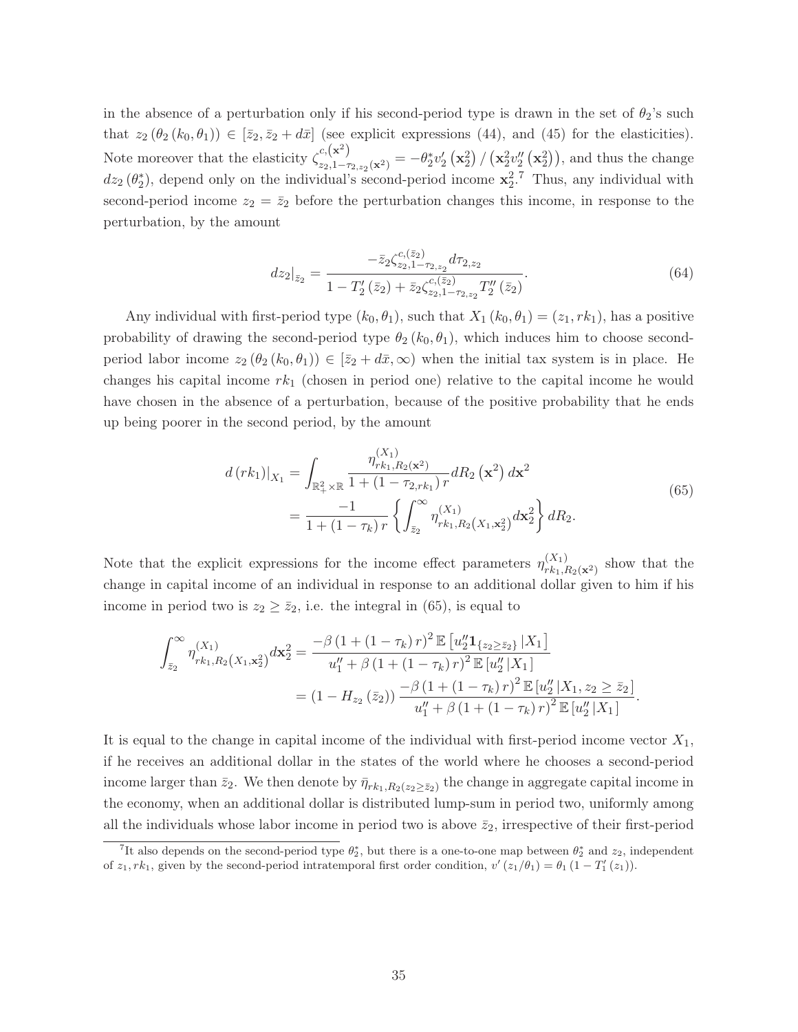in the absence of a perturbation only if his second-period type is drawn in the set of $\theta_2$'s such that $z_2(\theta_2(k_0,\theta_1)) \in [\bar{z}_2, \bar{z}_2 + d\bar{x}]$ (see explicit expressions (44), and (45) for the elasticities). Note moreover that the elasticity $\zeta^{c,(\mathbf{x}^2)}_{z_2,1-\tau_{2,z_2}(\mathbf{x}^2)} = -\theta_2^* v_2'(\mathbf{x}_2^2) / (\mathbf{x}_2^2 v_2''(\mathbf{x}_2^2))$, and thus the change $dz_2(\theta_2^*)$, depend only on the individual's second-period income $\mathbf{x}_2^2$.[7] Thus, any individual with second-period income $z_2 = \bar{z}_2$ before the perturbation changes this income, in response to the perturbation, by the amount

$$dz_2|_{\bar{z}_2} = \frac{-\bar{z}_2 \zeta^{c,(\bar{z}_2)}_{z_2,1-\tau_{2,z_2}} d\tau_{2,z_2}}{1 - T_2'(\bar{z}_2) + \bar{z}_2 \zeta^{c,(\bar{z}_2)}_{z_2,1-\tau_{2,z_2}} T_2''(\bar{z}_2)}. \tag{64}$$

Any individual with first-period type $(k_0,\theta_1)$, such that $X_1(k_0,\theta_1) = (z_1, rk_1)$, has a positive probability of drawing the second-period type $\theta_2(k_0,\theta_1)$, which induces him to choose second-period labor income $z_2(\theta_2(k_0,\theta_1)) \in [\bar{z}_2 + d\bar{x}, \infty)$ when the initial tax system is in place. He changes his capital income $rk_1$ (chosen in period one) relative to the capital income he would have chosen in the absence of a perturbation, because of the positive probability that he ends up being poorer in the second period, by the amount

$$\begin{aligned} d(rk_1)|_{X_1} &= \int_{\mathbb{R}_+^2 \times \mathbb{R}} \frac{\eta^{(X_1)}_{rk_1,R_2(\mathbf{x}^2)}}{1 + (1-\tau_{2,rk_1})r} dR_2(\mathbf{x}^2)\, d\mathbf{x}^2 \\ &= \frac{-1}{1 + (1-\tau_k)r} \left\{ \int_{\bar{z}_2}^{\infty} \eta^{(X_1)}_{rk_1,R_2(X_1,\mathbf{x}_2^2)} d\mathbf{x}_2^2 \right\} dR_2. \end{aligned} \tag{65}$$

Note that the explicit expressions for the income effect parameters $\eta^{(X_1)}_{rk_1,R_2(\mathbf{x}^2)}$ show that the change in capital income of an individual in response to an additional dollar given to him if his income in period two is $z_2 \geq \bar{z}_2$, i.e. the integral in (65), is equal to

$$\begin{aligned} \int_{\bar{z}_2}^{\infty} \eta^{(X_1)}_{rk_1,R_2(X_1,\mathbf{x}_2^2)} d\mathbf{x}_2^2 &= \frac{-\beta(1+(1-\tau_k)r)^2 \mathbb{E}\left[u_2'' \mathbf{1}_{\{z_2 \geq \bar{z}_2\}} | X_1\right]}{u_1'' + \beta(1+(1-\tau_k)r)^2 \mathbb{E}\left[u_2'' | X_1\right]} \\ &= (1 - H_{z_2}(\bar{z}_2)) \frac{-\beta(1+(1-\tau_k)r)^2 \mathbb{E}\left[u_2'' | X_1, z_2 \geq \bar{z}_2\right]}{u_1'' + \beta(1+(1-\tau_k)r)^2 \mathbb{E}\left[u_2'' | X_1\right]}. \end{aligned}$$

It is equal to the change in capital income of the individual with first-period income vector $X_1$, if he receives an additional dollar in the states of the world where he chooses a second-period income larger than $\bar{z}_2$. We then denote by $\bar{\eta}_{rk_1,R_2(z_2 \geq \bar{z}_2)}$ the change in aggregate capital income in the economy, when an additional dollar is distributed lump-sum in period two, uniformly among all the individuals whose labor income in period two is above $\bar{z}_2$, irrespective of their first-period

[7] It also depends on the second-period type $\theta_2^*$, but there is a one-to-one map between $\theta_2^*$ and $z_2$, independent of $z_1, rk_1$, given by the second-period intratemporal first order condition, $v'(z_1/\theta_1) = \theta_1(1 - T_1'(z_1))$.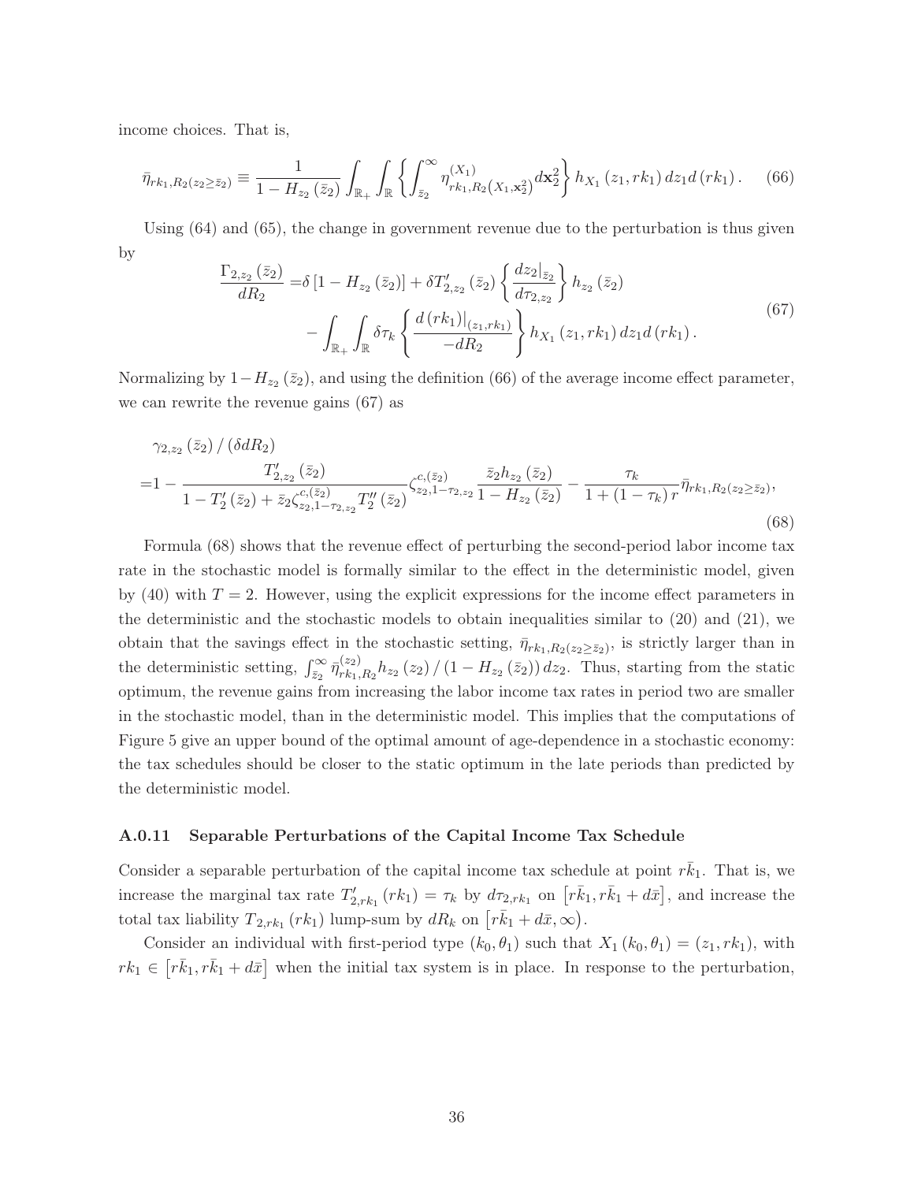income choices. That is,

$$\bar{\eta}_{rk_1,R_2(z_2\geq\bar{z}_2)} \equiv \frac{1}{1-H_{z_2}(\bar{z}_2)} \int_{\mathbb{R}_+} \int_{\mathbb{R}} \left\{ \int_{\bar{z}_2}^{\infty} \eta_{rk_1,R_2(X_1,\mathbf{x}_2^2)}^{(X_1)} d\mathbf{x}_2^2 \right\} h_{X_1}(z_1, rk_1)\, dz_1 d(rk_1). \quad (66)$$

Using (64) and (65), the change in government revenue due to the perturbation is thus given by

$$\begin{aligned} \frac{\Gamma_{2,z_2}(\bar{z}_2)}{dR_2} =& \delta\left[1-H_{z_2}(\bar{z}_2)\right] + \delta T_{2,z_2}'(\bar{z}_2) \left\{ \frac{dz_2|_{\bar{z}_2}}{d\tau_{2,z_2}} \right\} h_{z_2}(\bar{z}_2) \\ & - \int_{\mathbb{R}_+} \int_{\mathbb{R}} \delta\tau_k \left\{ \frac{d(rk_1)|_{(z_1,rk_1)}}{-dR_2} \right\} h_{X_1}(z_1, rk_1)\, dz_1 d(rk_1). \end{aligned} \quad (67)$$

Normalizing by $1-H_{z_2}(\bar{z}_2)$, and using the definition (66) of the average income effect parameter, we can rewrite the revenue gains (67) as

$$\begin{aligned} & \gamma_{2,z_2}(\bar{z}_2)/(\delta dR_2) \\ =& 1 - \frac{T_{2,z_2}'(\bar{z}_2)}{1-T_2'(\bar{z}_2)+\bar{z}_2\zeta_{z_2,1-\tau_{2,z_2}}^{c,(\bar{z}_2)} T_2''(\bar{z}_2)} \zeta_{z_2,1-\tau_{2,z_2}}^{c,(\bar{z}_2)} \frac{\bar{z}_2 h_{z_2}(\bar{z}_2)}{1-H_{z_2}(\bar{z}_2)} - \frac{\tau_k}{1+(1-\tau_k)r} \bar{\eta}_{rk_1,R_2(z_2\geq\bar{z}_2)}, \end{aligned} \quad (68)$$

Formula (68) shows that the revenue effect of perturbing the second-period labor income tax rate in the stochastic model is formally similar to the effect in the deterministic model, given by (40) with $T=2$. However, using the explicit expressions for the income effect parameters in the deterministic and the stochastic models to obtain inequalities similar to (20) and (21), we obtain that the savings effect in the stochastic setting, $\bar{\eta}_{rk_1,R_2(z_2\geq\bar{z}_2)}$, is strictly larger than in the deterministic setting, $\int_{\bar{z}_2}^{\infty} \bar{\eta}_{rk_1,R_2}^{(z_2)} h_{z_2}(z_2)/(1-H_{z_2}(\bar{z}_2))\, dz_2$. Thus, starting from the static optimum, the revenue gains from increasing the labor income tax rates in period two are smaller in the stochastic model, than in the deterministic model. This implies that the computations of Figure 5 give an upper bound of the optimal amount of age-dependence in a stochastic economy: the tax schedules should be closer to the static optimum in the late periods than predicted by the deterministic model.

### A.0.11 Separable Perturbations of the Capital Income Tax Schedule

Consider a separable perturbation of the capital income tax schedule at point $r\bar{k}_1$. That is, we increase the marginal tax rate $T_{2,rk_1}'(rk_1) = \tau_k$ by $d\tau_{2,rk_1}$ on $\left[r\bar{k}_1, r\bar{k}_1 + d\bar{x}\right]$, and increase the total tax liability $T_{2,rk_1}(rk_1)$ lump-sum by $dR_k$ on $\left[r\bar{k}_1 + d\bar{x}, \infty\right)$.

Consider an individual with first-period type $(k_0, \theta_1)$ such that $X_1(k_0, \theta_1) = (z_1, rk_1)$, with $rk_1 \in \left[r\bar{k}_1, r\bar{k}_1 + d\bar{x}\right]$ when the initial tax system is in place. In response to the perturbation,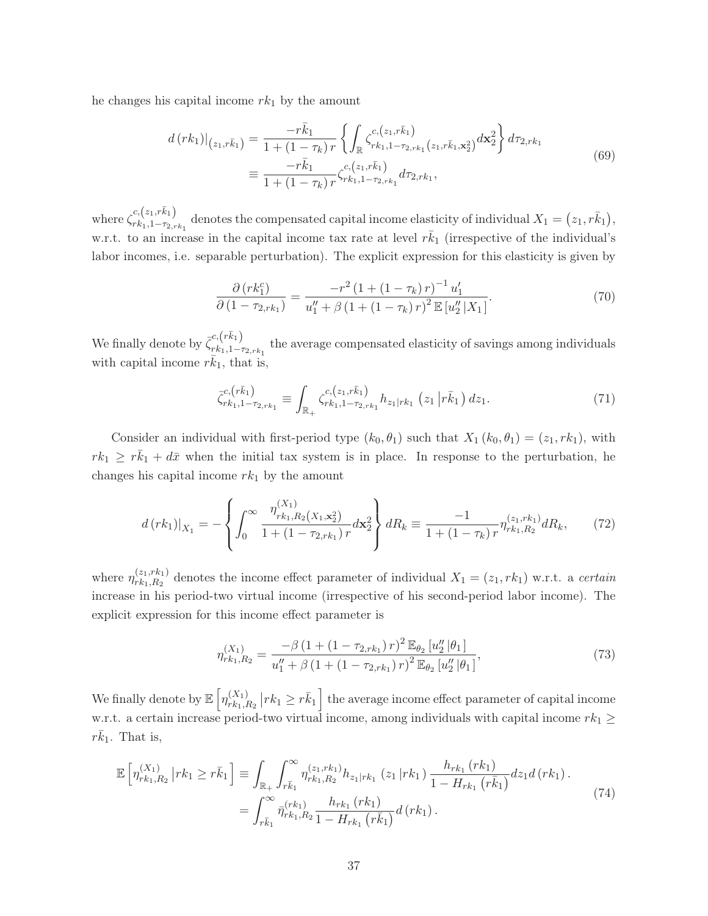he changes his capital income $rk_1$ by the amount

$$d\left(rk_1\right)|_{\left(z_1, r\bar{k}_1\right)} = \frac{-r\bar{k}_1}{1+\left(1-\tau_k\right)r}\left\{\int_{\mathbb{R}} \zeta^{c,\left(z_1, r\bar{k}_1\right)}_{rk_1, 1-\tau_{2,rk_1}\left(z_1, r\bar{k}_1, \mathbf{x}_2^2\right)} d\mathbf{x}_2^2\right\} d\tau_{2,rk_1}$$
$$\equiv \frac{-r\bar{k}_1}{1+\left(1-\tau_k\right)r}\zeta^{c,\left(z_1, r\bar{k}_1\right)}_{rk_1, 1-\tau_{2,rk_1}} d\tau_{2,rk_1}, \tag{69}$$

where $\zeta^{c,\left(z_1, r\bar{k}_1\right)}_{rk_1, 1-\tau_{2,rk_1}}$ denotes the compensated capital income elasticity of individual $X_1 = \left(z_1, r\bar{k}_1\right)$, w.r.t. to an increase in the capital income tax rate at level $r\bar{k}_1$ (irrespective of the individual's labor incomes, i.e. separable perturbation). The explicit expression for this elasticity is given by

$$\frac{\partial\left(rk_1^c\right)}{\partial\left(1-\tau_{2,rk_1}\right)} = \frac{-r^2\left(1+\left(1-\tau_k\right)r\right)^{-1}u_1'}{u_1''+\beta\left(1+\left(1-\tau_k\right)r\right)^2\mathbb{E}\left[u_2''\left|X_1\right.\right]}. \tag{70}$$

We finally denote by $\bar{\zeta}^{c,\left(r\bar{k}_1\right)}_{rk_1, 1-\tau_{2,rk_1}}$ the average compensated elasticity of savings among individuals with capital income $r\bar{k}_1$, that is,

$$\bar{\zeta}^{c,\left(r\bar{k}_1\right)}_{rk_1, 1-\tau_{2,rk_1}} \equiv \int_{\mathbb{R}_+} \zeta^{c,\left(z_1, r\bar{k}_1\right)}_{rk_1, 1-\tau_{2,rk_1}} h_{z_1|rk_1}\left(z_1\left|r\bar{k}_1\right.\right)dz_1. \tag{71}$$

Consider an individual with first-period type $(k_0, \theta_1)$ such that $X_1(k_0, \theta_1) = (z_1, rk_1)$, with $rk_1 \geq r\bar{k}_1 + d\bar{x}$ when the initial tax system is in place. In response to the perturbation, he changes his capital income $rk_1$ by the amount

$$d\left(rk_1\right)|_{X_1} = -\left\{\int_0^\infty \frac{\eta^{(X_1)}_{rk_1, R_2\left(X_1, \mathbf{x}_2^2\right)}}{1+\left(1-\tau_{2,rk_1}\right)r}d\mathbf{x}_2^2\right\}dR_k \equiv \frac{-1}{1+\left(1-\tau_k\right)r}\eta^{(z_1, rk_1)}_{rk_1, R_2}dR_k, \tag{72}$$

where $\eta^{(z_1, rk_1)}_{rk_1, R_2}$ denotes the income effect parameter of individual $X_1 = (z_1, rk_1)$ w.r.t. a *certain* increase in his period-two virtual income (irrespective of his second-period labor income). The explicit expression for this income effect parameter is

$$\eta^{(X_1)}_{rk_1, R_2} = \frac{-\beta\left(1+\left(1-\tau_{2,rk_1}\right)r\right)^2\mathbb{E}_{\theta_2}\left[u_2''\left|\theta_1\right.\right]}{u_1''+\beta\left(1+\left(1-\tau_{2,rk_1}\right)r\right)^2\mathbb{E}_{\theta_2}\left[u_2''\left|\theta_1\right.\right]}, \tag{73}$$

We finally denote by $\mathbb{E}\left[\eta^{(X_1)}_{rk_1, R_2}\left|rk_1 \geq r\bar{k}_1\right.\right]$ the average income effect parameter of capital income w.r.t. a certain increase period-two virtual income, among individuals with capital income $rk_1 \geq r\bar{k}_1$. That is,

$$\mathbb{E}\left[\eta^{(X_1)}_{rk_1, R_2}\left|rk_1 \geq r\bar{k}_1\right.\right] \equiv \int_{\mathbb{R}_+}\int_{r\bar{k}_1}^\infty \eta^{(z_1, rk_1)}_{rk_1, R_2} h_{z_1|rk_1}\left(z_1\left|rk_1\right.\right)\frac{h_{rk_1}\left(rk_1\right)}{1-H_{rk_1}\left(r\bar{k}_1\right)}dz_1 d\left(rk_1\right).$$
$$= \int_{r\bar{k}_1}^\infty \bar{\eta}^{(rk_1)}_{rk_1, R_2}\frac{h_{rk_1}\left(rk_1\right)}{1-H_{rk_1}\left(r\bar{k}_1\right)}d\left(rk_1\right). \tag{74}$$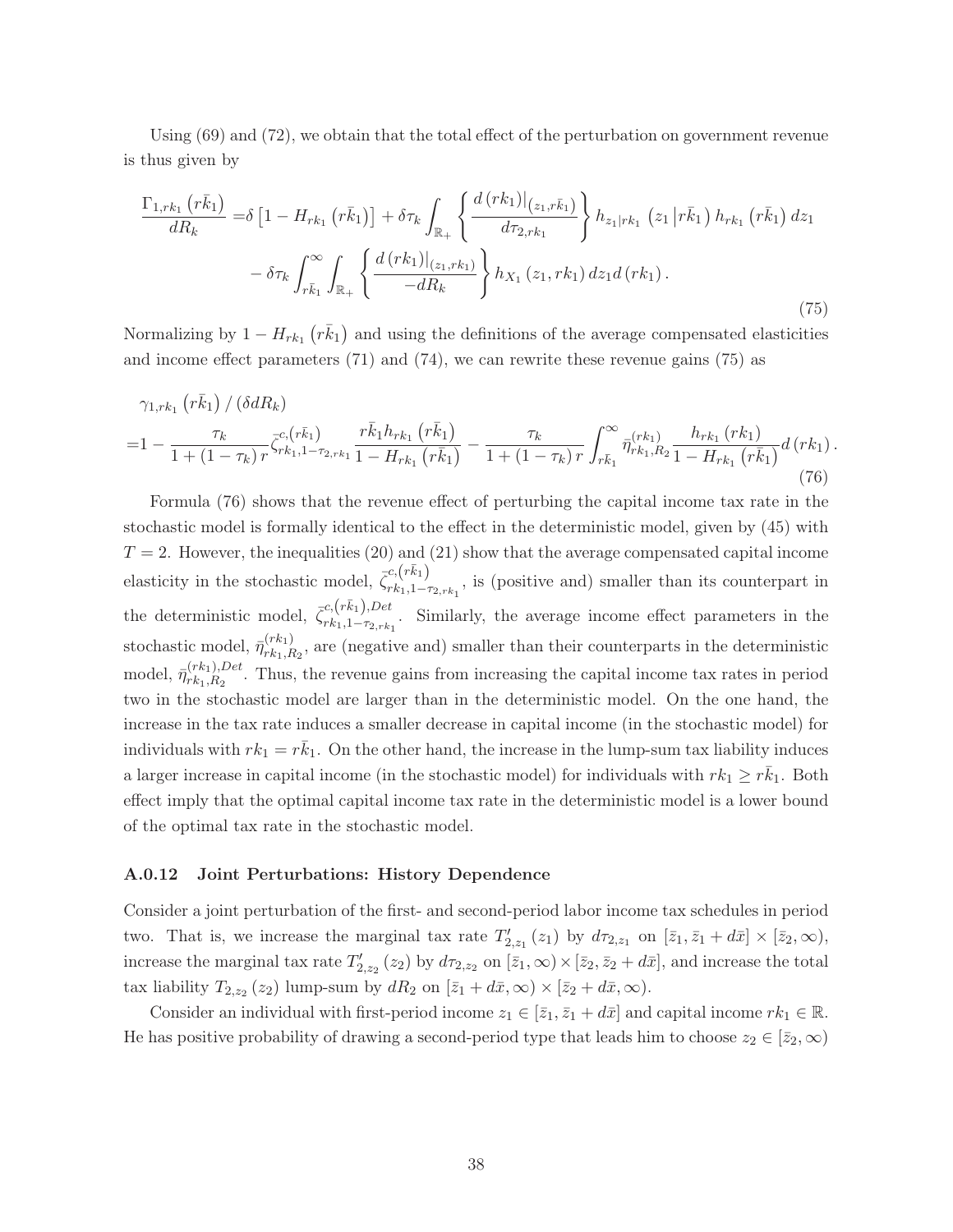Using (69) and (72), we obtain that the total effect of the perturbation on government revenue is thus given by

$$
\begin{aligned}
\frac{\Gamma_{1,rk_1}\left(r\bar{k}_1\right)}{dR_k} =& \delta\left[1-H_{rk_1}\left(r\bar{k}_1\right)\right] + \delta\tau_k \int_{\mathbb{R}_+} \left\{\frac{d\left(rk_1\right)\big|_{\left(z_1,r\bar{k}_1\right)}}{d\tau_{2,rk_1}}\right\} h_{z_1|rk_1}\left(z_1\left|r\bar{k}_1\right.\right) h_{rk_1}\left(r\bar{k}_1\right) dz_1 \\
& - \delta\tau_k \int_{r\bar{k}_1}^{\infty} \int_{\mathbb{R}_+} \left\{\frac{d\left(rk_1\right)\big|_{\left(z_1,rk_1\right)}}{-dR_k}\right\} h_{X_1}\left(z_1,rk_1\right) dz_1 d\left(rk_1\right).
\end{aligned}
\tag{75}
$$

Normalizing by $1-H_{rk_1}\left(r\bar{k}_1\right)$ and using the definitions of the average compensated elasticities and income effect parameters (71) and (74), we can rewrite these revenue gains (75) as

$$
\begin{aligned}
&\gamma_{1,rk_1}\left(r\bar{k}_1\right)/\left(\delta dR_k\right) \\
=& 1-\frac{\tau_k}{1+\left(1-\tau_k\right)r}\bar{\zeta}^{c,\left(r\bar{k}_1\right)}_{rk_1,1-\tau_{2,rk_1}}\frac{r\bar{k}_1 h_{rk_1}\left(r\bar{k}_1\right)}{1-H_{rk_1}\left(r\bar{k}_1\right)} - \frac{\tau_k}{1+\left(1-\tau_k\right)r}\int_{r\bar{k}_1}^{\infty}\bar{\eta}^{\left(rk_1\right)}_{rk_1,R_2}\frac{h_{rk_1}\left(rk_1\right)}{1-H_{rk_1}\left(r\bar{k}_1\right)}d\left(rk_1\right).
\end{aligned}
\tag{76}
$$

Formula (76) shows that the revenue effect of perturbing the capital income tax rate in the stochastic model is formally identical to the effect in the deterministic model, given by (45) with $T=2$. However, the inequalities (20) and (21) show that the average compensated capital income elasticity in the stochastic model, $\bar{\zeta}^{c,\left(r\bar{k}_1\right)}_{rk_1,1-\tau_{2,rk_1}}$, is (positive and) smaller than its counterpart in the deterministic model, $\bar{\zeta}^{c,\left(r\bar{k}_1\right),Det}_{rk_1,1-\tau_{2,rk_1}}$. Similarly, the average income effect parameters in the stochastic model, $\bar{\eta}^{\left(rk_1\right)}_{rk_1,R_2}$, are (negative and) smaller than their counterparts in the deterministic model, $\bar{\eta}^{\left(rk_1\right),Det}_{rk_1,R_2}$. Thus, the revenue gains from increasing the capital income tax rates in period two in the stochastic model are larger than in the deterministic model. On the one hand, the increase in the tax rate induces a smaller decrease in capital income (in the stochastic model) for individuals with $rk_1 = r\bar{k}_1$. On the other hand, the increase in the lump-sum tax liability induces a larger increase in capital income (in the stochastic model) for individuals with $rk_1 \geq r\bar{k}_1$. Both effect imply that the optimal capital income tax rate in the deterministic model is a lower bound of the optimal tax rate in the stochastic model.

### A.0.12 Joint Perturbations: History Dependence

Consider a joint perturbation of the first- and second-period labor income tax schedules in period two. That is, we increase the marginal tax rate $T'_{2,z_1}\left(z_1\right)$ by $d\tau_{2,z_1}$ on $\left[\bar{z}_1,\bar{z}_1+d\bar{x}\right]\times\left[\bar{z}_2,\infty\right)$, increase the marginal tax rate $T'_{2,z_2}\left(z_2\right)$ by $d\tau_{2,z_2}$ on $\left[\bar{z}_1,\infty\right)\times\left[\bar{z}_2,\bar{z}_2+d\bar{x}\right]$, and increase the total tax liability $T_{2,z_2}\left(z_2\right)$ lump-sum by $dR_2$ on $\left[\bar{z}_1+d\bar{x},\infty\right)\times\left[\bar{z}_2+d\bar{x},\infty\right)$.

Consider an individual with first-period income $z_1\in\left[\bar{z}_1,\bar{z}_1+d\bar{x}\right]$ and capital income $rk_1\in\mathbb{R}$. He has positive probability of drawing a second-period type that leads him to choose $z_2\in\left[\bar{z}_2,\infty\right)$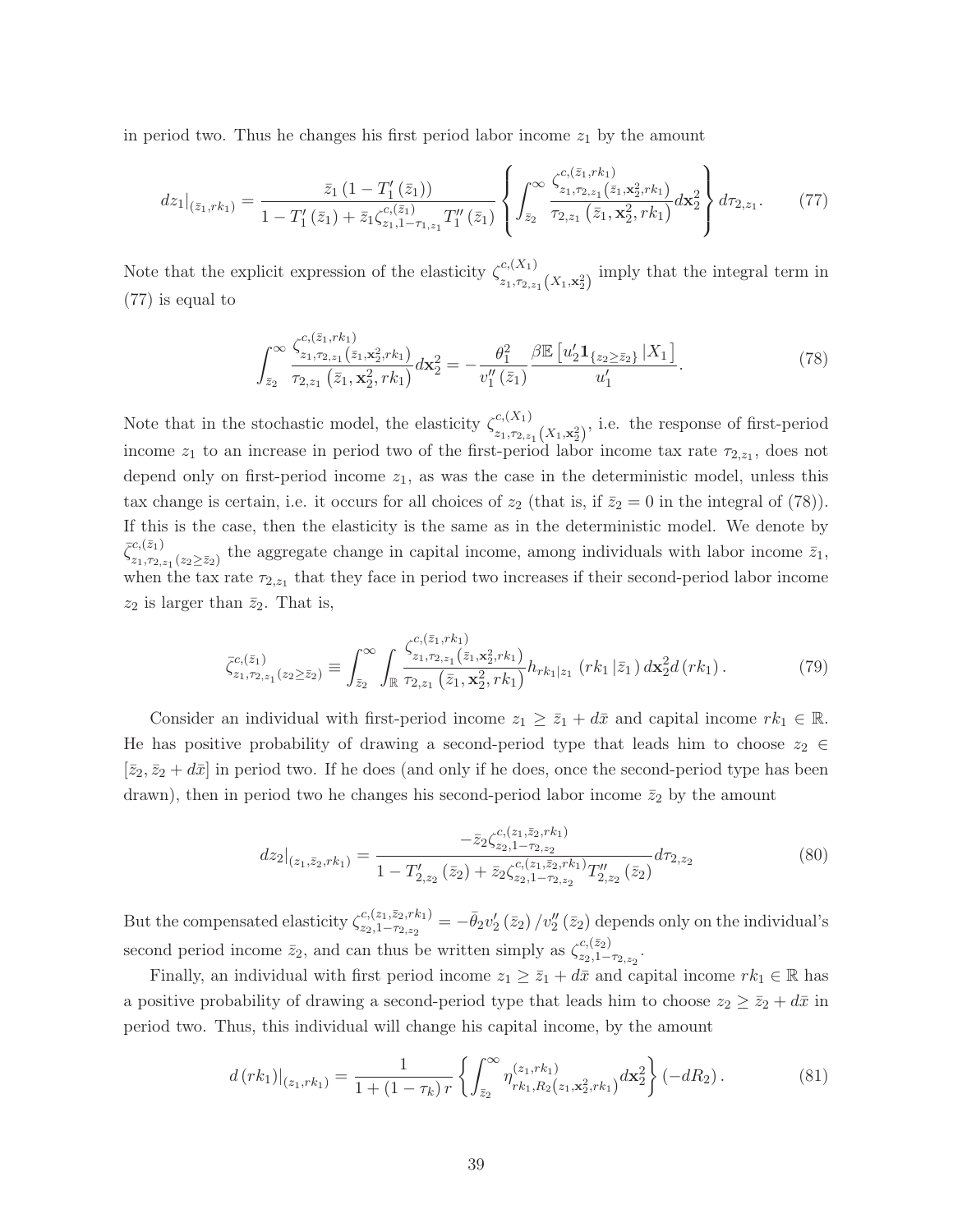in period two. Thus he changes his first period labor income $z_1$ by the amount

$$dz_1|_{(\bar{z}_1, rk_1)} = \frac{\bar{z}_1 \left(1 - T_1'\left(\bar{z}_1\right)\right)}{1 - T_1'\left(\bar{z}_1\right) + \bar{z}_1 \zeta_{z_1, 1-\tau_{1,z_1}}^{c,(\bar{z}_1)} T_1''\left(\bar{z}_1\right)} \left\{ \int_{\bar{z}_2}^{\infty} \frac{\zeta_{z_1, \tau_{2,z_1}\left(\bar{z}_1, \mathbf{x}_2^2, rk_1\right)}^{c,(\bar{z}_1, rk_1)}}{\tau_{2,z_1}\left(\bar{z}_1, \mathbf{x}_2^2, rk_1\right)} d\mathbf{x}_2^2 \right\} d\tau_{2,z_1}. \tag{77}$$

Note that the explicit expression of the elasticity $\zeta_{z_1, \tau_{2,z_1}\left(X_1, \mathbf{x}_2^2\right)}^{c,(X_1)}$ imply that the integral term in (77) is equal to

$$\int_{\bar{z}_2}^{\infty} \frac{\zeta_{z_1, \tau_{2,z_1}\left(\bar{z}_1, \mathbf{x}_2^2, rk_1\right)}^{c,(\bar{z}_1, rk_1)}}{\tau_{2,z_1}\left(\bar{z}_1, \mathbf{x}_2^2, rk_1\right)} d\mathbf{x}_2^2 = -\frac{\theta_1^2}{v_1''\left(\bar{z}_1\right)} \frac{\beta \mathbb{E}\left[u_2' \mathbf{1}_{\{z_2 \geq \bar{z}_2\}} \left| X_1 \right.\right]}{u_1'}. \tag{78}$$

Note that in the stochastic model, the elasticity $\zeta_{z_1, \tau_{2,z_1}\left(X_1, \mathbf{x}_2^2\right)}^{c,(X_1)}$, i.e. the response of first-period income $z_1$ to an increase in period two of the first-period labor income tax rate $\tau_{2,z_1}$, does not depend only on first-period income $z_1$, as was the case in the deterministic model, unless this tax change is certain, i.e. it occurs for all choices of $z_2$ (that is, if $\bar{z}_2 = 0$ in the integral of (78)). If this is the case, then the elasticity is the same as in the deterministic model. We denote by $\bar{\zeta}_{z_1, \tau_{2,z_1}(z_2 \geq \bar{z}_2)}^{c,(\bar{z}_1)}$ the aggregate change in capital income, among individuals with labor income $\bar{z}_1$, when the tax rate $\tau_{2,z_1}$ that they face in period two increases if their second-period labor income $z_2$ is larger than $\bar{z}_2$. That is,

$$\bar{\zeta}_{z_1, \tau_{2,z_1}(z_2 \geq \bar{z}_2)}^{c,(\bar{z}_1)} \equiv \int_{\bar{z}_2}^{\infty} \int_{\mathbb{R}} \frac{\zeta_{z_1, \tau_{2,z_1}\left(\bar{z}_1, \mathbf{x}_2^2, rk_1\right)}^{c,(\bar{z}_1, rk_1)}}{\tau_{2,z_1}\left(\bar{z}_1, \mathbf{x}_2^2, rk_1\right)} h_{rk_1|z_1}\left(rk_1 \left| \bar{z}_1 \right.\right) d\mathbf{x}_2^2 d\left(rk_1\right). \tag{79}$$

Consider an individual with first-period income $z_1 \geq \bar{z}_1 + d\bar{x}$ and capital income $rk_1 \in \mathbb{R}$. He has positive probability of drawing a second-period type that leads him to choose $z_2 \in [\bar{z}_2, \bar{z}_2 + d\bar{x}]$ in period two. If he does (and only if he does, once the second-period type has been drawn), then in period two he changes his second-period labor income $\bar{z}_2$ by the amount

$$dz_2|_{(z_1, \bar{z}_2, rk_1)} = \frac{-\bar{z}_2 \zeta_{z_2, 1-\tau_{2,z_2}}^{c,(z_1, \bar{z}_2, rk_1)}}{1 - T_{2,z_2}'\left(\bar{z}_2\right) + \bar{z}_2 \zeta_{z_2, 1-\tau_{2,z_2}}^{c,(z_1, \bar{z}_2, rk_1)} T_{2,z_2}''\left(\bar{z}_2\right)} d\tau_{2,z_2} \tag{80}$$

But the compensated elasticity $\zeta_{z_2, 1-\tau_{2,z_2}}^{c,(z_1, \bar{z}_2, rk_1)} = -\bar{\theta}_2 v_2'\left(\bar{z}_2\right) / v_2''\left(\bar{z}_2\right)$ depends only on the individual's second period income $\bar{z}_2$, and can thus be written simply as $\zeta_{z_2, 1-\tau_{2,z_2}}^{c,(\bar{z}_2)}$.

Finally, an individual with first period income $z_1 \geq \bar{z}_1 + d\bar{x}$ and capital income $rk_1 \in \mathbb{R}$ has a positive probability of drawing a second-period type that leads him to choose $z_2 \geq \bar{z}_2 + d\bar{x}$ in period two. Thus, this individual will change his capital income, by the amount

$$d\left(rk_1\right)|_{(z_1, rk_1)} = \frac{1}{1 + \left(1 - \tau_k\right) r} \left\{ \int_{\bar{z}_2}^{\infty} \eta_{rk_1, R_2\left(z_1, \mathbf{x}_2^2, rk_1\right)}^{(z_1, rk_1)} d\mathbf{x}_2^2 \right\} \left(-dR_2\right). \tag{81}$$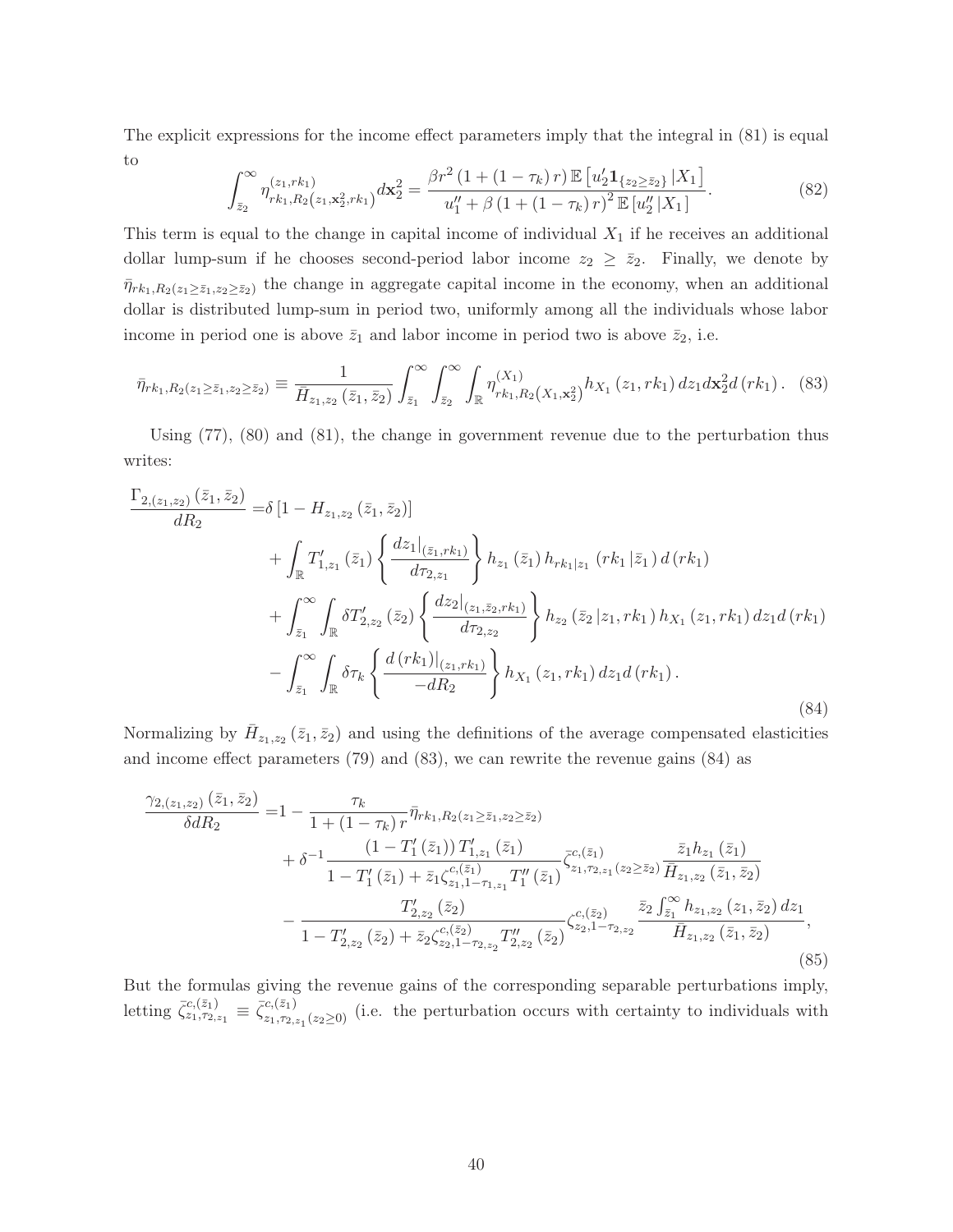The explicit expressions for the income effect parameters imply that the integral in (81) is equal to

$$\int_{\bar{z}_2}^{\infty} \eta^{(z_1,rk_1)}_{rk_1,R_2\left(z_1,\mathbf{x}_2^2,rk_1\right)} d\mathbf{x}_2^2 = \frac{\beta r^2 \left(1+(1-\tau_k) r\right) \mathbb{E}\left[u_2' \mathbf{1}_{\{z_2 \geq \bar{z}_2\}} | X_1\right]}{u_1'' + \beta \left(1+(1-\tau_k) r\right)^2 \mathbb{E}\left[u_2'' | X_1\right]}. \tag{82}$$

This term is equal to the change in capital income of individual $X_1$ if he receives an additional dollar lump-sum if he chooses second-period labor income $z_2 \geq \bar{z}_2$. Finally, we denote by $\bar{\eta}_{rk_1,R_2(z_1\geq \bar{z}_1, z_2 \geq \bar{z}_2)}$ the change in aggregate capital income in the economy, when an additional dollar is distributed lump-sum in period two, uniformly among all the individuals whose labor income in period one is above $\bar{z}_1$ and labor income in period two is above $\bar{z}_2$, i.e.

$$\bar{\eta}_{rk_1,R_2(z_1\geq \bar{z}_1, z_2 \geq \bar{z}_2)} \equiv \frac{1}{\bar{H}_{z_1,z_2}\left(\bar{z}_1,\bar{z}_2\right)} \int_{\bar{z}_1}^{\infty} \int_{\bar{z}_2}^{\infty} \int_{\mathbb{R}} \eta^{(X_1)}_{rk_1,R_2\left(X_1,\mathbf{x}_2^2\right)} h_{X_1}\left(z_1, rk_1\right) dz_1 d\mathbf{x}_2^2 d\left(rk_1\right). \tag{83}$$

Using (77), (80) and (81), the change in government revenue due to the perturbation thus writes:

$$\begin{aligned}
\frac{\Gamma_{2,(z_1,z_2)}\left(\bar{z}_1,\bar{z}_2\right)}{dR_2} =& \delta\left[1 - H_{z_1,z_2}\left(\bar{z}_1,\bar{z}_2\right)\right] \\
&+ \int_{\mathbb{R}} T'_{1,z_1}\left(\bar{z}_1\right) \left\{ \frac{dz_1|_{(\bar{z}_1,rk_1)}}{d\tau_{2,z_1}} \right\} h_{z_1}\left(\bar{z}_1\right) h_{rk_1|z_1}\left(rk_1 | \bar{z}_1\right) d\left(rk_1\right) \\
&+ \int_{\bar{z}_1}^{\infty} \int_{\mathbb{R}} \delta T'_{2,z_2}\left(\bar{z}_2\right) \left\{ \frac{dz_2|_{(z_1,\bar{z}_2,rk_1)}}{d\tau_{2,z_2}} \right\} h_{z_2}\left(\bar{z}_2 | z_1, rk_1\right) h_{X_1}\left(z_1, rk_1\right) dz_1 d\left(rk_1\right) \\
&- \int_{\bar{z}_1}^{\infty} \int_{\mathbb{R}} \delta \tau_k \left\{ \frac{d\left(rk_1\right)|_{(z_1,rk_1)}}{-dR_2} \right\} h_{X_1}\left(z_1, rk_1\right) dz_1 d\left(rk_1\right).
\end{aligned} \tag{84}$$

Normalizing by $\bar{H}_{z_1,z_2}\left(\bar{z}_1,\bar{z}_2\right)$ and using the definitions of the average compensated elasticities and income effect parameters (79) and (83), we can rewrite the revenue gains (84) as

$$\begin{aligned}
\frac{\gamma_{2,(z_1,z_2)}\left(\bar{z}_1,\bar{z}_2\right)}{\delta dR_2} =& 1 - \frac{\tau_k}{1+(1-\tau_k) r} \bar{\eta}_{rk_1,R_2(z_1\geq \bar{z}_1, z_2 \geq \bar{z}_2)} \\
&+ \delta^{-1} \frac{\left(1-T_1'\left(\bar{z}_1\right)\right) T'_{1,z_1}\left(\bar{z}_1\right)}{1 - T_1'\left(\bar{z}_1\right) + \bar{z}_1 \zeta^{c,(\bar{z}_1)}_{z_1,1-\tau_{1,z_1}} T_1''\left(\bar{z}_1\right)} \bar{\zeta}^{c,(\bar{z}_1)}_{z_1,\tau_{2,z_1}(z_2 \geq \bar{z}_2)} \frac{\bar{z}_1 h_{z_1}\left(\bar{z}_1\right)}{\bar{H}_{z_1,z_2}\left(\bar{z}_1,\bar{z}_2\right)} \\
&- \frac{T'_{2,z_2}\left(\bar{z}_2\right)}{1 - T'_{2,z_2}\left(\bar{z}_2\right) + \bar{z}_2 \zeta^{c,(\bar{z}_2)}_{z_2,1-\tau_{2,z_2}} T''_{2,z_2}\left(\bar{z}_2\right)} \zeta^{c,(\bar{z}_2)}_{z_2,1-\tau_{2,z_2}} \frac{\bar{z}_2 \int_{\bar{z}_1}^{\infty} h_{z_1,z_2}\left(z_1,\bar{z}_2\right) dz_1}{\bar{H}_{z_1,z_2}\left(\bar{z}_1,\bar{z}_2\right)},
\end{aligned} \tag{85}$$

But the formulas giving the revenue gains of the corresponding separable perturbations imply, letting $\bar{\zeta}^{c,(\bar{z}_1)}_{z_1,\tau_{2,z_1}} \equiv \bar{\zeta}^{c,(\bar{z}_1)}_{z_1,\tau_{2,z_1}(z_2\geq 0)}$ (i.e. the perturbation occurs with certainty to individuals with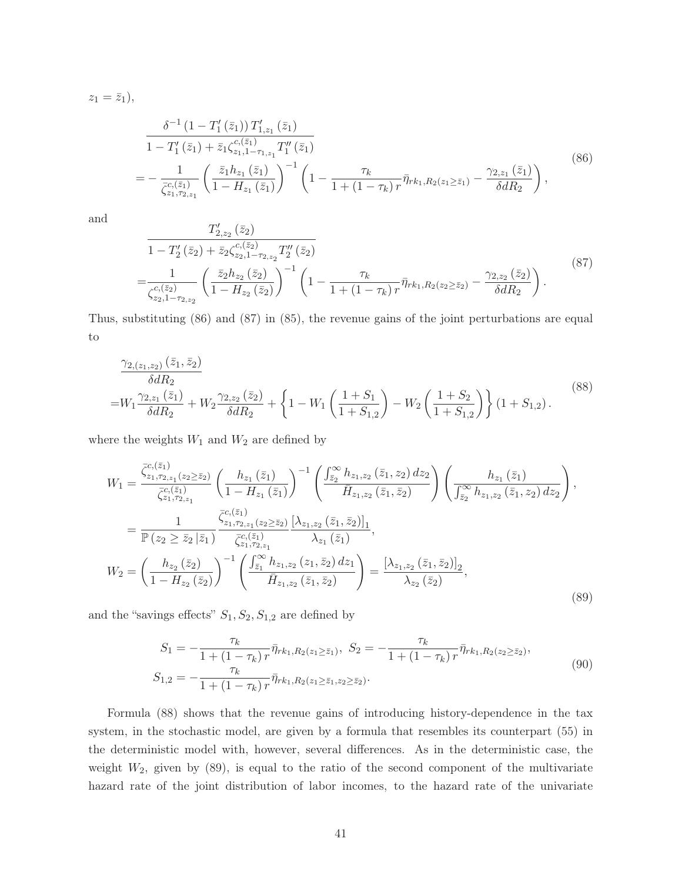$z_1 = \bar{z}_1$),

$$
\begin{aligned}
&\frac{\delta^{-1}\left(1-T_1'\left(\bar{z}_1\right)\right)T_{1,z_1}'\left(\bar{z}_1\right)}{1-T_1'\left(\bar{z}_1\right)+\bar{z}_1\zeta_{z_1,1-\tau_{1,z_1}}^{c,(\bar{z}_1)}T_1''\left(\bar{z}_1\right)} \\
=&-\frac{1}{\bar{\zeta}_{z_1,\tau_{2,z_1}}^{c,(\bar{z}_1)}}\left(\frac{\bar{z}_1 h_{z_1}\left(\bar{z}_1\right)}{1-H_{z_1}\left(\bar{z}_1\right)}\right)^{-1}\left(1-\frac{\tau_k}{1+\left(1-\tau_k\right)r}\bar{\eta}_{rk_1,R_2(z_1\geq\bar{z}_1)}-\frac{\gamma_{2,z_1}\left(\bar{z}_1\right)}{\delta dR_2}\right),
\end{aligned}
\tag{86}
$$

and

$$
\begin{aligned}
&\frac{T_{2,z_2}'\left(\bar{z}_2\right)}{1-T_2'\left(\bar{z}_2\right)+\bar{z}_2\zeta_{z_2,1-\tau_{2,z_2}}^{c,(\bar{z}_2)}T_2''\left(\bar{z}_2\right)} \\
=&\frac{1}{\zeta_{z_2,1-\tau_{2,z_2}}^{c,(\bar{z}_2)}}\left(\frac{\bar{z}_2 h_{z_2}\left(\bar{z}_2\right)}{1-H_{z_2}\left(\bar{z}_2\right)}\right)^{-1}\left(1-\frac{\tau_k}{1+\left(1-\tau_k\right)r}\bar{\eta}_{rk_1,R_2(z_2\geq\bar{z}_2)}-\frac{\gamma_{2,z_2}\left(\bar{z}_2\right)}{\delta dR_2}\right).
\end{aligned}
\tag{87}
$$

Thus, substituting (86) and (87) in (85), the revenue gains of the joint perturbations are equal to

$$
\begin{aligned}
&\frac{\gamma_{2,(z_1,z_2)}\left(\bar{z}_1,\bar{z}_2\right)}{\delta dR_2} \\
=&W_1\frac{\gamma_{2,z_1}\left(\bar{z}_1\right)}{\delta dR_2}+W_2\frac{\gamma_{2,z_2}\left(\bar{z}_2\right)}{\delta dR_2}+\left\{1-W_1\left(\frac{1+S_1}{1+S_{1,2}}\right)-W_2\left(\frac{1+S_2}{1+S_{1,2}}\right)\right\}\left(1+S_{1,2}\right).
\end{aligned}
\tag{88}
$$

where the weights $W_1$ and $W_2$ are defined by

$$
\begin{aligned}
W_1 &= \frac{\bar{\zeta}_{z_1,\tau_{2,z_1}(z_2\geq\bar{z}_2)}^{c,(\bar{z}_1)}}{\bar{\zeta}_{z_1,\tau_{2,z_1}}^{c,(\bar{z}_1)}}\left(\frac{h_{z_1}\left(\bar{z}_1\right)}{1-H_{z_1}\left(\bar{z}_1\right)}\right)^{-1}\left(\frac{\int_{\bar{z}_2}^{\infty}h_{z_1,z_2}\left(\bar{z}_1,z_2\right)dz_2}{\bar{H}_{z_1,z_2}\left(\bar{z}_1,\bar{z}_2\right)}\right)\left(\frac{h_{z_1}\left(\bar{z}_1\right)}{\int_{\bar{z}_2}^{\infty}h_{z_1,z_2}\left(\bar{z}_1,z_2\right)dz_2}\right), \\
&= \frac{1}{\mathbb{P}\left(z_2\geq\bar{z}_2\,|\bar{z}_1\right)}\frac{\bar{\zeta}_{z_1,\tau_{2,z_1}(z_2\geq\bar{z}_2)}^{c,(\bar{z}_1)}}{\bar{\zeta}_{z_1,\tau_{2,z_1}}^{c,(\bar{z}_1)}}\frac{\left[\lambda_{z_1,z_2}\left(\bar{z}_1,\bar{z}_2\right)\right]_1}{\lambda_{z_1}\left(\bar{z}_1\right)}, \\
W_2 &= \left(\frac{h_{z_2}\left(\bar{z}_2\right)}{1-H_{z_2}\left(\bar{z}_2\right)}\right)^{-1}\left(\frac{\int_{\bar{z}_1}^{\infty}h_{z_1,z_2}\left(z_1,\bar{z}_2\right)dz_1}{\bar{H}_{z_1,z_2}\left(\bar{z}_1,\bar{z}_2\right)}\right) = \frac{\left[\lambda_{z_1,z_2}\left(\bar{z}_1,\bar{z}_2\right)\right]_2}{\lambda_{z_2}\left(\bar{z}_2\right)},
\end{aligned}
\tag{89}
$$

and the "savings effects" $S_1, S_2, S_{1,2}$ are defined by

$$
\begin{aligned}
&S_1 = -\frac{\tau_k}{1+\left(1-\tau_k\right)r}\bar{\eta}_{rk_1,R_2(z_1\geq\bar{z}_1)},\;\; S_2 = -\frac{\tau_k}{1+\left(1-\tau_k\right)r}\bar{\eta}_{rk_1,R_2(z_2\geq\bar{z}_2)}, \\
&S_{1,2} = -\frac{\tau_k}{1+\left(1-\tau_k\right)r}\bar{\eta}_{rk_1,R_2(z_1\geq\bar{z}_1,z_2\geq\bar{z}_2)}.
\end{aligned}
\tag{90}
$$

Formula (88) shows that the revenue gains of introducing history-dependence in the tax system, in the stochastic model, are given by a formula that resembles its counterpart (55) in the deterministic model with, however, several differences. As in the deterministic case, the weight $W_2$, given by (89), is equal to the ratio of the second component of the multivariate hazard rate of the joint distribution of labor incomes, to the hazard rate of the univariate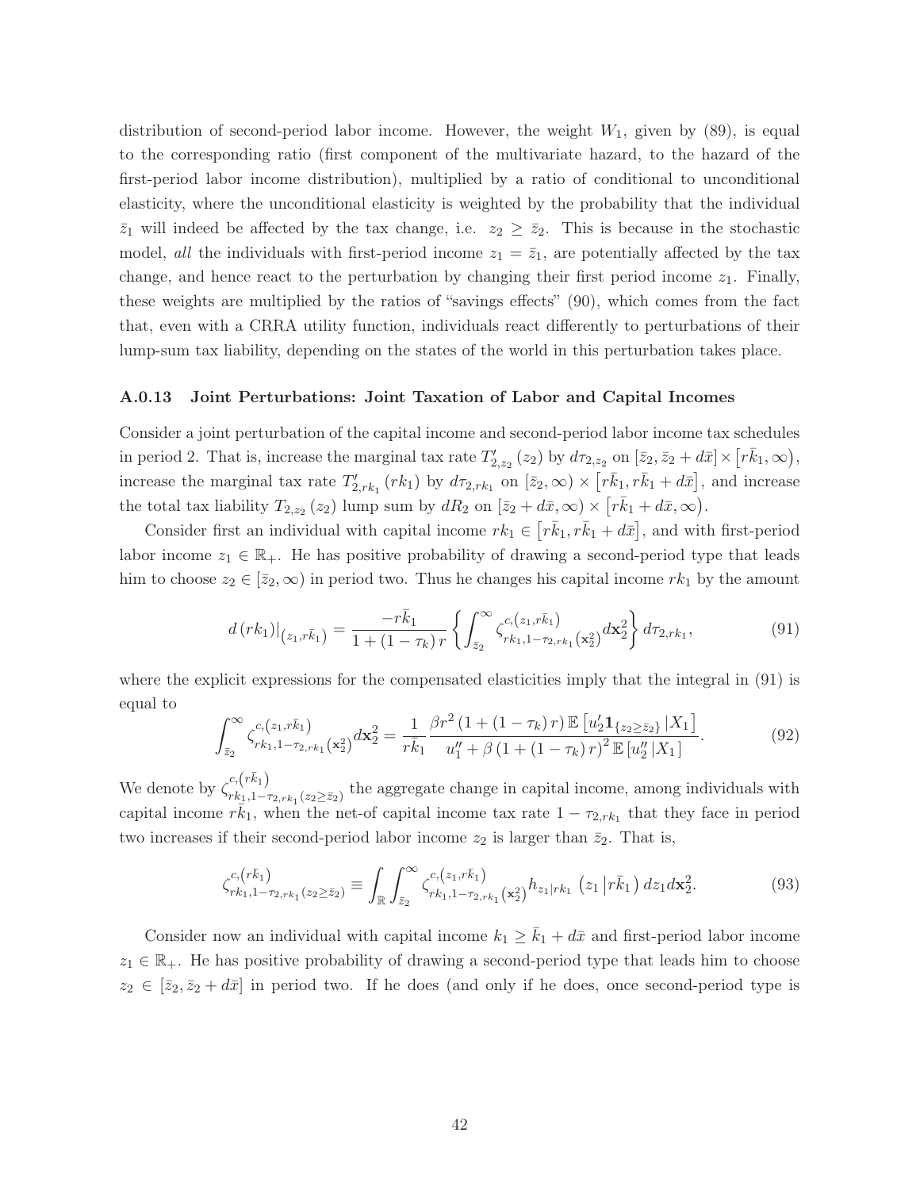distribution of second-period labor income. However, the weight $W_1$, given by (89), is equal to the corresponding ratio (first component of the multivariate hazard, to the hazard of the first-period labor income distribution), multiplied by a ratio of conditional to unconditional elasticity, where the unconditional elasticity is weighted by the probability that the individual $\bar{z}_1$ will indeed be affected by the tax change, i.e. $z_2 \geq \bar{z}_2$. This is because in the stochastic model, *all* the individuals with first-period income $z_1 = \bar{z}_1$, are potentially affected by the tax change, and hence react to the perturbation by changing their first period income $z_1$. Finally, these weights are multiplied by the ratios of "savings effects" (90), which comes from the fact that, even with a CRRA utility function, individuals react differently to perturbations of their lump-sum tax liability, depending on the states of the world in this perturbation takes place.

### A.0.13 Joint Perturbations: Joint Taxation of Labor and Capital Incomes

Consider a joint perturbation of the capital income and second-period labor income tax schedules in period 2. That is, increase the marginal tax rate $T'_{2,z_2}(z_2)$ by $d\tau_{2,z_2}$ on $[\bar{z}_2, \bar{z}_2 + d\bar{x}] \times [r\bar{k}_1, \infty)$, increase the marginal tax rate $T'_{2,rk_1}(rk_1)$ by $d\tau_{2,rk_1}$ on $[\bar{z}_2, \infty) \times [r\bar{k}_1, r\bar{k}_1 + d\bar{x}]$, and increase the total tax liability $T_{2,z_2}(z_2)$ lump sum by $dR_2$ on $[\bar{z}_2 + d\bar{x}, \infty) \times [r\bar{k}_1 + d\bar{x}, \infty)$.

Consider first an individual with capital income $rk_1 \in [r\bar{k}_1, r\bar{k}_1 + d\bar{x}]$, and with first-period labor income $z_1 \in \mathbb{R}_+$. He has positive probability of drawing a second-period type that leads him to choose $z_2 \in [\bar{z}_2, \infty)$ in period two. Thus he changes his capital income $rk_1$ by the amount

$$d(rk_1)|_{(z_1, r\bar{k}_1)} = \frac{-r\bar{k}_1}{1 + (1 - \tau_k) r} \left\{ \int_{\bar{z}_2}^{\infty} \zeta^{c,(z_1, r\bar{k}_1)}_{rk_1, 1-\tau_{2,rk_1}(\mathbf{x}_2^2)} d\mathbf{x}_2^2 \right\} d\tau_{2,rk_1}, \tag{91}$$

where the explicit expressions for the compensated elasticities imply that the integral in (91) is equal to

$$\int_{\bar{z}_2}^{\infty} \zeta^{c,(z_1, r\bar{k}_1)}_{rk_1, 1-\tau_{2,rk_1}(\mathbf{x}_2^2)} d\mathbf{x}_2^2 = \frac{1}{r\bar{k}_1} \frac{\beta r^2 (1 + (1 - \tau_k) r) \mathbb{E}\left[u'_2 \mathbf{1}_{\{z_2 \geq \bar{z}_2\}} | X_1\right]}{u''_1 + \beta (1 + (1 - \tau_k) r)^2 \mathbb{E}\left[u''_2 | X_1\right]}. \tag{92}$$

We denote by $\zeta^{c,(r\bar{k}_1)}_{rk_1, 1-\tau_{2,rk_1}(z_2 \geq \bar{z}_2)}$ the aggregate change in capital income, among individuals with capital income $r\bar{k}_1$, when the net-of capital income tax rate $1 - \tau_{2,rk_1}$ that they face in period two increases if their second-period labor income $z_2$ is larger than $\bar{z}_2$. That is,

$$\zeta^{c,(r\bar{k}_1)}_{rk_1, 1-\tau_{2,rk_1}(z_2 \geq \bar{z}_2)} \equiv \int_{\mathbb{R}} \int_{\bar{z}_2}^{\infty} \zeta^{c,(z_1, r\bar{k}_1)}_{rk_1, 1-\tau_{2,rk_1}(\mathbf{x}_2^2)} h_{z_1|rk_1}\left(z_1 \middle| r\bar{k}_1\right) dz_1 d\mathbf{x}_2^2. \tag{93}$$

Consider now an individual with capital income $k_1 \geq \bar{k}_1 + d\bar{x}$ and first-period labor income $z_1 \in \mathbb{R}_+$. He has positive probability of drawing a second-period type that leads him to choose $z_2 \in [\bar{z}_2, \bar{z}_2 + d\bar{x}]$ in period two. If he does (and only if he does, once second-period type is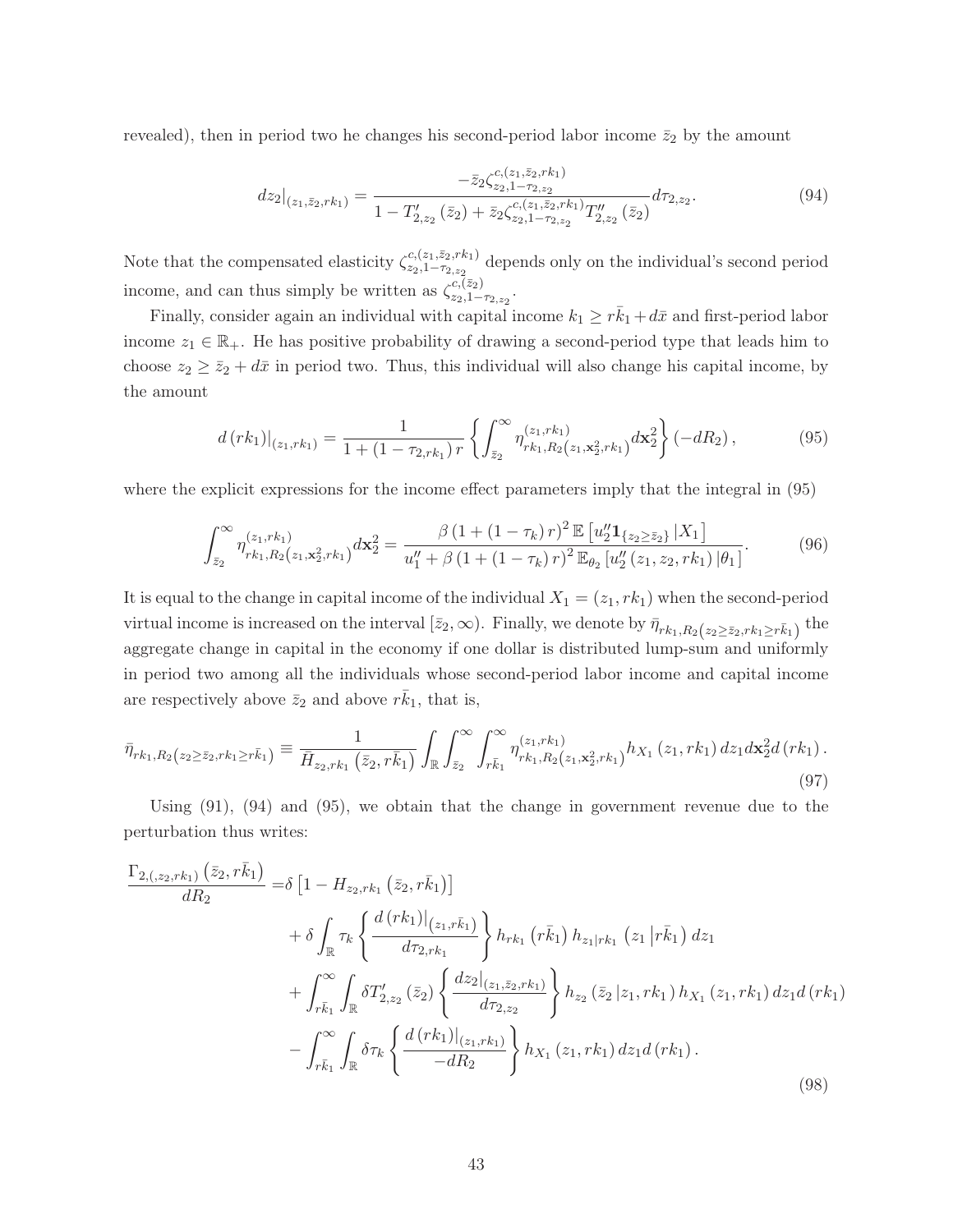revealed), then in period two he changes his second-period labor income $\bar{z}_2$ by the amount

$$dz_2|_{(z_1,\bar{z}_2,rk_1)} = \frac{-\bar{z}_2 \zeta^{c,(z_1,\bar{z}_2,rk_1)}_{z_2,1-\tau_{2,z_2}}}{1 - T'_{2,z_2}(\bar{z}_2) + \bar{z}_2 \zeta^{c,(z_1,\bar{z}_2,rk_1)}_{z_2,1-\tau_{2,z_2}} T''_{2,z_2}(\bar{z}_2)} d\tau_{2,z_2}. \tag{94}$$

Note that the compensated elasticity $\zeta^{c,(z_1,\bar{z}_2,rk_1)}_{z_2,1-\tau_{2,z_2}}$ depends only on the individual's second period income, and can thus simply be written as $\zeta^{c,(\bar{z}_2)}_{z_2,1-\tau_{2,z_2}}$.

Finally, consider again an individual with capital income $k_1 \geq r\bar{k}_1 + d\bar{x}$ and first-period labor income $z_1 \in \mathbb{R}_+$. He has positive probability of drawing a second-period type that leads him to choose $z_2 \geq \bar{z}_2 + d\bar{x}$ in period two. Thus, this individual will also change his capital income, by the amount

$$d(rk_1)|_{(z_1,rk_1)} = \frac{1}{1 + (1 - \tau_{2,rk_1}) r} \left\{ \int_{\bar{z}_2}^{\infty} \eta^{(z_1,rk_1)}_{rk_1,R_2(z_1,\mathbf{x}_2^2,rk_1)} d\mathbf{x}_2^2 \right\} (-dR_2), \tag{95}$$

where the explicit expressions for the income effect parameters imply that the integral in (95)

$$\int_{\bar{z}_2}^{\infty} \eta^{(z_1,rk_1)}_{rk_1,R_2(z_1,\mathbf{x}_2^2,rk_1)} d\mathbf{x}_2^2 = \frac{\beta (1 + (1-\tau_k) r)^2 \mathbb{E}\left[u_2'' \mathbf{1}_{\{z_2 \geq \bar{z}_2\}} | X_1\right]}{u_1'' + \beta (1 + (1-\tau_k) r)^2 \mathbb{E}_{\theta_2}\left[u_2''(z_1, z_2, rk_1) | \theta_1\right]}. \tag{96}$$

It is equal to the change in capital income of the individual $X_1 = (z_1, rk_1)$ when the second-period virtual income is increased on the interval $[\bar{z}_2, \infty)$. Finally, we denote by $\bar{\eta}_{rk_1,R_2(z_2 \geq \bar{z}_2, rk_1 \geq r\bar{k}_1)}$ the aggregate change in capital in the economy if one dollar is distributed lump-sum and uniformly in period two among all the individuals whose second-period labor income and capital income are respectively above $\bar{z}_2$ and above $r\bar{k}_1$, that is,

$$\bar{\eta}_{rk_1,R_2(z_2 \geq \bar{z}_2, rk_1 \geq r\bar{k}_1)} \equiv \frac{1}{\bar{H}_{z_2,rk_1}(\bar{z}_2, r\bar{k}_1)} \int_{\mathbb{R}} \int_{\bar{z}_2}^{\infty} \int_{r\bar{k}_1}^{\infty} \eta^{(z_1,rk_1)}_{rk_1,R_2(z_1,\mathbf{x}_2^2,rk_1)} h_{X_1}(z_1, rk_1) \, dz_1 d\mathbf{x}_2^2 d(rk_1). \tag{97}$$

Using (91), (94) and (95), we obtain that the change in government revenue due to the perturbation thus writes:

$$\begin{aligned}
\frac{\Gamma_{2,(,z_2,rk_1)}(\bar{z}_2, r\bar{k}_1)}{dR_2} =& \delta \left[1 - H_{z_2,rk_1}(\bar{z}_2, r\bar{k}_1)\right] \\
&+ \delta \int_{\mathbb{R}} \tau_k \left\{ \frac{d(rk_1)|_{(z_1,r\bar{k}_1)}}{d\tau_{2,rk_1}} \right\} h_{rk_1}(r\bar{k}_1) \, h_{z_1|rk_1}(z_1 | r\bar{k}_1) \, dz_1 \\
&+ \int_{r\bar{k}_1}^{\infty} \int_{\mathbb{R}} \delta T'_{2,z_2}(\bar{z}_2) \left\{ \frac{dz_2|_{(z_1,\bar{z}_2,rk_1)}}{d\tau_{2,z_2}} \right\} h_{z_2}(\bar{z}_2 | z_1, rk_1) \, h_{X_1}(z_1, rk_1) \, dz_1 d(rk_1) \\
&- \int_{r\bar{k}_1}^{\infty} \int_{\mathbb{R}} \delta \tau_k \left\{ \frac{d(rk_1)|_{(z_1,rk_1)}}{-dR_2} \right\} h_{X_1}(z_1, rk_1) \, dz_1 d(rk_1).
\end{aligned} \tag{98}$$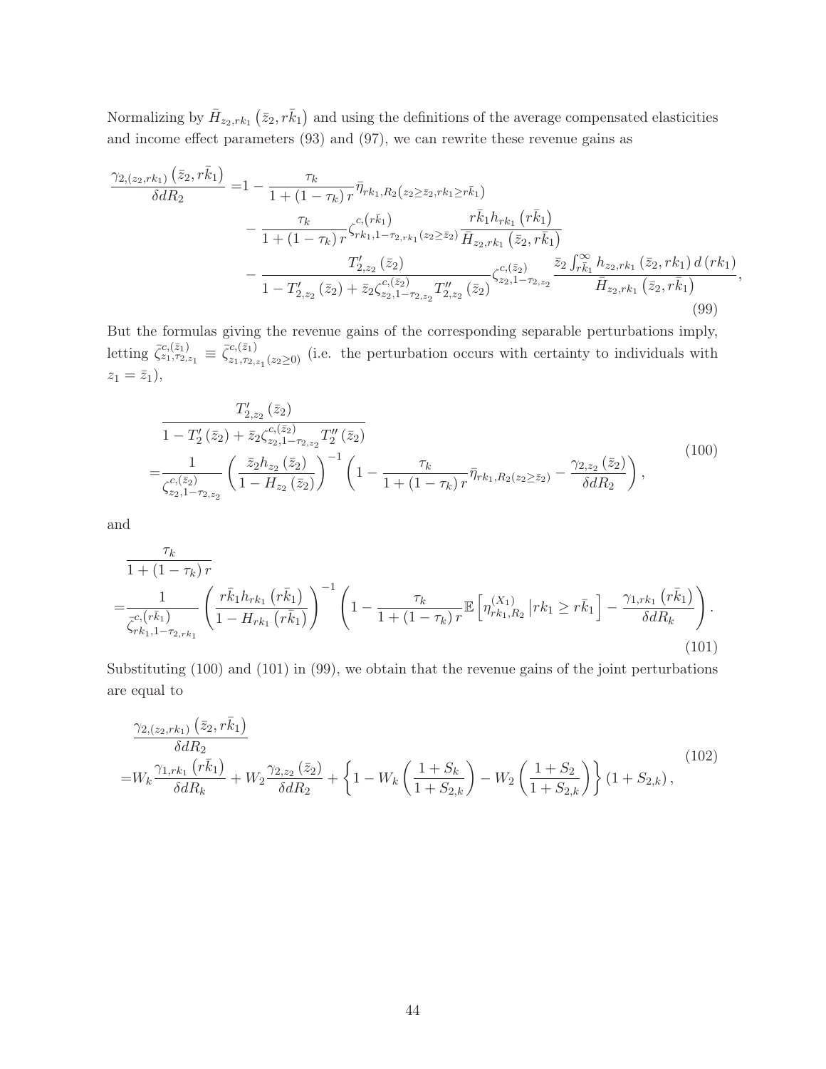Normalizing by $\bar{H}_{z_2,rk_1}\left(\bar{z}_2, r\bar{k}_1\right)$ and using the definitions of the average compensated elasticities and income effect parameters (93) and (97), we can rewrite these revenue gains as

$$
\begin{aligned}
\frac{\gamma_{2,(z_2,rk_1)}\left(\bar{z}_2, r\bar{k}_1\right)}{\delta dR_2} =& 1 - \frac{\tau_k}{1+(1-\tau_k)\,r}\bar{\eta}_{rk_1,R_2\left(z_2\geq\bar{z}_2, rk_1\geq r\bar{k}_1\right)} \\
&- \frac{\tau_k}{1+(1-\tau_k)\,r}\zeta^{c,\left(r\bar{k}_1\right)}_{rk_1,1-\tau_{2,rk_1}(z_2\geq\bar{z}_2)}\frac{r\bar{k}_1 h_{rk_1}\left(r\bar{k}_1\right)}{\bar{H}_{z_2,rk_1}\left(\bar{z}_2, r\bar{k}_1\right)} \\
&- \frac{T'_{2,z_2}\left(\bar{z}_2\right)}{1-T'_{2,z_2}\left(\bar{z}_2\right)+\bar{z}_2\zeta^{c,(\bar{z}_2)}_{z_2,1-\tau_{2,z_2}}T''_{2,z_2}\left(\bar{z}_2\right)}\zeta^{c,(\bar{z}_2)}_{z_2,1-\tau_{2,z_2}}\frac{\bar{z}_2\int_{r\bar{k}_1}^{\infty}h_{z_2,rk_1}\left(\bar{z}_2, rk_1\right)d\left(rk_1\right)}{\bar{H}_{z_2,rk_1}\left(\bar{z}_2, r\bar{k}_1\right)},
\end{aligned}
\tag{99}
$$

But the formulas giving the revenue gains of the corresponding separable perturbations imply, letting $\bar{\zeta}^{c,(\bar{z}_1)}_{z_1,\tau_{2,z_1}} \equiv \bar{\zeta}^{c,(\bar{z}_1)}_{z_1,\tau_{2,z_1}(z_2\geq 0)}$ (i.e. the perturbation occurs with certainty to individuals with $z_1 = \bar{z}_1$),

$$
\begin{aligned}
&\frac{T'_{2,z_2}\left(\bar{z}_2\right)}{1-T'_2\left(\bar{z}_2\right)+\bar{z}_2\zeta^{c,(\bar{z}_2)}_{z_2,1-\tau_{2,z_2}}T''_2\left(\bar{z}_2\right)} \\
=&\frac{1}{\zeta^{c,(\bar{z}_2)}_{z_2,1-\tau_{2,z_2}}}\left(\frac{\bar{z}_2 h_{z_2}\left(\bar{z}_2\right)}{1-H_{z_2}\left(\bar{z}_2\right)}\right)^{-1}\left(1-\frac{\tau_k}{1+(1-\tau_k)\,r}\bar{\eta}_{rk_1,R_2(z_2\geq\bar{z}_2)}-\frac{\gamma_{2,z_2}\left(\bar{z}_2\right)}{\delta dR_2}\right),
\end{aligned}
\tag{100}
$$

and

$$
\begin{aligned}
&\frac{\tau_k}{1+(1-\tau_k)\,r} \\
=&\frac{1}{\bar{\zeta}^{c,\left(r\bar{k}_1\right)}_{rk_1,1-\tau_{2,rk_1}}}\left(\frac{r\bar{k}_1 h_{rk_1}\left(r\bar{k}_1\right)}{1-H_{rk_1}\left(r\bar{k}_1\right)}\right)^{-1}\left(1-\frac{\tau_k}{1+(1-\tau_k)\,r}\mathbb{E}\left[\eta^{(X_1)}_{rk_1,R_2}\left|rk_1\geq r\bar{k}_1\right.\right]-\frac{\gamma_{1,rk_1}\left(r\bar{k}_1\right)}{\delta dR_k}\right).
\end{aligned}
\tag{101}
$$

Substituting (100) and (101) in (99), we obtain that the revenue gains of the joint perturbations are equal to

$$
\begin{aligned}
&\frac{\gamma_{2,(z_2,rk_1)}\left(\bar{z}_2, r\bar{k}_1\right)}{\delta dR_2} \\
=&W_k\frac{\gamma_{1,rk_1}\left(r\bar{k}_1\right)}{\delta dR_k}+W_2\frac{\gamma_{2,z_2}\left(\bar{z}_2\right)}{\delta dR_2}+\left\{1-W_k\left(\frac{1+S_k}{1+S_{2,k}}\right)-W_2\left(\frac{1+S_2}{1+S_{2,k}}\right)\right\}\left(1+S_{2,k}\right),
\end{aligned}
\tag{102}
$$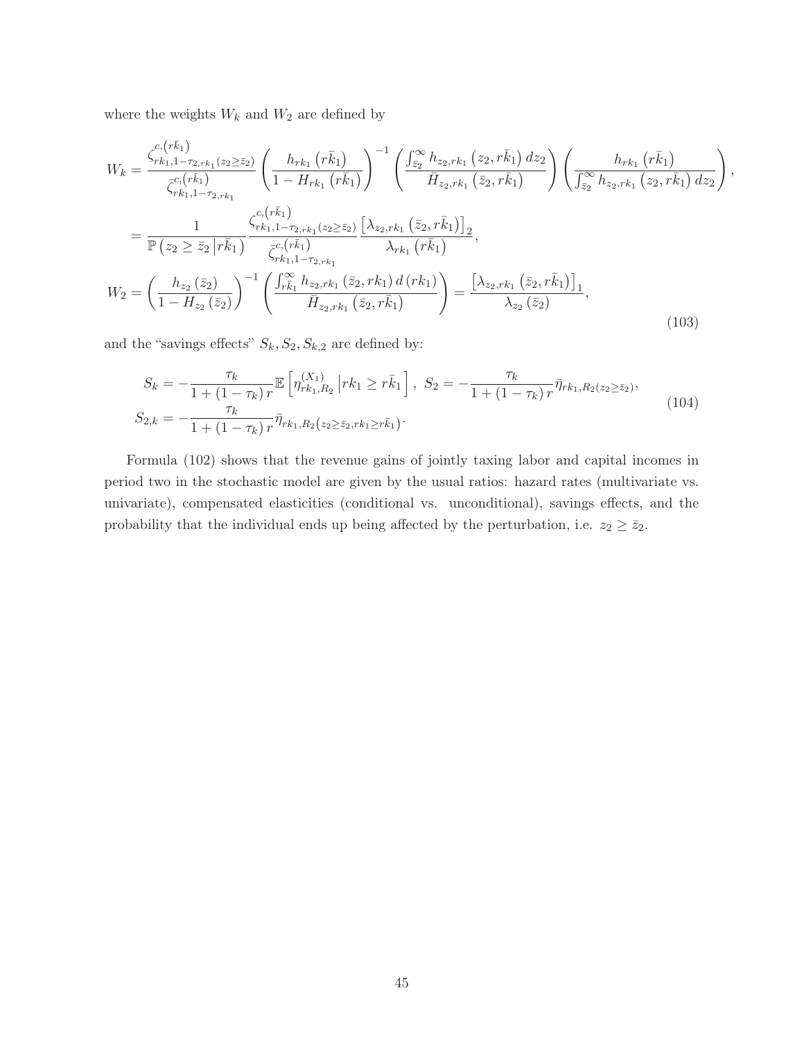where the weights $W_k$ and $W_2$ are defined by

$$
\begin{aligned}
W_k &= \frac{\zeta^{c,\left(r\bar{k}_1\right)}_{rk_1,1-\tau_{2,rk_1}(z_2\geq\bar{z}_2)}}{\bar{\zeta}^{c,\left(r\bar{k}_1\right)}_{rk_1,1-\tau_{2,rk_1}}}\left(\frac{h_{rk_1}\left(r\bar{k}_1\right)}{1-H_{rk_1}\left(r\bar{k}_1\right)}\right)^{-1}\left(\frac{\int_{\bar{z}_2}^{\infty}h_{z_2,rk_1}\left(z_2,r\bar{k}_1\right)dz_2}{\bar{H}_{z_2,rk_1}\left(\bar{z}_2,r\bar{k}_1\right)}\right)\left(\frac{h_{rk_1}\left(r\bar{k}_1\right)}{\int_{\bar{z}_2}^{\infty}h_{z_2,rk_1}\left(z_2,r\bar{k}_1\right)dz_2}\right),\\
&= \frac{1}{\mathbb{P}\left(z_2\geq\bar{z}_2\,|r\bar{k}_1\right)}\frac{\zeta^{c,\left(r\bar{k}_1\right)}_{rk_1,1-\tau_{2,rk_1}(z_2\geq\bar{z}_2)}}{\bar{\zeta}^{c,\left(r\bar{k}_1\right)}_{rk_1,1-\tau_{2,rk_1}}}\frac{\left[\lambda_{z_2,rk_1}\left(\bar{z}_2,r\bar{k}_1\right)\right]_2}{\lambda_{rk_1}\left(r\bar{k}_1\right)},\\
W_2 &= \left(\frac{h_{z_2}\left(\bar{z}_2\right)}{1-H_{z_2}\left(\bar{z}_2\right)}\right)^{-1}\left(\frac{\int_{r\bar{k}_1}^{\infty}h_{z_2,rk_1}\left(\bar{z}_2,rk_1\right)d\left(rk_1\right)}{\bar{H}_{z_2,rk_1}\left(\bar{z}_2,r\bar{k}_1\right)}\right)=\frac{\left[\lambda_{z_2,rk_1}\left(\bar{z}_2,r\bar{k}_1\right)\right]_1}{\lambda_{z_2}\left(\bar{z}_2\right)},
\end{aligned}
\tag{103}
$$

and the "savings effects" $S_k, S_2, S_{k,2}$ are defined by:

$$
\begin{aligned}
S_k &= -\frac{\tau_k}{1+(1-\tau_k)\,r}\mathbb{E}\left[\eta^{(X_1)}_{rk_1,R_2}\,|rk_1\geq r\bar{k}_1\right],\ S_2=-\frac{\tau_k}{1+(1-\tau_k)\,r}\bar{\eta}_{rk_1,R_2(z_2\geq\bar{z}_2)},\\
S_{2,k} &= -\frac{\tau_k}{1+(1-\tau_k)\,r}\bar{\eta}_{rk_1,R_2\left(z_2\geq\bar{z}_2,rk_1\geq r\bar{k}_1\right)}.
\end{aligned}
\tag{104}
$$

Formula (102) shows that the revenue gains of jointly taxing labor and capital incomes in period two in the stochastic model are given by the usual ratios: hazard rates (multivariate vs. univariate), compensated elasticities (conditional vs. unconditional), savings effects, and the probability that the individual ends up being affected by the perturbation, i.e. $z_2 \geq \bar{z}_2$.